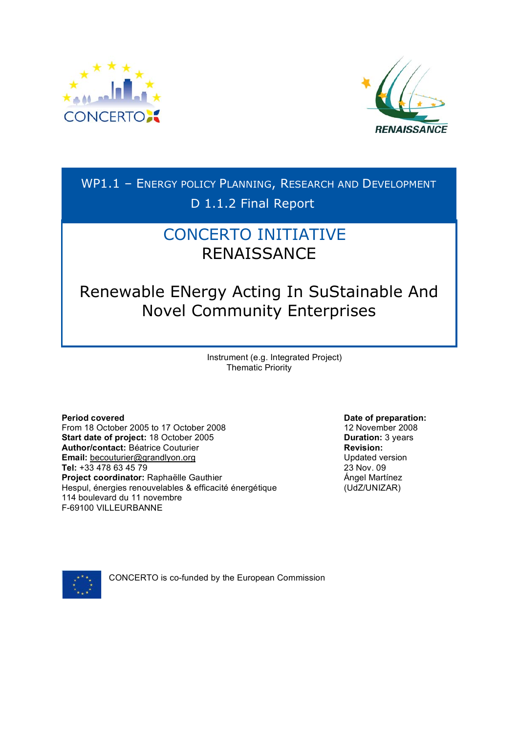# WP1.1 – Energy Policy Planning, Research and Development

## D 1.1.2 Final Report

# CONCERTO INITIATIVE
# RENAISSANCE

## Renewable ENergy Acting In SuStainable And Novel Community Enterprises

Instrument (e.g. Integrated Project)
Thematic Priority

**Period covered**
From 18 October 2005 to 17 October 2008
**Start date of project:** 18 October 2005
**Author/contact:** Béatrice Couturier
**Email:** becouturier@grandlyon.org
**Tel:** +33 478 63 45 79
**Project coordinator:** Raphaëlle Gauthier
Hespul, énergies renouvelables & efficacité énergétique
114 boulevard du 11 novembre
F-69100 VILLEURBANNE

**Date of preparation:**
12 November 2008
**Duration:** 3 years
**Revision:**
Updated version
23 Nov. 09
Ángel Martínez
(UdZ/UNIZAR)

CONCERTO is co-funded by the European Commission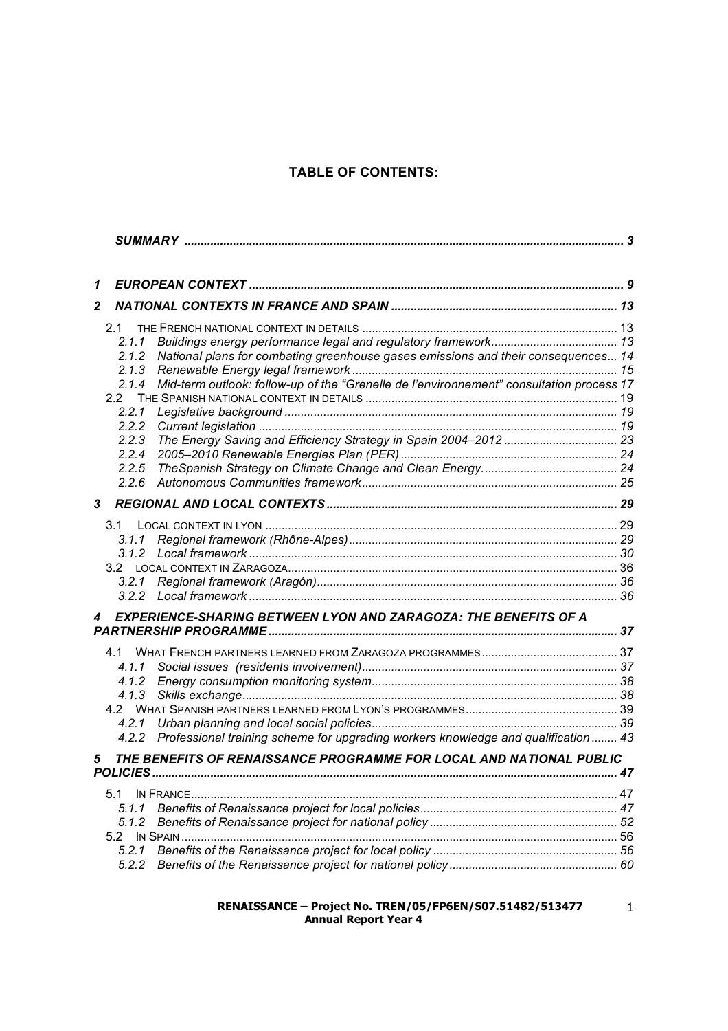## TABLE OF CONTENTS:

*SUMMARY* ..... 3

**1 EUROPEAN CONTEXT** ..... 9

**2 NATIONAL CONTEXTS IN FRANCE AND SPAIN** ..... 13

- 2.1 THE FRENCH NATIONAL CONTEXT IN DETAILS ..... 13
  - *2.1.1 Buildings energy performance legal and regulatory framework* ..... 13
  - *2.1.2 National plans for combating greenhouse gases emissions and their consequences* ... 14
  - *2.1.3 Renewable Energy legal framework* ..... 15
  - *2.1.4 Mid-term outlook: follow-up of the "Grenelle de l'environnement" consultation process* 17
- 2.2 THE SPANISH NATIONAL CONTEXT IN DETAILS ..... 19
  - *2.2.1 Legislative background* ..... 19
  - *2.2.2 Current legislation* ..... 19
  - *2.2.3 The Energy Saving and Efficiency Strategy in Spain 2004–2012* ..... 23
  - *2.2.4 2005–2010 Renewable Energies Plan (PER)* ..... 24
  - *2.2.5 TheSpanish Strategy on Climate Change and Clean Energy.* ..... 24
  - *2.2.6 Autonomous Communities framework* ..... 25

**3 REGIONAL AND LOCAL CONTEXTS** ..... 29

- 3.1 LOCAL CONTEXT IN LYON ..... 29
  - *3.1.1 Regional framework (Rhône-Alpes)* ..... 29
  - *3.1.2 Local framework* ..... 30
- 3.2 LOCAL CONTEXT IN ZARAGOZA ..... 36
  - *3.2.1 Regional framework (Aragón)* ..... 36
  - *3.2.2 Local framework* ..... 36

**4 EXPERIENCE-SHARING BETWEEN LYON AND ZARAGOZA: THE BENEFITS OF A PARTNERSHIP PROGRAMME** ..... 37

- 4.1 WHAT FRENCH PARTNERS LEARNED FROM ZARAGOZA PROGRAMMES ..... 37
  - *4.1.1 Social issues (residents involvement)* ..... 37
  - *4.1.2 Energy consumption monitoring system* ..... 38
  - *4.1.3 Skills exchange* ..... 38
- 4.2 WHAT SPANISH PARTNERS LEARNED FROM LYON'S PROGRAMMES ..... 39
  - *4.2.1 Urban planning and local social policies* ..... 39
  - *4.2.2 Professional training scheme for upgrading workers knowledge and qualification* ..... 43

**5 THE BENEFITS OF RENAISSANCE PROGRAMME FOR LOCAL AND NATIONAL PUBLIC POLICIES** ..... 47

- 5.1 IN FRANCE ..... 47
  - *5.1.1 Benefits of Renaissance project for local policies* ..... 47
  - *5.1.2 Benefits of Renaissance project for national policy* ..... 52
- 5.2 IN SPAIN ..... 56
  - *5.2.1 Benefits of the Renaissance project for local policy* ..... 56
  - *5.2.2 Benefits of the Renaissance project for national policy* ..... 60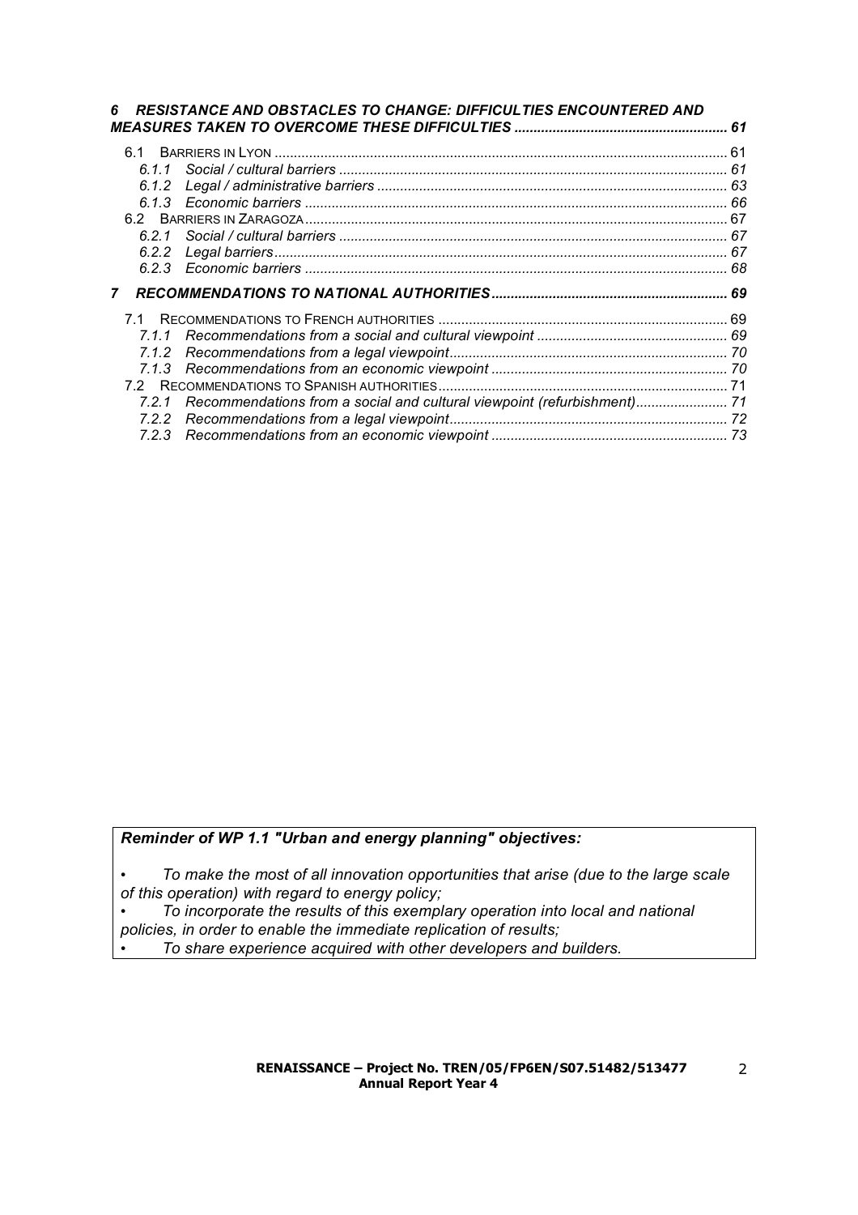*6 RESISTANCE AND OBSTACLES TO CHANGE: DIFFICULTIES ENCOUNTERED AND MEASURES TAKEN TO OVERCOME THESE DIFFICULTIES ........................................................ 61*

6.1 BARRIERS IN LYON ........................................................................................................ 61
*6.1.1 Social / cultural barriers ........................................................................................ 61*
*6.1.2 Legal / administrative barriers ................................................................................ 63*
*6.1.3 Economic barriers .................................................................................................. 66*
6.2 BARRIERS IN ZARAGOZA ................................................................................................ 67
*6.2.1 Social / cultural barriers ........................................................................................ 67*
*6.2.2 Legal barriers ........................................................................................................ 67*
*6.2.3 Economic barriers .................................................................................................. 68*

*7 RECOMMENDATIONS TO NATIONAL AUTHORITIES ............................................................ 69*

7.1 RECOMMENDATIONS TO FRENCH AUTHORITIES ............................................................ 69
*7.1.1 Recommendations from a social and cultural viewpoint ............................................ 69*
*7.1.2 Recommendations from a legal viewpoint ................................................................ 70*
*7.1.3 Recommendations from an economic viewpoint ........................................................ 70*
7.2 RECOMMENDATIONS TO SPANISH AUTHORITIES ............................................................ 71
*7.2.1 Recommendations from a social and cultural viewpoint (refurbishment) ..................... 71*
*7.2.2 Recommendations from a legal viewpoint ................................................................ 72*
*7.2.3 Recommendations from an economic viewpoint ........................................................ 73*

***Reminder of WP 1.1 "Urban and energy planning" objectives:***

- *To make the most of all innovation opportunities that arise (due to the large scale of this operation) with regard to energy policy;*
- *To incorporate the results of this exemplary operation into local and national policies, in order to enable the immediate replication of results;*
- *To share experience acquired with other developers and builders.*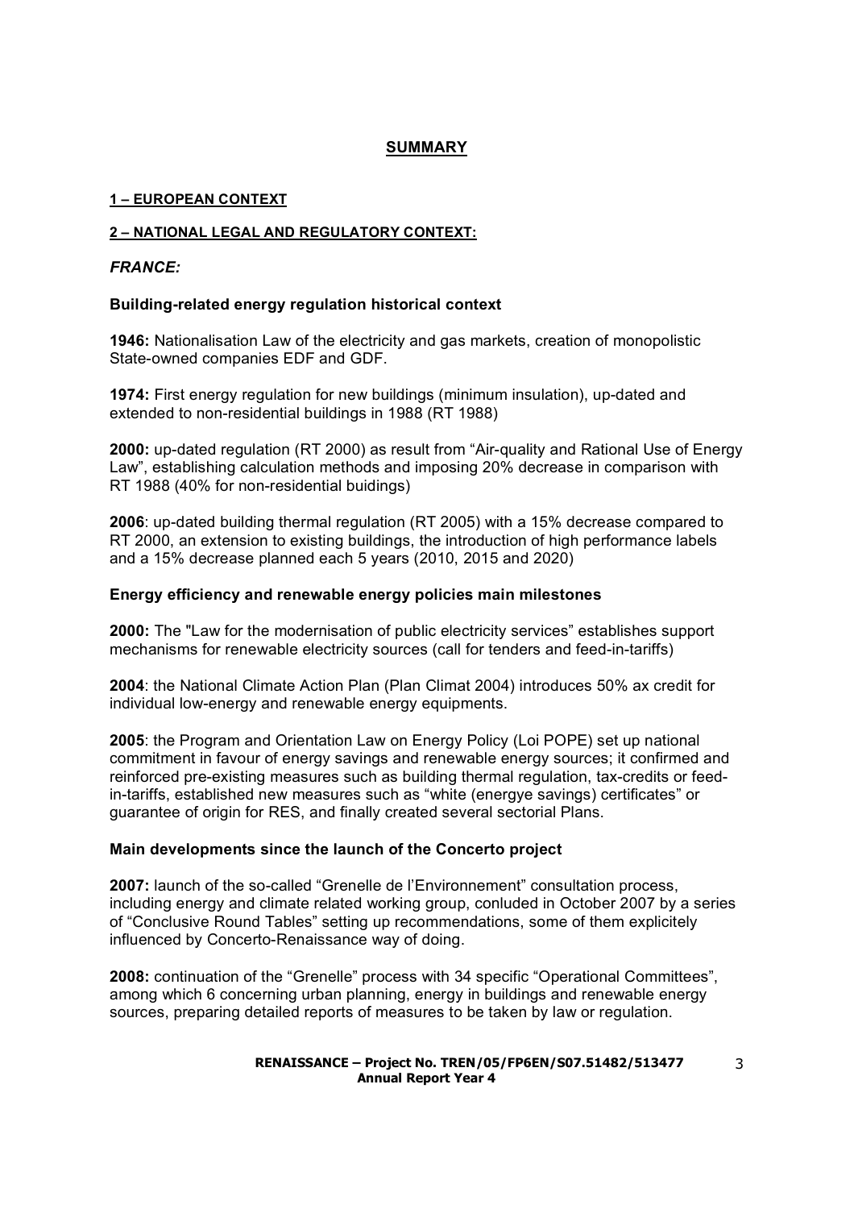## SUMMARY

**1 – EUROPEAN CONTEXT**

**2 – NATIONAL LEGAL AND REGULATORY CONTEXT:**

***FRANCE:***

### Building-related energy regulation historical context

**1946:** Nationalisation Law of the electricity and gas markets, creation of monopolistic State-owned companies EDF and GDF.

**1974:** First energy regulation for new buildings (minimum insulation), up-dated and extended to non-residential buildings in 1988 (RT 1988)

**2000:** up-dated regulation (RT 2000) as result from "Air-quality and Rational Use of Energy Law", establishing calculation methods and imposing 20% decrease in comparison with RT 1988 (40% for non-residential buidings)

**2006**: up-dated building thermal regulation (RT 2005) with a 15% decrease compared to RT 2000, an extension to existing buildings, the introduction of high performance labels and a 15% decrease planned each 5 years (2010, 2015 and 2020)

### Energy efficiency and renewable energy policies main milestones

**2000:** The "Law for the modernisation of public electricity services" establishes support mechanisms for renewable electricity sources (call for tenders and feed-in-tariffs)

**2004**: the National Climate Action Plan (Plan Climat 2004) introduces 50% ax credit for individual low-energy and renewable energy equipments.

**2005**: the Program and Orientation Law on Energy Policy (Loi POPE) set up national commitment in favour of energy savings and renewable energy sources; it confirmed and reinforced pre-existing measures such as building thermal regulation, tax-credits or feed-in-tariffs, established new measures such as "white (energye savings) certificates" or guarantee of origin for RES, and finally created several sectorial Plans.

### Main developments since the launch of the Concerto project

**2007:** launch of the so-called "Grenelle de l'Environnement" consultation process, including energy and climate related working group, conluded in October 2007 by a series of "Conclusive Round Tables" setting up recommendations, some of them explicitely influenced by Concerto-Renaissance way of doing.

**2008:** continuation of the "Grenelle" process with 34 specific "Operational Committees", among which 6 concerning urban planning, energy in buildings and renewable energy sources, preparing detailed reports of measures to be taken by law or regulation.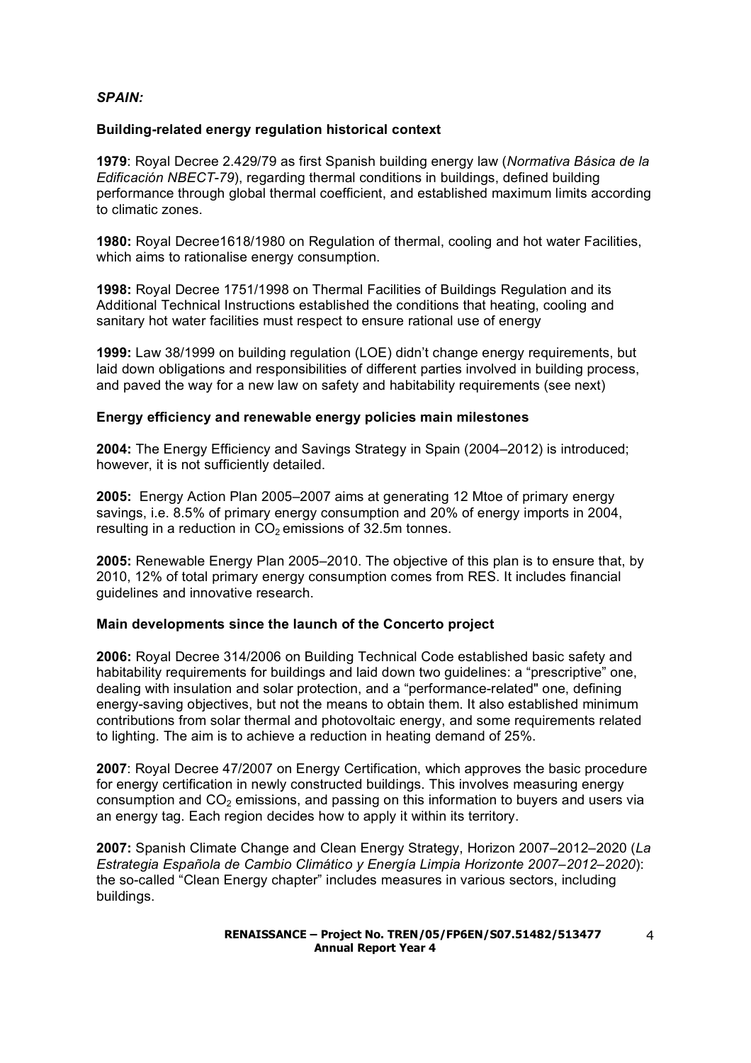***SPAIN:***

### Building-related energy regulation historical context

**1979**: Royal Decree 2.429/79 as first Spanish building energy law (*Normativa Básica de la Edificación NBECT-79*), regarding thermal conditions in buildings, defined building performance through global thermal coefficient, and established maximum limits according to climatic zones.

**1980:** Royal Decree1618/1980 on Regulation of thermal, cooling and hot water Facilities, which aims to rationalise energy consumption.

**1998:** Royal Decree 1751/1998 on Thermal Facilities of Buildings Regulation and its Additional Technical Instructions established the conditions that heating, cooling and sanitary hot water facilities must respect to ensure rational use of energy

**1999:** Law 38/1999 on building regulation (LOE) didn't change energy requirements, but laid down obligations and responsibilities of different parties involved in building process, and paved the way for a new law on safety and habitability requirements (see next)

### Energy efficiency and renewable energy policies main milestones

**2004:** The Energy Efficiency and Savings Strategy in Spain (2004–2012) is introduced; however, it is not sufficiently detailed.

**2005:** Energy Action Plan 2005–2007 aims at generating 12 Mtoe of primary energy savings, i.e. 8.5% of primary energy consumption and 20% of energy imports in 2004, resulting in a reduction in $CO_2$ emissions of 32.5m tonnes.

**2005:** Renewable Energy Plan 2005–2010. The objective of this plan is to ensure that, by 2010, 12% of total primary energy consumption comes from RES. It includes financial guidelines and innovative research.

### Main developments since the launch of the Concerto project

**2006:** Royal Decree 314/2006 on Building Technical Code established basic safety and habitability requirements for buildings and laid down two guidelines: a "prescriptive" one, dealing with insulation and solar protection, and a "performance-related" one, defining energy-saving objectives, but not the means to obtain them. It also established minimum contributions from solar thermal and photovoltaic energy, and some requirements related to lighting. The aim is to achieve a reduction in heating demand of 25%.

**2007**: Royal Decree 47/2007 on Energy Certification, which approves the basic procedure for energy certification in newly constructed buildings. This involves measuring energy consumption and $CO_2$ emissions, and passing on this information to buyers and users via an energy tag. Each region decides how to apply it within its territory.

**2007:** Spanish Climate Change and Clean Energy Strategy, Horizon 2007–2012–2020 (*La Estrategia Española de Cambio Climático y Energía Limpia Horizonte 2007–2012–2020*): the so-called "Clean Energy chapter" includes measures in various sectors, including buildings.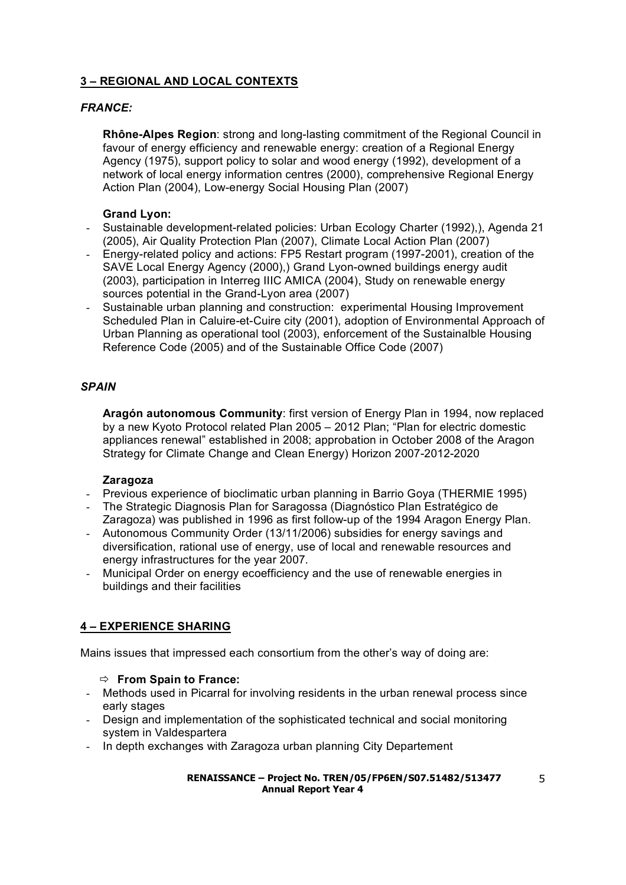## 3 – REGIONAL AND LOCAL CONTEXTS

### *FRANCE:*

**Rhône-Alpes Region**: strong and long-lasting commitment of the Regional Council in favour of energy efficiency and renewable energy: creation of a Regional Energy Agency (1975), support policy to solar and wood energy (1992), development of a network of local energy information centres (2000), comprehensive Regional Energy Action Plan (2004), Low-energy Social Housing Plan (2007)

**Grand Lyon:**

- Sustainable development-related policies: Urban Ecology Charter (1992),), Agenda 21 (2005), Air Quality Protection Plan (2007), Climate Local Action Plan (2007)
- Energy-related policy and actions: FP5 Restart program (1997-2001), creation of the SAVE Local Energy Agency (2000),) Grand Lyon-owned buildings energy audit (2003), participation in Interreg IIIC AMICA (2004), Study on renewable energy sources potential in the Grand-Lyon area (2007)
- Sustainable urban planning and construction: experimental Housing Improvement Scheduled Plan in Caluire-et-Cuire city (2001), adoption of Environmental Approach of Urban Planning as operational tool (2003), enforcement of the Sustainalble Housing Reference Code (2005) and of the Sustainable Office Code (2007)

### *SPAIN*

**Aragón autonomous Community**: first version of Energy Plan in 1994, now replaced by a new Kyoto Protocol related Plan 2005 – 2012 Plan; "Plan for electric domestic appliances renewal" established in 2008; approbation in October 2008 of the Aragon Strategy for Climate Change and Clean Energy) Horizon 2007-2012-2020

**Zaragoza**

- Previous experience of bioclimatic urban planning in Barrio Goya (THERMIE 1995)
- The Strategic Diagnosis Plan for Saragossa (Diagnóstico Plan Estratégico de Zaragoza) was published in 1996 as first follow-up of the 1994 Aragon Energy Plan.
- Autonomous Community Order (13/11/2006) subsidies for energy savings and diversification, rational use of energy, use of local and renewable resources and energy infrastructures for the year 2007.
- Municipal Order on energy ecoefficiency and the use of renewable energies in buildings and their facilities

## 4 – EXPERIENCE SHARING

Mains issues that impressed each consortium from the other's way of doing are:

⇨ **From Spain to France:**

- Methods used in Picarral for involving residents in the urban renewal process since early stages
- Design and implementation of the sophisticated technical and social monitoring system in Valdespartera
- In depth exchanges with Zaragoza urban planning City Departement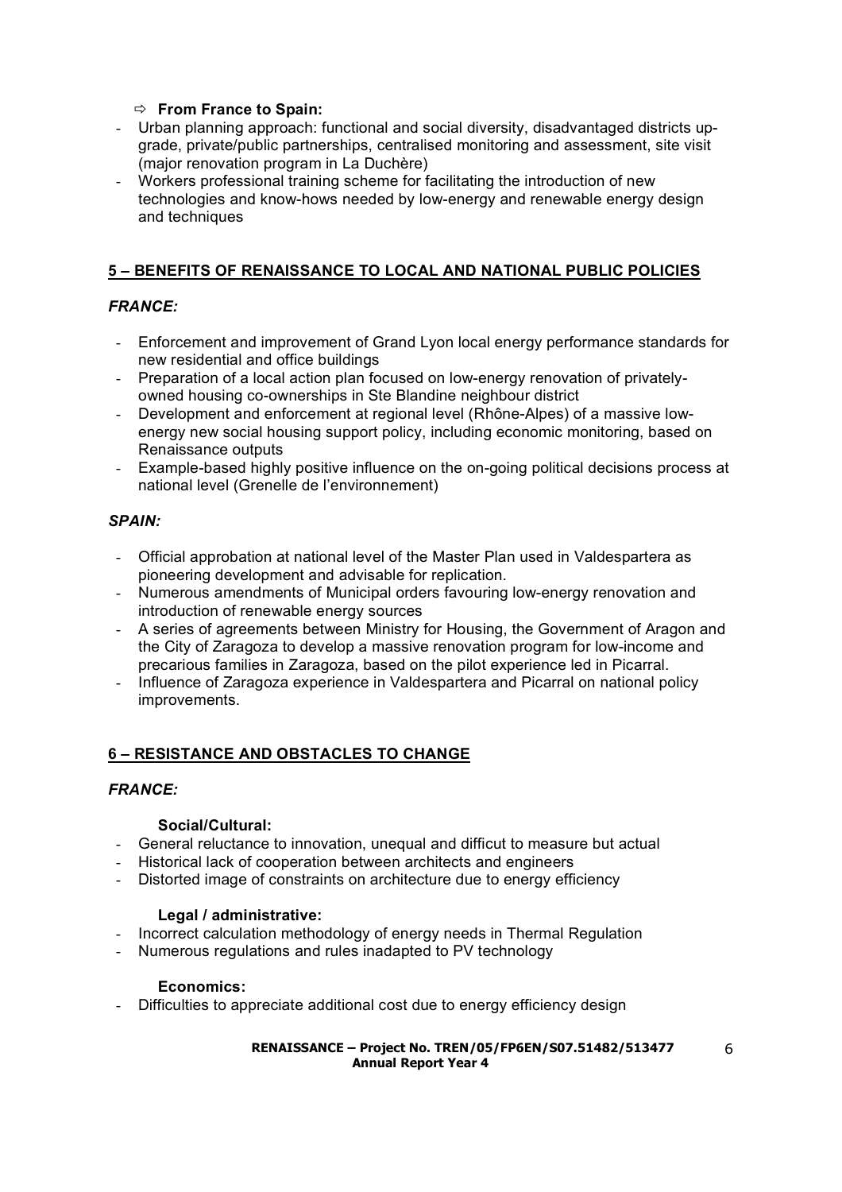⇨ **From France to Spain:**

- Urban planning approach: functional and social diversity, disadvantaged districts up-grade, private/public partnerships, centralised monitoring and assessment, site visit (major renovation program in La Duchère)
- Workers professional training scheme for facilitating the introduction of new technologies and know-hows needed by low-energy and renewable energy design and techniques

## 5 – BENEFITS OF RENAISSANCE TO LOCAL AND NATIONAL PUBLIC POLICIES

### *FRANCE:*

- Enforcement and improvement of Grand Lyon local energy performance standards for new residential and office buildings
- Preparation of a local action plan focused on low-energy renovation of privately-owned housing co-ownerships in Ste Blandine neighbour district
- Development and enforcement at regional level (Rhône-Alpes) of a massive low-energy new social housing support policy, including economic monitoring, based on Renaissance outputs
- Example-based highly positive influence on the on-going political decisions process at national level (Grenelle de l'environnement)

### *SPAIN:*

- Official approbation at national level of the Master Plan used in Valdespartera as pioneering development and advisable for replication.
- Numerous amendments of Municipal orders favouring low-energy renovation and introduction of renewable energy sources
- A series of agreements between Ministry for Housing, the Government of Aragon and the City of Zaragoza to develop a massive renovation program for low-income and precarious families in Zaragoza, based on the pilot experience led in Picarral.
- Influence of Zaragoza experience in Valdespartera and Picarral on national policy improvements.

## 6 – RESISTANCE AND OBSTACLES TO CHANGE

### *FRANCE:*

**Social/Cultural:**

- General reluctance to innovation, unequal and difficut to measure but actual
- Historical lack of cooperation between architects and engineers
- Distorted image of constraints on architecture due to energy efficiency

**Legal / administrative:**

- Incorrect calculation methodology of energy needs in Thermal Regulation
- Numerous regulations and rules inadapted to PV technology

**Economics:**

- Difficulties to appreciate additional cost due to energy efficiency design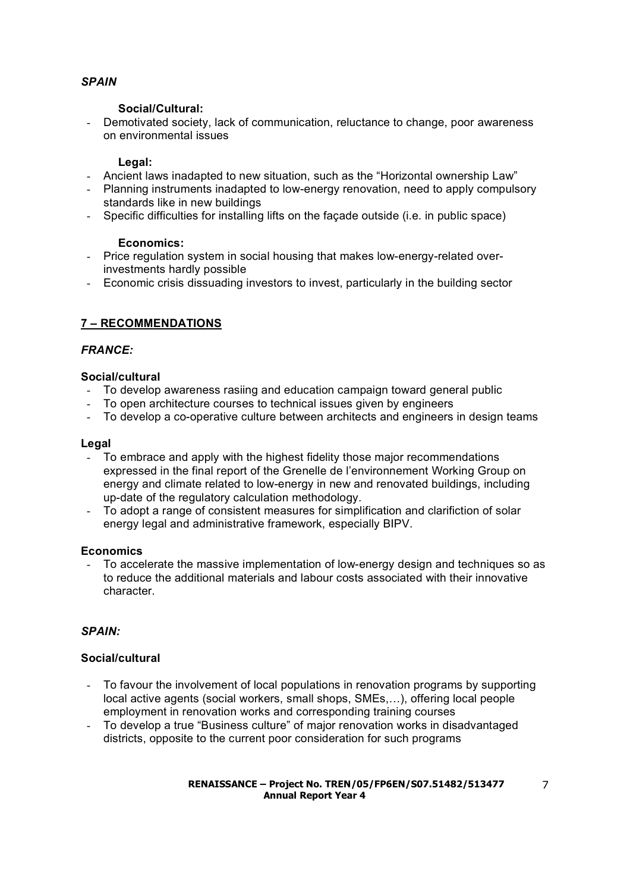*SPAIN*

**Social/Cultural:**

- Demotivated society, lack of communication, reluctance to change, poor awareness on environmental issues

**Legal:**

- Ancient laws inadapted to new situation, such as the "Horizontal ownership Law"
- Planning instruments inadapted to low-energy renovation, need to apply compulsory standards like in new buildings
- Specific difficulties for installing lifts on the façade outside (i.e. in public space)

**Economics:**

- Price regulation system in social housing that makes low-energy-related over-investments hardly possible
- Economic crisis dissuading investors to invest, particularly in the building sector

## 7 – RECOMMENDATIONS

### *FRANCE:*

**Social/cultural**

- To develop awareness rasiing and education campaign toward general public
- To open architecture courses to technical issues given by engineers
- To develop a co-operative culture between architects and engineers in design teams

**Legal**

- To embrace and apply with the highest fidelity those major recommendations expressed in the final report of the Grenelle de l'environnement Working Group on energy and climate related to low-energy in new and renovated buildings, including up-date of the regulatory calculation methodology.
- To adopt a range of consistent measures for simplification and clarifiction of solar energy legal and administrative framework, especially BIPV.

**Economics**

- To accelerate the massive implementation of low-energy design and techniques so as to reduce the additional materials and labour costs associated with their innovative character.

### *SPAIN:*

**Social/cultural**

- To favour the involvement of local populations in renovation programs by supporting local active agents (social workers, small shops, SMEs,…), offering local people employment in renovation works and corresponding training courses
- To develop a true "Business culture" of major renovation works in disadvantaged districts, opposite to the current poor consideration for such programs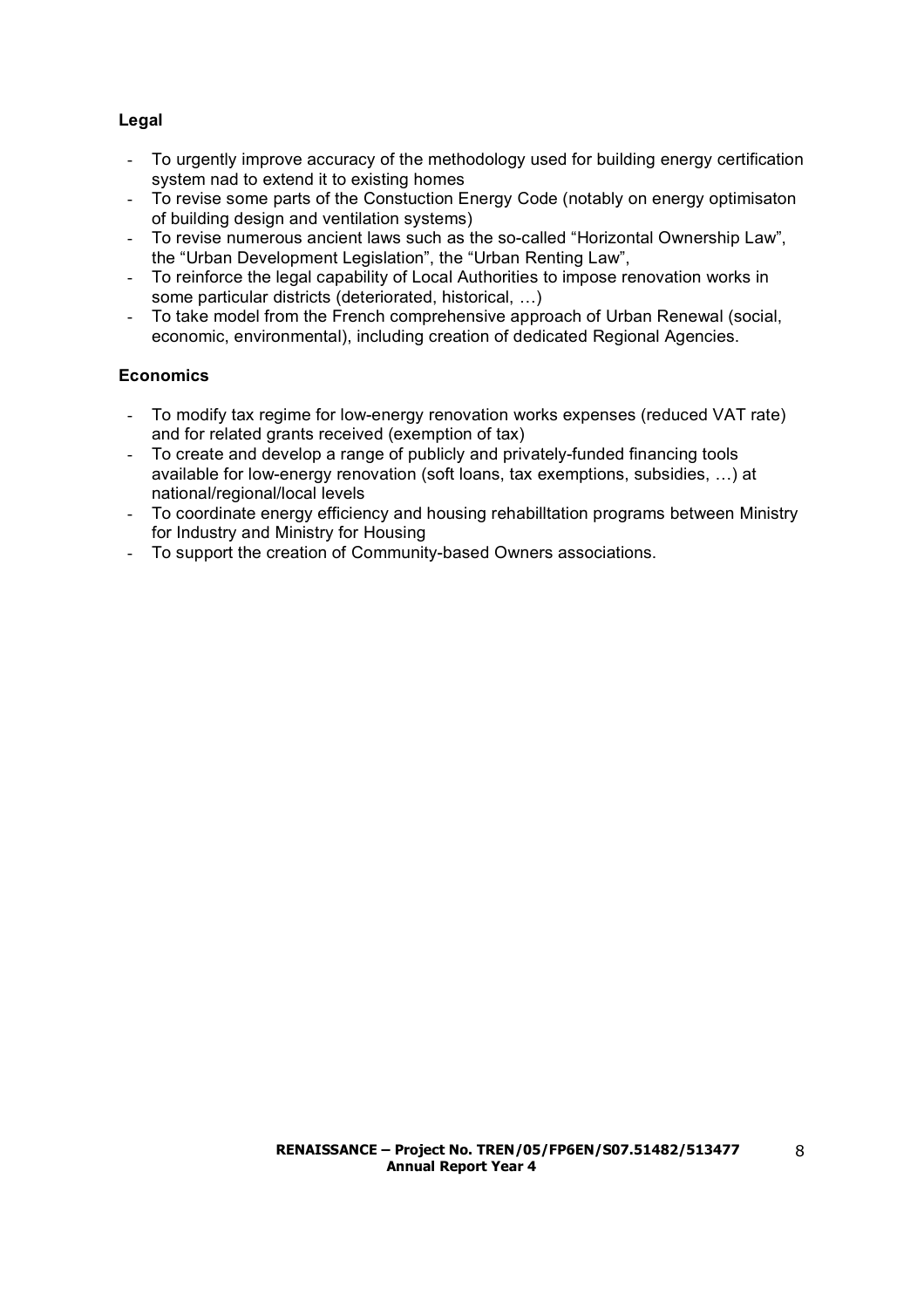**Legal**

- To urgently improve accuracy of the methodology used for building energy certification system nad to extend it to existing homes
- To revise some parts of the Constuction Energy Code (notably on energy optimisaton of building design and ventilation systems)
- To revise numerous ancient laws such as the so-called "Horizontal Ownership Law", the "Urban Development Legislation", the "Urban Renting Law",
- To reinforce the legal capability of Local Authorities to impose renovation works in some particular districts (deteriorated, historical, …)
- To take model from the French comprehensive approach of Urban Renewal (social, economic, environmental), including creation of dedicated Regional Agencies.

**Economics**

- To modify tax regime for low-energy renovation works expenses (reduced VAT rate) and for related grants received (exemption of tax)
- To create and develop a range of publicly and privately-funded financing tools available for low-energy renovation (soft loans, tax exemptions, subsidies, …) at national/regional/local levels
- To coordinate energy efficiency and housing rehabilltation programs between Ministry for Industry and Ministry for Housing
- To support the creation of Community-based Owners associations.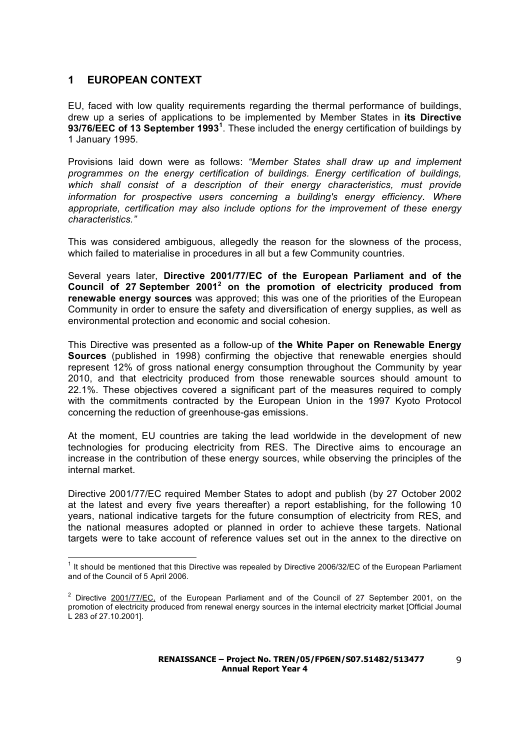# 1 EUROPEAN CONTEXT

EU, faced with low quality requirements regarding the thermal performance of buildings, drew up a series of applications to be implemented by Member States in **its Directive 93/76/EEC of 13 September 1993**[1]. These included the energy certification of buildings by 1 January 1995.

Provisions laid down were as follows: *"Member States shall draw up and implement programmes on the energy certification of buildings. Energy certification of buildings, which shall consist of a description of their energy characteristics, must provide information for prospective users concerning a building's energy efficiency. Where appropriate, certification may also include options for the improvement of these energy characteristics."*

This was considered ambiguous, allegedly the reason for the slowness of the process, which failed to materialise in procedures in all but a few Community countries.

Several years later, **Directive 2001/77/EC of the European Parliament and of the Council of 27 September 2001**[2] **on the promotion of electricity produced from renewable energy sources** was approved; this was one of the priorities of the European Community in order to ensure the safety and diversification of energy supplies, as well as environmental protection and economic and social cohesion.

This Directive was presented as a follow-up of **the White Paper on Renewable Energy Sources** (published in 1998) confirming the objective that renewable energies should represent 12% of gross national energy consumption throughout the Community by year 2010, and that electricity produced from those renewable sources should amount to 22.1%. These objectives covered a significant part of the measures required to comply with the commitments contracted by the European Union in the 1997 Kyoto Protocol concerning the reduction of greenhouse-gas emissions.

At the moment, EU countries are taking the lead worldwide in the development of new technologies for producing electricity from RES. The Directive aims to encourage an increase in the contribution of these energy sources, while observing the principles of the internal market.

Directive 2001/77/EC required Member States to adopt and publish (by 27 October 2002 at the latest and every five years thereafter) a report establishing, for the following 10 years, national indicative targets for the future consumption of electricity from RES, and the national measures adopted or planned in order to achieve these targets. National targets were to take account of reference values set out in the annex to the directive on

---

[1] It should be mentioned that this Directive was repealed by Directive 2006/32/EC of the European Parliament and of the Council of 5 April 2006.

[2] Directive 2001/77/EC, of the European Parliament and of the Council of 27 September 2001, on the promotion of electricity produced from renewal energy sources in the internal electricity market [Official Journal L 283 of 27.10.2001].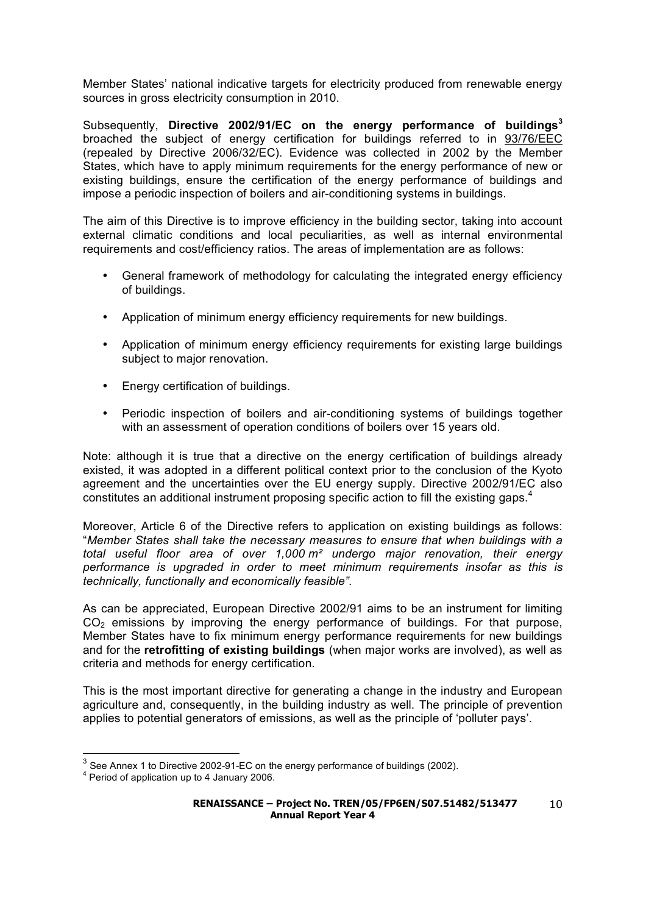Member States' national indicative targets for electricity produced from renewable energy sources in gross electricity consumption in 2010.

Subsequently, **Directive 2002/91/EC on the energy performance of buildings**[3] broached the subject of energy certification for buildings referred to in 93/76/EEC (repealed by Directive 2006/32/EC). Evidence was collected in 2002 by the Member States, which have to apply minimum requirements for the energy performance of new or existing buildings, ensure the certification of the energy performance of buildings and impose a periodic inspection of boilers and air-conditioning systems in buildings.

The aim of this Directive is to improve efficiency in the building sector, taking into account external climatic conditions and local peculiarities, as well as internal environmental requirements and cost/efficiency ratios. The areas of implementation are as follows:

- General framework of methodology for calculating the integrated energy efficiency of buildings.
- Application of minimum energy efficiency requirements for new buildings.
- Application of minimum energy efficiency requirements for existing large buildings subject to major renovation.
- Energy certification of buildings.
- Periodic inspection of boilers and air-conditioning systems of buildings together with an assessment of operation conditions of boilers over 15 years old.

Note: although it is true that a directive on the energy certification of buildings already existed, it was adopted in a different political context prior to the conclusion of the Kyoto agreement and the uncertainties over the EU energy supply. Directive 2002/91/EC also constitutes an additional instrument proposing specific action to fill the existing gaps.[4]

Moreover, Article 6 of the Directive refers to application on existing buildings as follows: "*Member States shall take the necessary measures to ensure that when buildings with a total useful floor area of over 1,000 m² undergo major renovation, their energy performance is upgraded in order to meet minimum requirements insofar as this is technically, functionally and economically feasible".*

As can be appreciated, European Directive 2002/91 aims to be an instrument for limiting $CO_2$ emissions by improving the energy performance of buildings. For that purpose, Member States have to fix minimum energy performance requirements for new buildings and for the **retrofitting of existing buildings** (when major works are involved), as well as criteria and methods for energy certification.

This is the most important directive for generating a change in the industry and European agriculture and, consequently, in the building industry as well. The principle of prevention applies to potential generators of emissions, as well as the principle of 'polluter pays'.

[3] See Annex 1 to Directive 2002-91-EC on the energy performance of buildings (2002).

[4] Period of application up to 4 January 2006.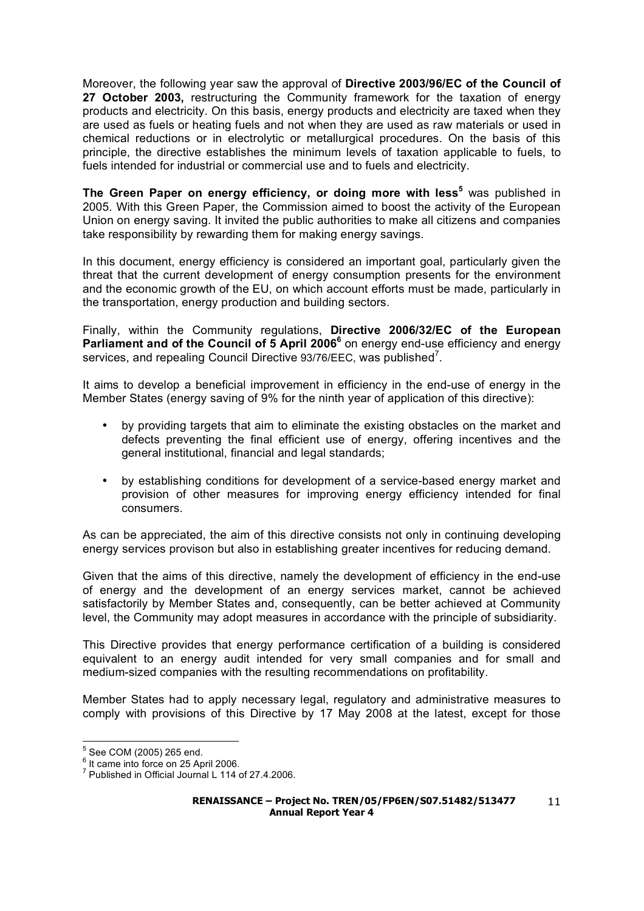Moreover, the following year saw the approval of **Directive 2003/96/EC of the Council of 27 October 2003,** restructuring the Community framework for the taxation of energy products and electricity. On this basis, energy products and electricity are taxed when they are used as fuels or heating fuels and not when they are used as raw materials or used in chemical reductions or in electrolytic or metallurgical procedures. On the basis of this principle, the directive establishes the minimum levels of taxation applicable to fuels, to fuels intended for industrial or commercial use and to fuels and electricity.

**The Green Paper on energy efficiency, or doing more with less**[5] was published in 2005. With this Green Paper, the Commission aimed to boost the activity of the European Union on energy saving. It invited the public authorities to make all citizens and companies take responsibility by rewarding them for making energy savings.

In this document, energy efficiency is considered an important goal, particularly given the threat that the current development of energy consumption presents for the environment and the economic growth of the EU, on which account efforts must be made, particularly in the transportation, energy production and building sectors.

Finally, within the Community regulations, **Directive 2006/32/EC of the European Parliament and of the Council of 5 April 2006**[6] on energy end-use efficiency and energy services, and repealing Council Directive 93/76/EEC, was published[7].

It aims to develop a beneficial improvement in efficiency in the end-use of energy in the Member States (energy saving of 9% for the ninth year of application of this directive):

- by providing targets that aim to eliminate the existing obstacles on the market and defects preventing the final efficient use of energy, offering incentives and the general institutional, financial and legal standards;

- by establishing conditions for development of a service-based energy market and provision of other measures for improving energy efficiency intended for final consumers.

As can be appreciated, the aim of this directive consists not only in continuing developing energy services provison but also in establishing greater incentives for reducing demand.

Given that the aims of this directive, namely the development of efficiency in the end-use of energy and the development of an energy services market, cannot be achieved satisfactorily by Member States and, consequently, can be better achieved at Community level, the Community may adopt measures in accordance with the principle of subsidiarity.

This Directive provides that energy performance certification of a building is considered equivalent to an energy audit intended for very small companies and for small and medium-sized companies with the resulting recommendations on profitability.

Member States had to apply necessary legal, regulatory and administrative measures to comply with provisions of this Directive by 17 May 2008 at the latest, except for those

---

[5] See COM (2005) 265 end.

[6] It came into force on 25 April 2006.

[7] Published in Official Journal L 114 of 27.4.2006.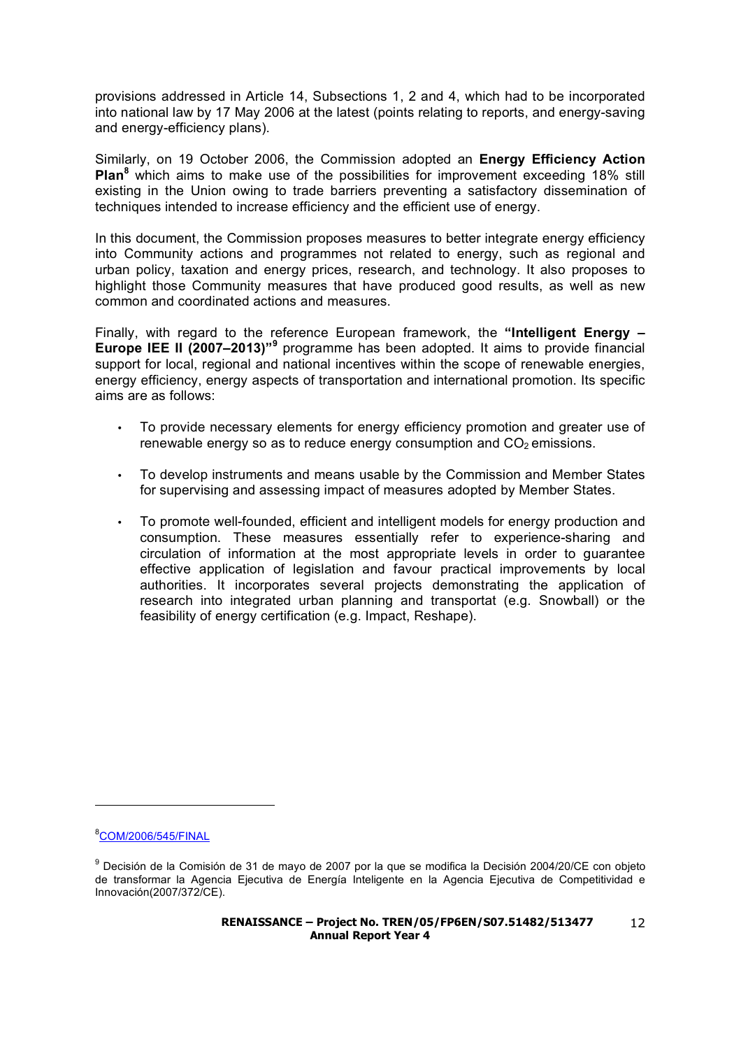provisions addressed in Article 14, Subsections 1, 2 and 4, which had to be incorporated into national law by 17 May 2006 at the latest (points relating to reports, and energy-saving and energy-efficiency plans).

Similarly, on 19 October 2006, the Commission adopted an **Energy Efficiency Action Plan**[8] which aims to make use of the possibilities for improvement exceeding 18% still existing in the Union owing to trade barriers preventing a satisfactory dissemination of techniques intended to increase efficiency and the efficient use of energy.

In this document, the Commission proposes measures to better integrate energy efficiency into Community actions and programmes not related to energy, such as regional and urban policy, taxation and energy prices, research, and technology. It also proposes to highlight those Community measures that have produced good results, as well as new common and coordinated actions and measures.

Finally, with regard to the reference European framework, the **"Intelligent Energy – Europe IEE II (2007–2013)"**[9] programme has been adopted. It aims to provide financial support for local, regional and national incentives within the scope of renewable energies, energy efficiency, energy aspects of transportation and international promotion. Its specific aims are as follows:

- To provide necessary elements for energy efficiency promotion and greater use of renewable energy so as to reduce energy consumption and $CO_2$ emissions.
- To develop instruments and means usable by the Commission and Member States for supervising and assessing impact of measures adopted by Member States.
- To promote well-founded, efficient and intelligent models for energy production and consumption. These measures essentially refer to experience-sharing and circulation of information at the most appropriate levels in order to guarantee effective application of legislation and favour practical improvements by local authorities. It incorporates several projects demonstrating the application of research into integrated urban planning and transportat (e.g. Snowball) or the feasibility of energy certification (e.g. Impact, Reshape).

---

[8] COM/2006/545/FINAL

[9] Decisión de la Comisión de 31 de mayo de 2007 por la que se modifica la Decisión 2004/20/CE con objeto de transformar la Agencia Ejecutiva de Energía Inteligente en la Agencia Ejecutiva de Competitividad e Innovación(2007/372/CE).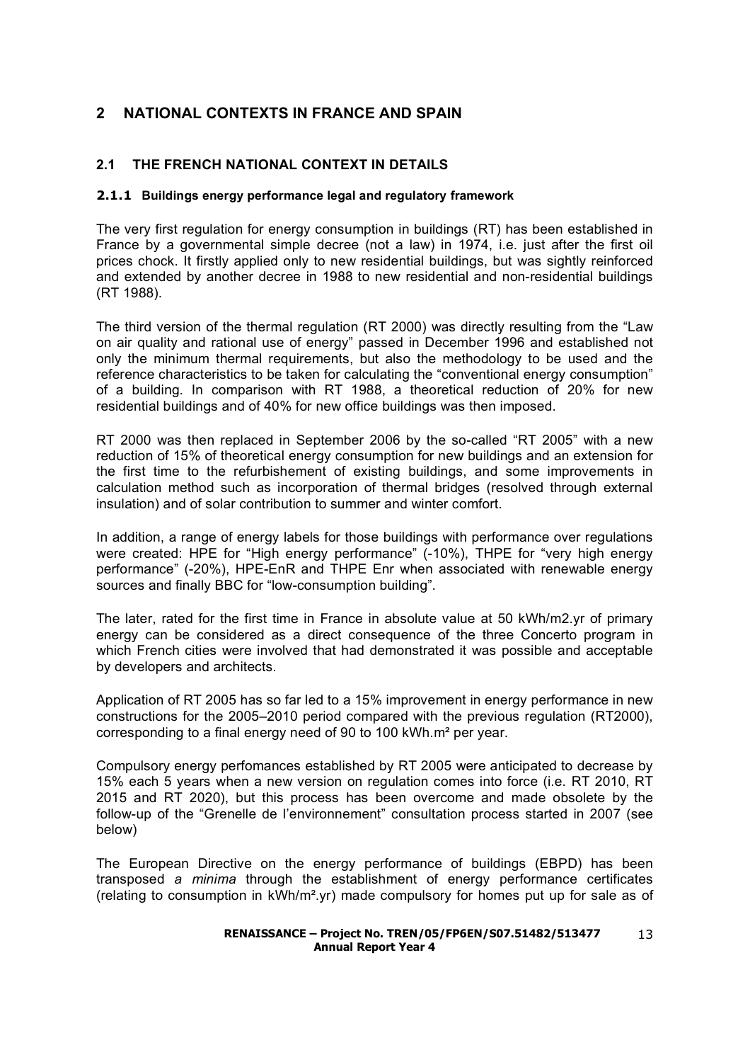# 2 NATIONAL CONTEXTS IN FRANCE AND SPAIN

## 2.1 THE FRENCH NATIONAL CONTEXT IN DETAILS

### 2.1.1 Buildings energy performance legal and regulatory framework

The very first regulation for energy consumption in buildings (RT) has been established in France by a governmental simple decree (not a law) in 1974, i.e. just after the first oil prices chock. It firstly applied only to new residential buildings, but was sightly reinforced and extended by another decree in 1988 to new residential and non-residential buildings (RT 1988).

The third version of the thermal regulation (RT 2000) was directly resulting from the "Law on air quality and rational use of energy" passed in December 1996 and established not only the minimum thermal requirements, but also the methodology to be used and the reference characteristics to be taken for calculating the "conventional energy consumption" of a building. In comparison with RT 1988, a theoretical reduction of 20% for new residential buildings and of 40% for new office buildings was then imposed.

RT 2000 was then replaced in September 2006 by the so-called "RT 2005" with a new reduction of 15% of theoretical energy consumption for new buildings and an extension for the first time to the refurbishement of existing buildings, and some improvements in calculation method such as incorporation of thermal bridges (resolved through external insulation) and of solar contribution to summer and winter comfort.

In addition, a range of energy labels for those buildings with performance over regulations were created: HPE for "High energy performance" (-10%), THPE for "very high energy performance" (-20%), HPE-EnR and THPE Enr when associated with renewable energy sources and finally BBC for "low-consumption building".

The later, rated for the first time in France in absolute value at 50 kWh/m2.yr of primary energy can be considered as a direct consequence of the three Concerto program in which French cities were involved that had demonstrated it was possible and acceptable by developers and architects.

Application of RT 2005 has so far led to a 15% improvement in energy performance in new constructions for the 2005–2010 period compared with the previous regulation (RT2000), corresponding to a final energy need of 90 to 100 kWh.m² per year.

Compulsory energy perfomances established by RT 2005 were anticipated to decrease by 15% each 5 years when a new version on regulation comes into force (i.e. RT 2010, RT 2015 and RT 2020), but this process has been overcome and made obsolete by the follow-up of the "Grenelle de l'environnement" consultation process started in 2007 (see below)

The European Directive on the energy performance of buildings (EBPD) has been transposed *a minima* through the establishment of energy performance certificates (relating to consumption in kWh/m².yr) made compulsory for homes put up for sale as of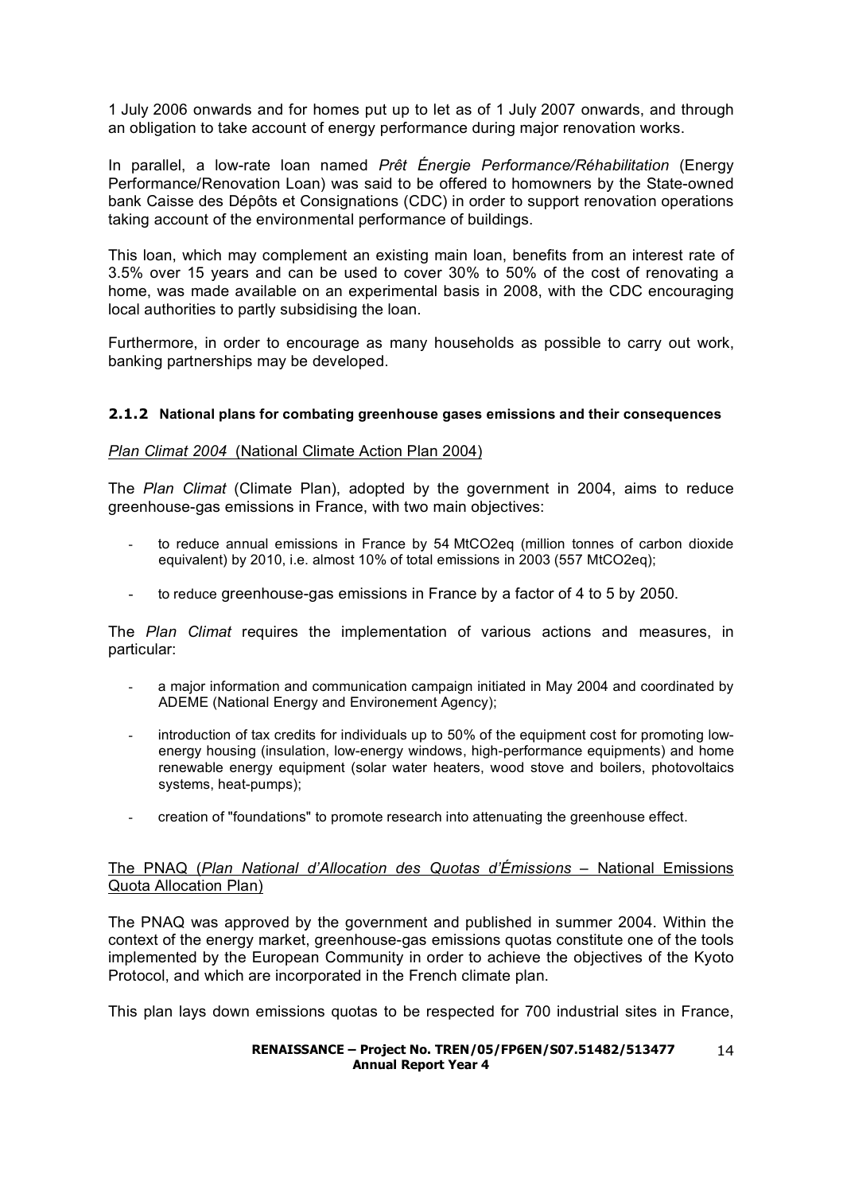1 July 2006 onwards and for homes put up to let as of 1 July 2007 onwards, and through an obligation to take account of energy performance during major renovation works.

In parallel, a low-rate loan named *Prêt Énergie Performance/Réhabilitation* (Energy Performance/Renovation Loan) was said to be offered to homowners by the State-owned bank Caisse des Dépôts et Consignations (CDC) in order to support renovation operations taking account of the environmental performance of buildings.

This loan, which may complement an existing main loan, benefits from an interest rate of 3.5% over 15 years and can be used to cover 30% to 50% of the cost of renovating a home, was made available on an experimental basis in 2008, with the CDC encouraging local authorities to partly subsidising the loan.

Furthermore, in order to encourage as many households as possible to carry out work, banking partnerships may be developed.

### 2.1.2 National plans for combating greenhouse gases emissions and their consequences

*Plan Climat 2004* (National Climate Action Plan 2004)

The *Plan Climat* (Climate Plan), adopted by the government in 2004, aims to reduce greenhouse-gas emissions in France, with two main objectives:

- to reduce annual emissions in France by 54 MtCO2eq (million tonnes of carbon dioxide equivalent) by 2010, i.e. almost 10% of total emissions in 2003 (557 MtCO2eq);
- to reduce greenhouse-gas emissions in France by a factor of 4 to 5 by 2050.

The *Plan Climat* requires the implementation of various actions and measures, in particular:

- a major information and communication campaign initiated in May 2004 and coordinated by ADEME (National Energy and Environement Agency);
- introduction of tax credits for individuals up to 50% of the equipment cost for promoting low-energy housing (insulation, low-energy windows, high-performance equipments) and home renewable energy equipment (solar water heaters, wood stove and boilers, photovoltaics systems, heat-pumps);
- creation of "foundations" to promote research into attenuating the greenhouse effect.

The PNAQ (*Plan National d'Allocation des Quotas d'Émissions* – National Emissions Quota Allocation Plan)

The PNAQ was approved by the government and published in summer 2004. Within the context of the energy market, greenhouse-gas emissions quotas constitute one of the tools implemented by the European Community in order to achieve the objectives of the Kyoto Protocol, and which are incorporated in the French climate plan.

This plan lays down emissions quotas to be respected for 700 industrial sites in France,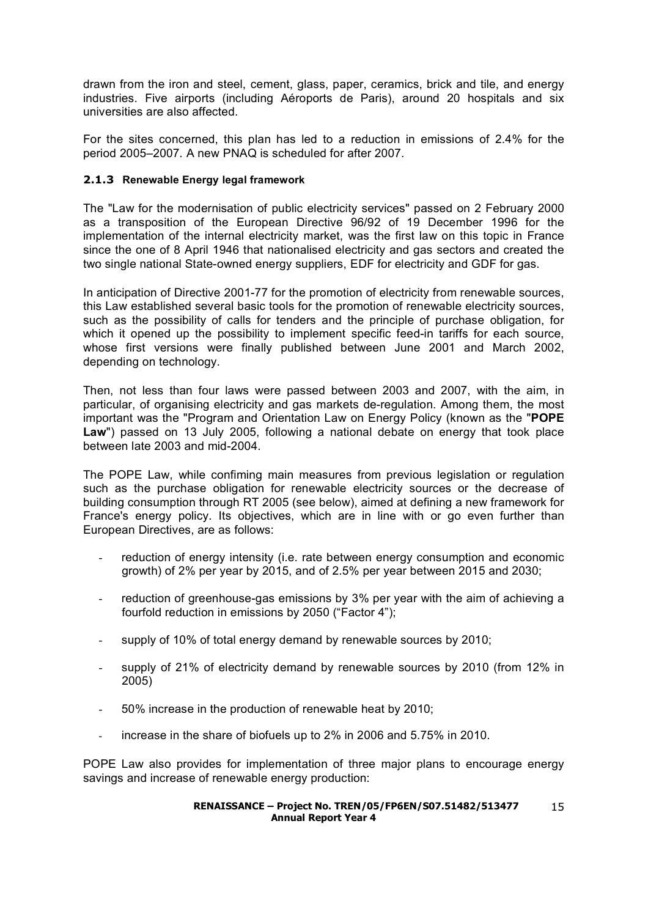drawn from the iron and steel, cement, glass, paper, ceramics, brick and tile, and energy industries. Five airports (including Aéroports de Paris), around 20 hospitals and six universities are also affected.

For the sites concerned, this plan has led to a reduction in emissions of 2.4% for the period 2005–2007. A new PNAQ is scheduled for after 2007.

### 2.1.3 Renewable Energy legal framework

The "Law for the modernisation of public electricity services" passed on 2 February 2000 as a transposition of the European Directive 96/92 of 19 December 1996 for the implementation of the internal electricity market, was the first law on this topic in France since the one of 8 April 1946 that nationalised electricity and gas sectors and created the two single national State-owned energy suppliers, EDF for electricity and GDF for gas.

In anticipation of Directive 2001-77 for the promotion of electricity from renewable sources, this Law established several basic tools for the promotion of renewable electricity sources, such as the possibility of calls for tenders and the principle of purchase obligation, for which it opened up the possibility to implement specific feed-in tariffs for each source, whose first versions were finally published between June 2001 and March 2002, depending on technology.

Then, not less than four laws were passed between 2003 and 2007, with the aim, in particular, of organising electricity and gas markets de-regulation. Among them, the most important was the "Program and Orientation Law on Energy Policy (known as the "**POPE Law**") passed on 13 July 2005, following a national debate on energy that took place between late 2003 and mid-2004.

The POPE Law, while confiming main measures from previous legislation or regulation such as the purchase obligation for renewable electricity sources or the decrease of building consumption through RT 2005 (see below), aimed at defining a new framework for France's energy policy. Its objectives, which are in line with or go even further than European Directives, are as follows:

- reduction of energy intensity (i.e. rate between energy consumption and economic growth) of 2% per year by 2015, and of 2.5% per year between 2015 and 2030;
- reduction of greenhouse-gas emissions by 3% per year with the aim of achieving a fourfold reduction in emissions by 2050 ("Factor 4");
- supply of 10% of total energy demand by renewable sources by 2010;
- supply of 21% of electricity demand by renewable sources by 2010 (from 12% in 2005)
- 50% increase in the production of renewable heat by 2010;
- increase in the share of biofuels up to 2% in 2006 and 5.75% in 2010.

POPE Law also provides for implementation of three major plans to encourage energy savings and increase of renewable energy production: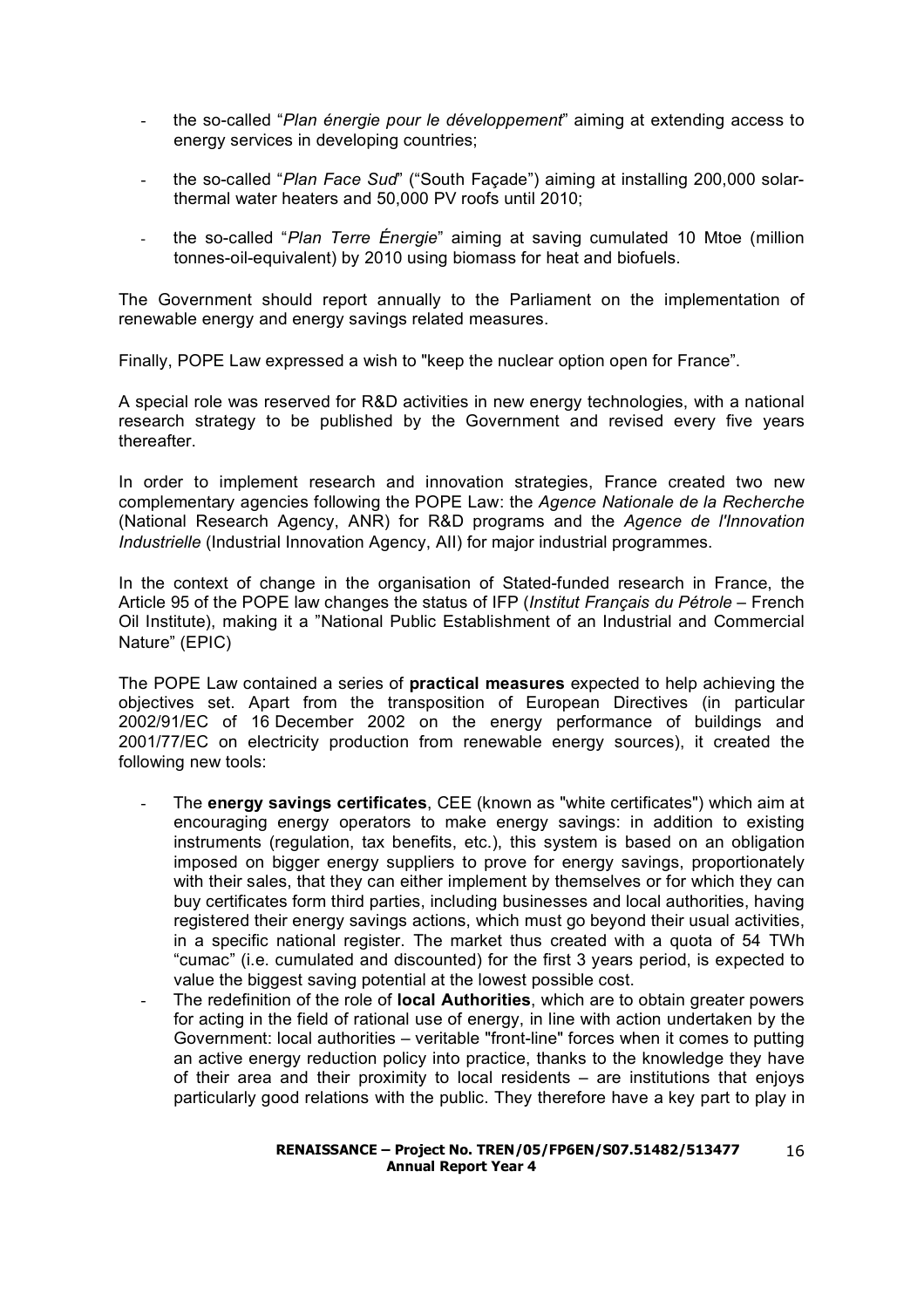- the so-called "*Plan énergie pour le développement*" aiming at extending access to energy services in developing countries;

- the so-called "*Plan Face Sud*" ("South Façade") aiming at installing 200,000 solar-thermal water heaters and 50,000 PV roofs until 2010;

- the so-called "*Plan Terre Énergie*" aiming at saving cumulated 10 Mtoe (million tonnes-oil-equivalent) by 2010 using biomass for heat and biofuels.

The Government should report annually to the Parliament on the implementation of renewable energy and energy savings related measures.

Finally, POPE Law expressed a wish to "keep the nuclear option open for France".

A special role was reserved for R&D activities in new energy technologies, with a national research strategy to be published by the Government and revised every five years thereafter.

In order to implement research and innovation strategies, France created two new complementary agencies following the POPE Law: the *Agence Nationale de la Recherche* (National Research Agency, ANR) for R&D programs and the *Agence de l'Innovation Industrielle* (Industrial Innovation Agency, AII) for major industrial programmes.

In the context of change in the organisation of Stated-funded research in France, the Article 95 of the POPE law changes the status of IFP (*Institut Français du Pétrole* – French Oil Institute), making it a "National Public Establishment of an Industrial and Commercial Nature" (EPIC)

The POPE Law contained a series of **practical measures** expected to help achieving the objectives set. Apart from the transposition of European Directives (in particular 2002/91/EC of 16 December 2002 on the energy performance of buildings and 2001/77/EC on electricity production from renewable energy sources), it created the following new tools:

- The **energy savings certificates**, CEE (known as "white certificates") which aim at encouraging energy operators to make energy savings: in addition to existing instruments (regulation, tax benefits, etc.), this system is based on an obligation imposed on bigger energy suppliers to prove for energy savings, proportionately with their sales, that they can either implement by themselves or for which they can buy certificates form third parties, including businesses and local authorities, having registered their energy savings actions, which must go beyond their usual activities, in a specific national register. The market thus created with a quota of 54 TWh "cumac" (i.e. cumulated and discounted) for the first 3 years period, is expected to value the biggest saving potential at the lowest possible cost.
- The redefinition of the role of **local Authorities**, which are to obtain greater powers for acting in the field of rational use of energy, in line with action undertaken by the Government: local authorities – veritable "front-line" forces when it comes to putting an active energy reduction policy into practice, thanks to the knowledge they have of their area and their proximity to local residents – are institutions that enjoys particularly good relations with the public. They therefore have a key part to play in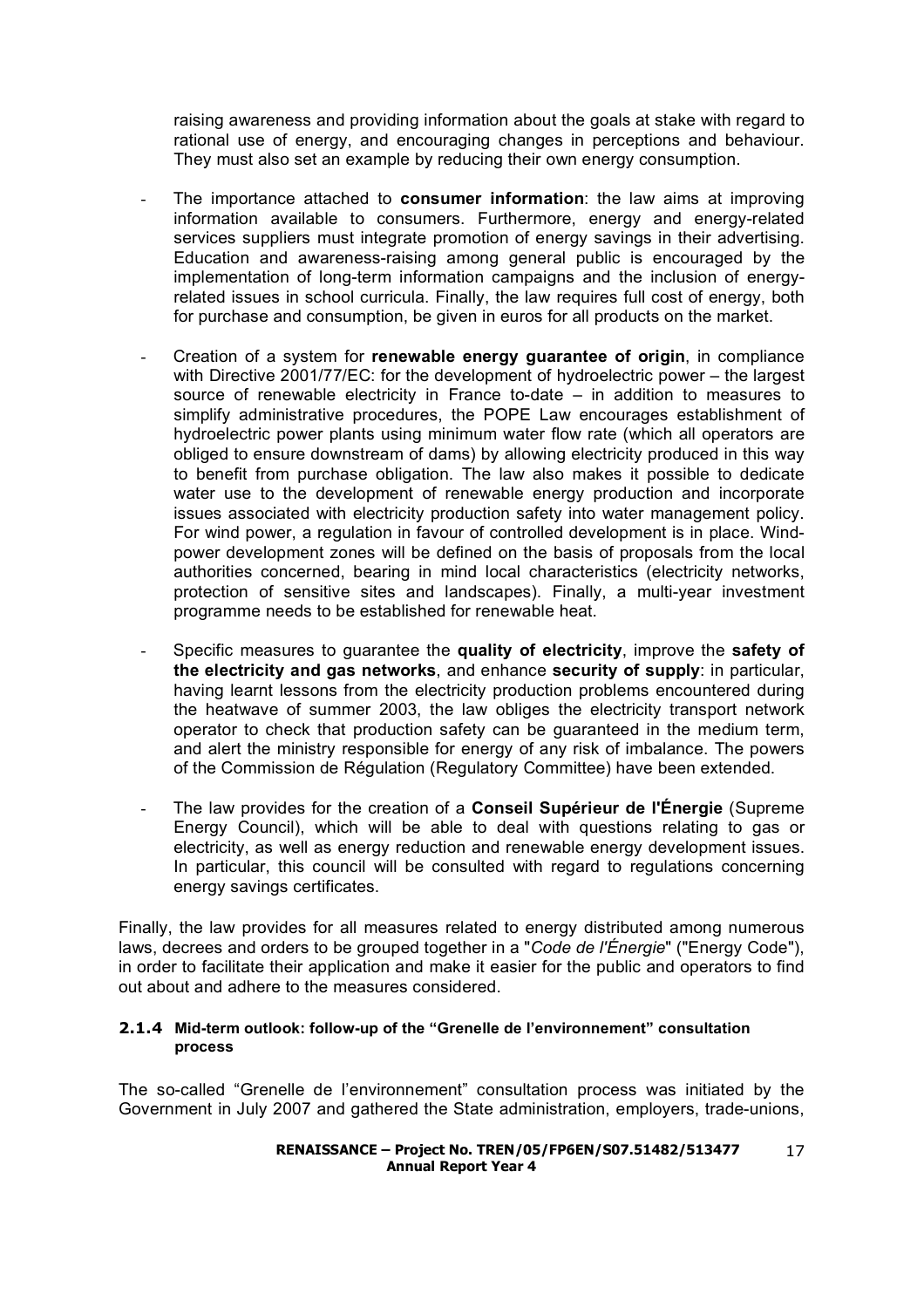raising awareness and providing information about the goals at stake with regard to rational use of energy, and encouraging changes in perceptions and behaviour. They must also set an example by reducing their own energy consumption.

- The importance attached to **consumer information**: the law aims at improving information available to consumers. Furthermore, energy and energy-related services suppliers must integrate promotion of energy savings in their advertising. Education and awareness-raising among general public is encouraged by the implementation of long-term information campaigns and the inclusion of energy-related issues in school curricula. Finally, the law requires full cost of energy, both for purchase and consumption, be given in euros for all products on the market.

- Creation of a system for **renewable energy guarantee of origin**, in compliance with Directive 2001/77/EC: for the development of hydroelectric power – the largest source of renewable electricity in France to-date – in addition to measures to simplify administrative procedures, the POPE Law encourages establishment of hydroelectric power plants using minimum water flow rate (which all operators are obliged to ensure downstream of dams) by allowing electricity produced in this way to benefit from purchase obligation. The law also makes it possible to dedicate water use to the development of renewable energy production and incorporate issues associated with electricity production safety into water management policy. For wind power, a regulation in favour of controlled development is in place. Wind-power development zones will be defined on the basis of proposals from the local authorities concerned, bearing in mind local characteristics (electricity networks, protection of sensitive sites and landscapes). Finally, a multi-year investment programme needs to be established for renewable heat.

- Specific measures to guarantee the **quality of electricity**, improve the **safety of the electricity and gas networks**, and enhance **security of supply**: in particular, having learnt lessons from the electricity production problems encountered during the heatwave of summer 2003, the law obliges the electricity transport network operator to check that production safety can be guaranteed in the medium term, and alert the ministry responsible for energy of any risk of imbalance. The powers of the Commission de Régulation (Regulatory Committee) have been extended.

- The law provides for the creation of a **Conseil Supérieur de l'Énergie** (Supreme Energy Council), which will be able to deal with questions relating to gas or electricity, as well as energy reduction and renewable energy development issues. In particular, this council will be consulted with regard to regulations concerning energy savings certificates.

Finally, the law provides for all measures related to energy distributed among numerous laws, decrees and orders to be grouped together in a "*Code de l'Énergie*" ("Energy Code"), in order to facilitate their application and make it easier for the public and operators to find out about and adhere to the measures considered.

### 2.1.4 Mid-term outlook: follow-up of the "Grenelle de l'environnement" consultation process

The so-called "Grenelle de l'environnement" consultation process was initiated by the Government in July 2007 and gathered the State administration, employers, trade-unions,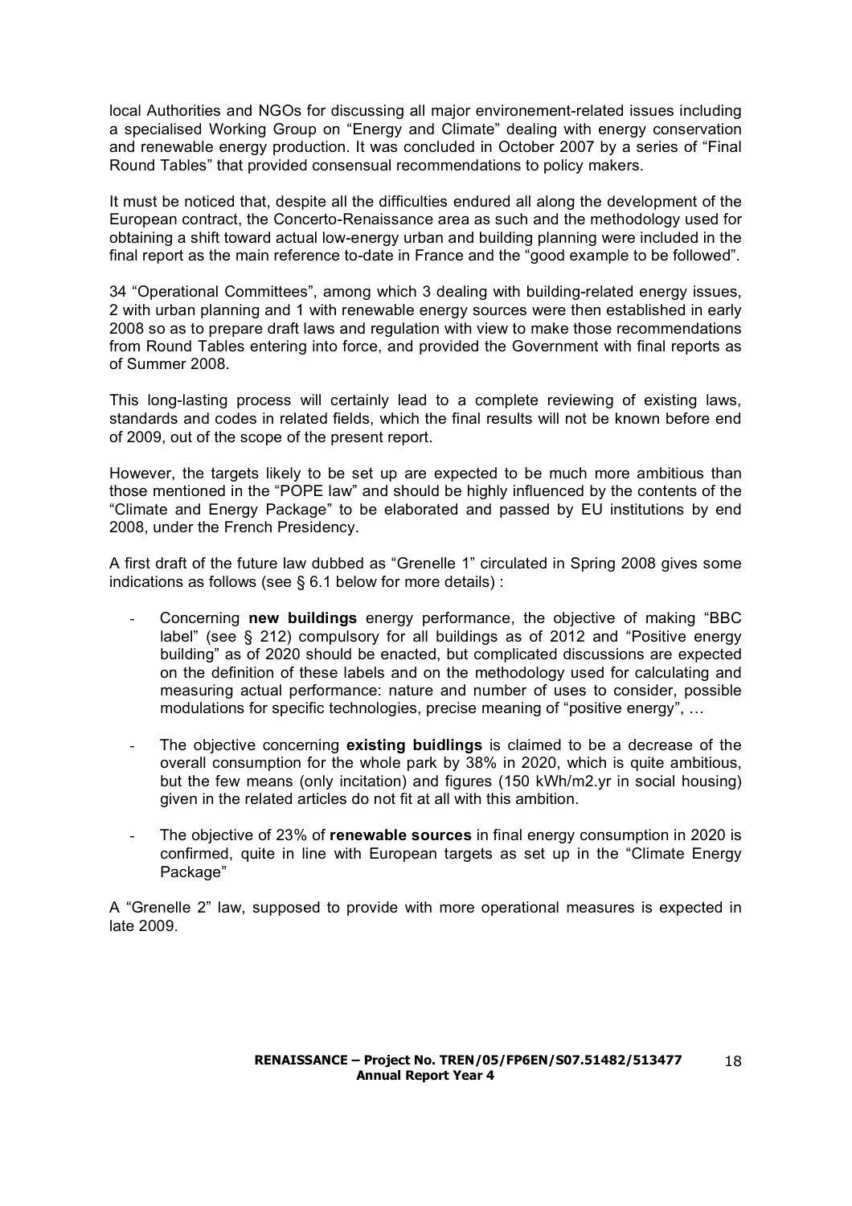local Authorities and NGOs for discussing all major environement-related issues including a specialised Working Group on "Energy and Climate" dealing with energy conservation and renewable energy production. It was concluded in October 2007 by a series of "Final Round Tables" that provided consensual recommendations to policy makers.

It must be noticed that, despite all the difficulties endured all along the development of the European contract, the Concerto-Renaissance area as such and the methodology used for obtaining a shift toward actual low-energy urban and building planning were included in the final report as the main reference to-date in France and the "good example to be followed".

34 "Operational Committees", among which 3 dealing with building-related energy issues, 2 with urban planning and 1 with renewable energy sources were then established in early 2008 so as to prepare draft laws and regulation with view to make those recommendations from Round Tables entering into force, and provided the Government with final reports as of Summer 2008.

This long-lasting process will certainly lead to a complete reviewing of existing laws, standards and codes in related fields, which the final results will not be known before end of 2009, out of the scope of the present report.

However, the targets likely to be set up are expected to be much more ambitious than those mentioned in the "POPE law" and should be highly influenced by the contents of the "Climate and Energy Package" to be elaborated and passed by EU institutions by end 2008, under the French Presidency.

A first draft of the future law dubbed as "Grenelle 1" circulated in Spring 2008 gives some indications as follows (see § 6.1 below for more details) :

- Concerning **new buildings** energy performance, the objective of making "BBC label" (see § 212) compulsory for all buildings as of 2012 and "Positive energy building" as of 2020 should be enacted, but complicated discussions are expected on the definition of these labels and on the methodology used for calculating and measuring actual performance: nature and number of uses to consider, possible modulations for specific technologies, precise meaning of "positive energy", …

- The objective concerning **existing buidlings** is claimed to be a decrease of the overall consumption for the whole park by 38% in 2020, which is quite ambitious, but the few means (only incitation) and figures (150 kWh/m2.yr in social housing) given in the related articles do not fit at all with this ambition.

- The objective of 23% of **renewable sources** in final energy consumption in 2020 is confirmed, quite in line with European targets as set up in the "Climate Energy Package"

A "Grenelle 2" law, supposed to provide with more operational measures is expected in late 2009.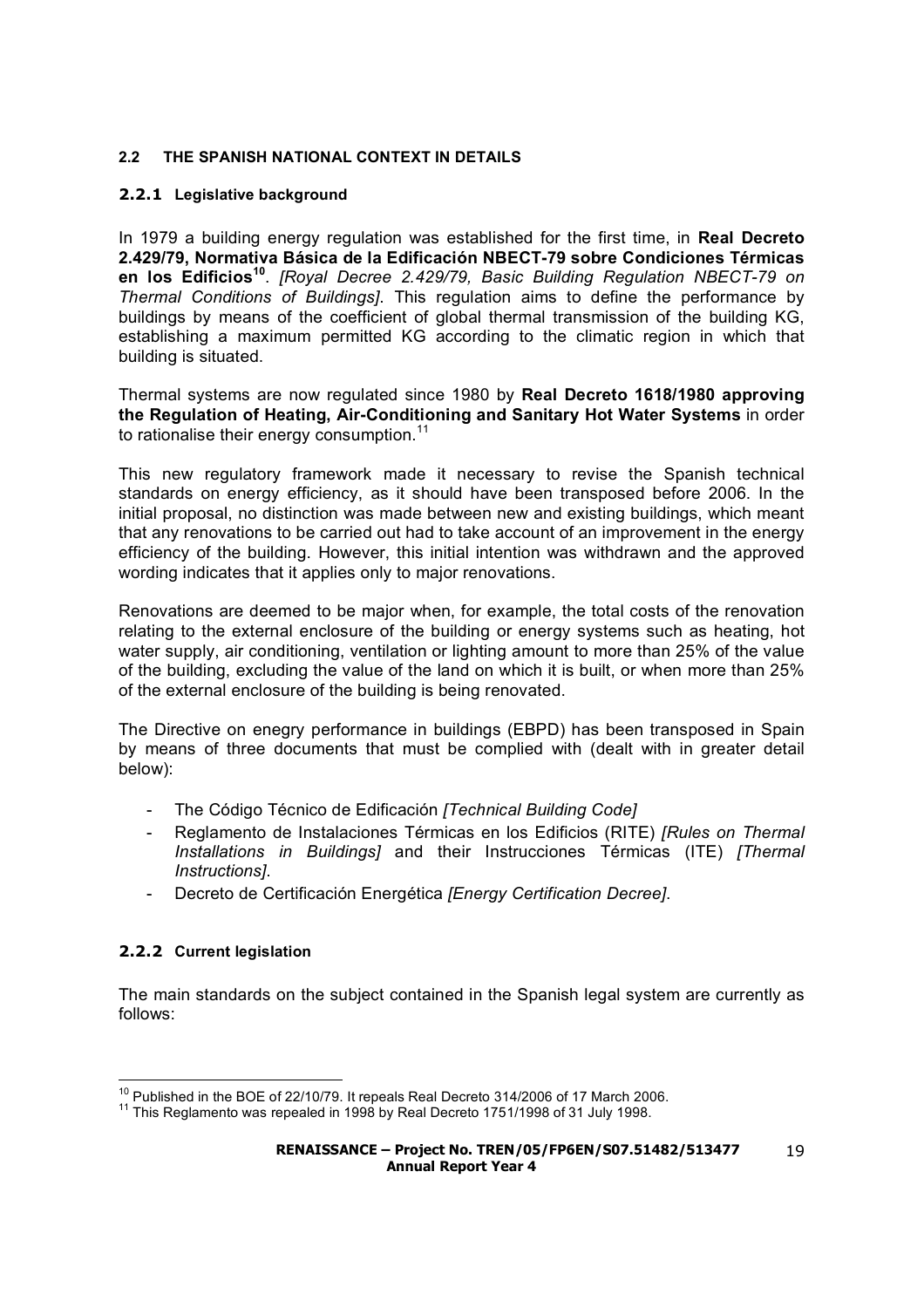## 2.2 THE SPANISH NATIONAL CONTEXT IN DETAILS

### 2.2.1 Legislative background

In 1979 a building energy regulation was established for the first time, in **Real Decreto 2.429/79, Normativa Básica de la Edificación NBECT-79 sobre Condiciones Térmicas en los Edificios**[10]. *[Royal Decree 2.429/79, Basic Building Regulation NBECT-79 on Thermal Conditions of Buildings]*. This regulation aims to define the performance by buildings by means of the coefficient of global thermal transmission of the building KG, establishing a maximum permitted KG according to the climatic region in which that building is situated.

Thermal systems are now regulated since 1980 by **Real Decreto 1618/1980 approving the Regulation of Heating, Air-Conditioning and Sanitary Hot Water Systems** in order to rationalise their energy consumption.[11]

This new regulatory framework made it necessary to revise the Spanish technical standards on energy efficiency, as it should have been transposed before 2006. In the initial proposal, no distinction was made between new and existing buildings, which meant that any renovations to be carried out had to take account of an improvement in the energy efficiency of the building. However, this initial intention was withdrawn and the approved wording indicates that it applies only to major renovations.

Renovations are deemed to be major when, for example, the total costs of the renovation relating to the external enclosure of the building or energy systems such as heating, hot water supply, air conditioning, ventilation or lighting amount to more than 25% of the value of the building, excluding the value of the land on which it is built, or when more than 25% of the external enclosure of the building is being renovated.

The Directive on enegry performance in buildings (EBPD) has been transposed in Spain by means of three documents that must be complied with (dealt with in greater detail below):

- The Código Técnico de Edificación *[Technical Building Code]*
- Reglamento de Instalaciones Térmicas en los Edificios (RITE) *[Rules on Thermal Installations in Buildings]* and their Instrucciones Térmicas (ITE) *[Thermal Instructions]*.
- Decreto de Certificación Energética *[Energy Certification Decree]*.

### 2.2.2 Current legislation

The main standards on the subject contained in the Spanish legal system are currently as follows:

---

[10] Published in the BOE of 22/10/79. It repeals Real Decreto 314/2006 of 17 March 2006.

[11] This Reglamento was repealed in 1998 by Real Decreto 1751/1998 of 31 July 1998.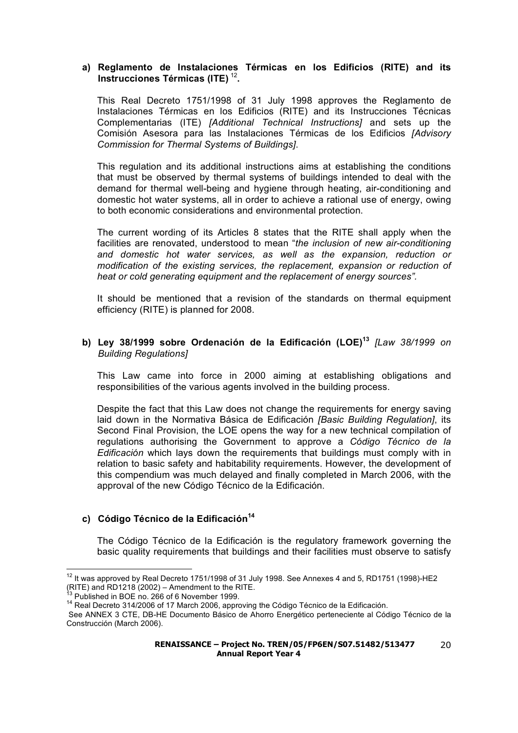**a) Reglamento de Instalaciones Térmicas en los Edificios (RITE) and its Instrucciones Térmicas (ITE)** [12]**.**

This Real Decreto 1751/1998 of 31 July 1998 approves the Reglamento de Instalaciones Térmicas en los Edificios (RITE) and its Instrucciones Técnicas Complementarias (ITE) *[Additional Technical Instructions]* and sets up the Comisión Asesora para las Instalaciones Térmicas de los Edificios *[Advisory Commission for Thermal Systems of Buildings]*.

This regulation and its additional instructions aims at establishing the conditions that must be observed by thermal systems of buildings intended to deal with the demand for thermal well-being and hygiene through heating, air-conditioning and domestic hot water systems, all in order to achieve a rational use of energy, owing to both economic considerations and environmental protection.

The current wording of its Articles 8 states that the RITE shall apply when the facilities are renovated, understood to mean "*the inclusion of new air-conditioning and domestic hot water services, as well as the expansion, reduction or modification of the existing services, the replacement, expansion or reduction of heat or cold generating equipment and the replacement of energy sources".*

It should be mentioned that a revision of the standards on thermal equipment efficiency (RITE) is planned for 2008.

**b) Ley 38/1999 sobre Ordenación de la Edificación (LOE)**[13] *[Law 38/1999 on Building Regulations]*

This Law came into force in 2000 aiming at establishing obligations and responsibilities of the various agents involved in the building process.

Despite the fact that this Law does not change the requirements for energy saving laid down in the Normativa Básica de Edificación *[Basic Building Regulation]*, its Second Final Provision, the LOE opens the way for a new technical compilation of regulations authorising the Government to approve a *Código Técnico de la Edificación* which lays down the requirements that buildings must comply with in relation to basic safety and habitability requirements. However, the development of this compendium was much delayed and finally completed in March 2006, with the approval of the new Código Técnico de la Edificación.

**c) Código Técnico de la Edificación**[14]

The Código Técnico de la Edificación is the regulatory framework governing the basic quality requirements that buildings and their facilities must observe to satisfy

---

[12] It was approved by Real Decreto 1751/1998 of 31 July 1998. See Annexes 4 and 5, RD1751 (1998)-HE2 (RITE) and RD1218 (2002) – Amendment to the RITE.

[13] Published in BOE no. 266 of 6 November 1999.

[14] Real Decreto 314/2006 of 17 March 2006, approving the Código Técnico de la Edificación.
See ANNEX 3 CTE, DB-HE Documento Básico de Ahorro Energético perteneciente al Código Técnico de la Construcción (March 2006).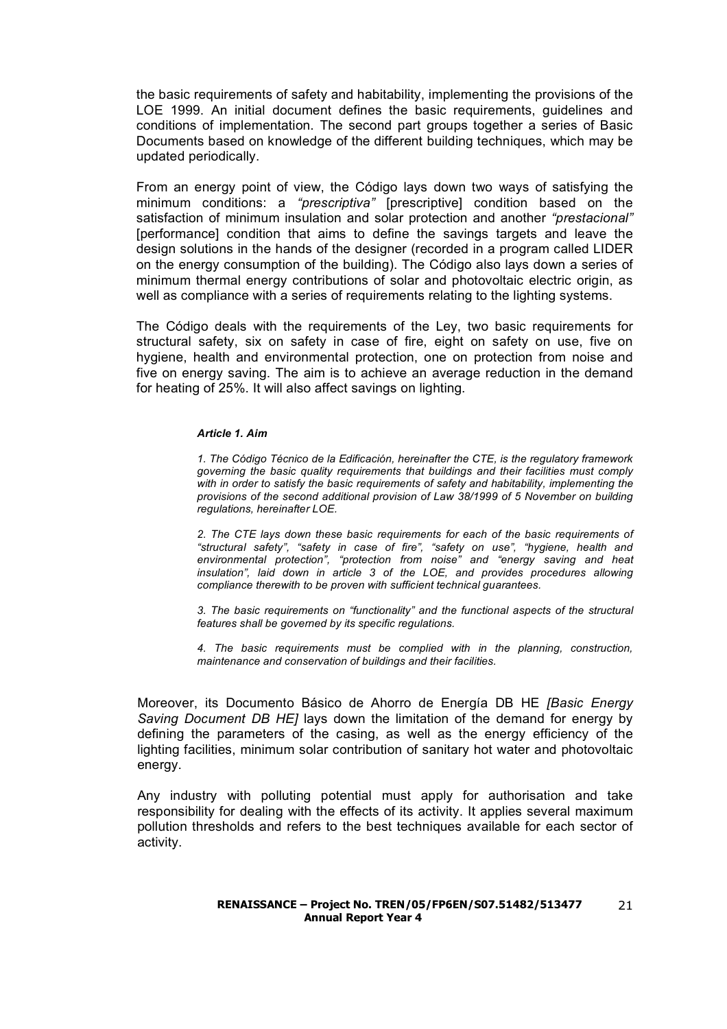the basic requirements of safety and habitability, implementing the provisions of the LOE 1999. An initial document defines the basic requirements, guidelines and conditions of implementation. The second part groups together a series of Basic Documents based on knowledge of the different building techniques, which may be updated periodically.

From an energy point of view, the Código lays down two ways of satisfying the minimum conditions: a *"prescriptiva"* [prescriptive] condition based on the satisfaction of minimum insulation and solar protection and another *"prestacional"* [performance] condition that aims to define the savings targets and leave the design solutions in the hands of the designer (recorded in a program called LIDER on the energy consumption of the building). The Código also lays down a series of minimum thermal energy contributions of solar and photovoltaic electric origin, as well as compliance with a series of requirements relating to the lighting systems.

The Código deals with the requirements of the Ley, two basic requirements for structural safety, six on safety in case of fire, eight on safety on use, five on hygiene, health and environmental protection, one on protection from noise and five on energy saving. The aim is to achieve an average reduction in the demand for heating of 25%. It will also affect savings on lighting.

> ***Article 1. Aim***
>
> *1. The Código Técnico de la Edificación, hereinafter the CTE, is the regulatory framework governing the basic quality requirements that buildings and their facilities must comply with in order to satisfy the basic requirements of safety and habitability, implementing the provisions of the second additional provision of Law 38/1999 of 5 November on building regulations, hereinafter LOE.*
>
> *2. The CTE lays down these basic requirements for each of the basic requirements of "structural safety", "safety in case of fire", "safety on use", "hygiene, health and environmental protection", "protection from noise" and "energy saving and heat insulation", laid down in article 3 of the LOE, and provides procedures allowing compliance therewith to be proven with sufficient technical guarantees.*
>
> *3. The basic requirements on "functionality" and the functional aspects of the structural features shall be governed by its specific regulations.*
>
> *4. The basic requirements must be complied with in the planning, construction, maintenance and conservation of buildings and their facilities.*

Moreover, its Documento Básico de Ahorro de Energía DB HE *[Basic Energy Saving Document DB HE]* lays down the limitation of the demand for energy by defining the parameters of the casing, as well as the energy efficiency of the lighting facilities, minimum solar contribution of sanitary hot water and photovoltaic energy.

Any industry with polluting potential must apply for authorisation and take responsibility for dealing with the effects of its activity. It applies several maximum pollution thresholds and refers to the best techniques available for each sector of activity.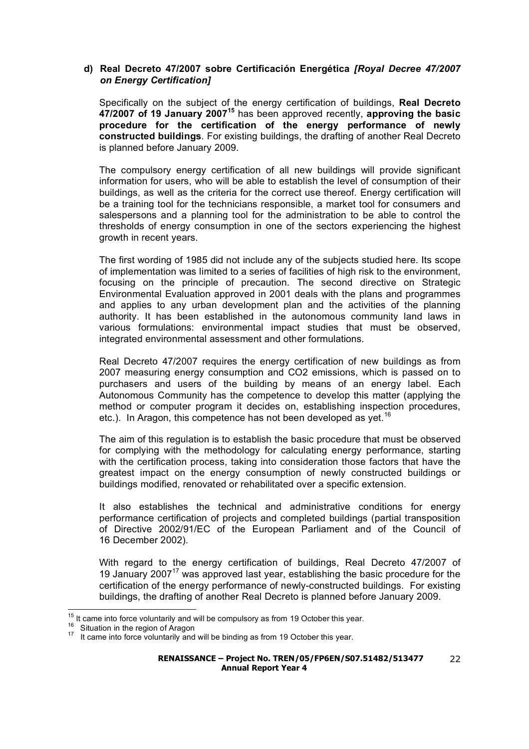### d) Real Decreto 47/2007 sobre Certificación Energética *[Royal Decree 47/2007 on Energy Certification]*

Specifically on the subject of the energy certification of buildings, **Real Decreto 47/2007 of 19 January 2007**[15] has been approved recently, **approving the basic procedure for the certification of the energy performance of newly constructed buildings**. For existing buildings, the drafting of another Real Decreto is planned before January 2009.

The compulsory energy certification of all new buildings will provide significant information for users, who will be able to establish the level of consumption of their buildings, as well as the criteria for the correct use thereof. Energy certification will be a training tool for the technicians responsible, a market tool for consumers and salespersons and a planning tool for the administration to be able to control the thresholds of energy consumption in one of the sectors experiencing the highest growth in recent years.

The first wording of 1985 did not include any of the subjects studied here. Its scope of implementation was limited to a series of facilities of high risk to the environment, focusing on the principle of precaution. The second directive on Strategic Environmental Evaluation approved in 2001 deals with the plans and programmes and applies to any urban development plan and the activities of the planning authority. It has been established in the autonomous community land laws in various formulations: environmental impact studies that must be observed, integrated environmental assessment and other formulations.

Real Decreto 47/2007 requires the energy certification of new buildings as from 2007 measuring energy consumption and $CO_2$ emissions, which is passed on to purchasers and users of the building by means of an energy label. Each Autonomous Community has the competence to develop this matter (applying the method or computer program it decides on, establishing inspection procedures, etc.). In Aragon, this competence has not been developed as yet.[16]

The aim of this regulation is to establish the basic procedure that must be observed for complying with the methodology for calculating energy performance, starting with the certification process, taking into consideration those factors that have the greatest impact on the energy consumption of newly constructed buildings or buildings modified, renovated or rehabilitated over a specific extension.

It also establishes the technical and administrative conditions for energy performance certification of projects and completed buildings (partial transposition of Directive 2002/91/EC of the European Parliament and of the Council of 16 December 2002).

With regard to the energy certification of buildings, Real Decreto 47/2007 of 19 January 2007[17] was approved last year, establishing the basic procedure for the certification of the energy performance of newly-constructed buildings. For existing buildings, the drafting of another Real Decreto is planned before January 2009.

---

[15] It came into force voluntarily and will be compulsory as from 19 October this year.

[16] Situation in the region of Aragon

[17] It came into force voluntarily and will be binding as from 19 October this year.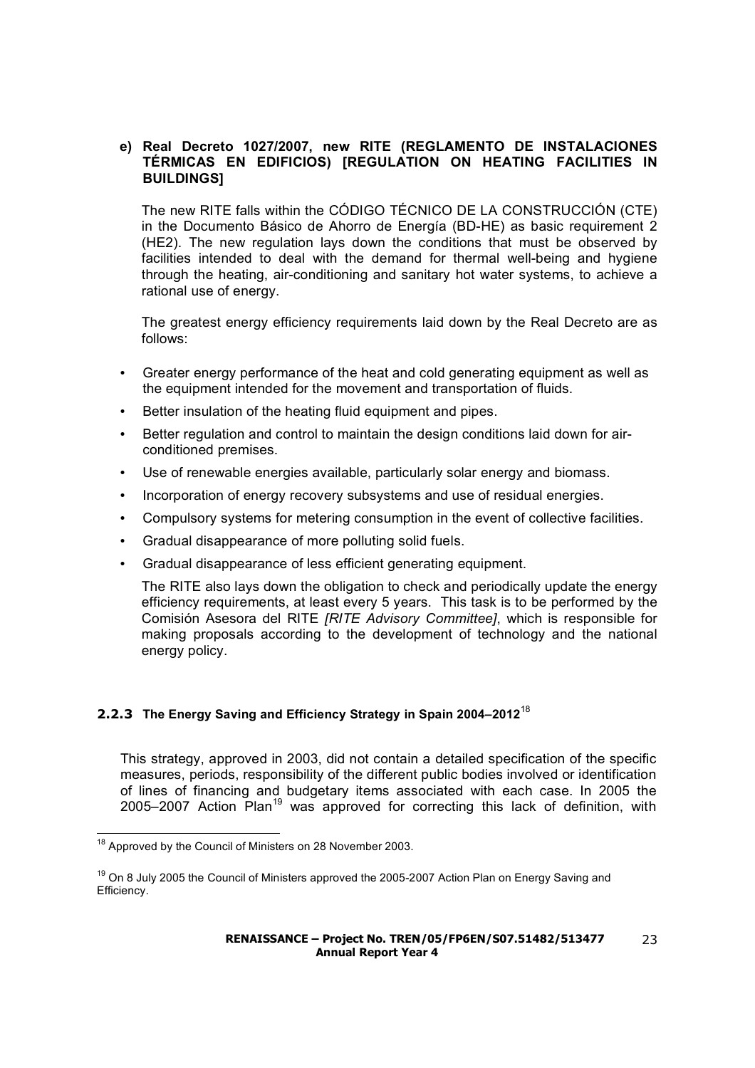**e) Real Decreto 1027/2007, new RITE (REGLAMENTO DE INSTALACIONES TÉRMICAS EN EDIFICIOS) [REGULATION ON HEATING FACILITIES IN BUILDINGS]**

The new RITE falls within the CÓDIGO TÉCNICO DE LA CONSTRUCCIÓN (CTE) in the Documento Básico de Ahorro de Energía (BD-HE) as basic requirement 2 (HE2). The new regulation lays down the conditions that must be observed by facilities intended to deal with the demand for thermal well-being and hygiene through the heating, air-conditioning and sanitary hot water systems, to achieve a rational use of energy.

The greatest energy efficiency requirements laid down by the Real Decreto are as follows:

- Greater energy performance of the heat and cold generating equipment as well as the equipment intended for the movement and transportation of fluids.
- Better insulation of the heating fluid equipment and pipes.
- Better regulation and control to maintain the design conditions laid down for air-conditioned premises.
- Use of renewable energies available, particularly solar energy and biomass.
- Incorporation of energy recovery subsystems and use of residual energies.
- Compulsory systems for metering consumption in the event of collective facilities.
- Gradual disappearance of more polluting solid fuels.
- Gradual disappearance of less efficient generating equipment.

The RITE also lays down the obligation to check and periodically update the energy efficiency requirements, at least every 5 years. This task is to be performed by the Comisión Asesora del RITE *[RITE Advisory Committee]*, which is responsible for making proposals according to the development of technology and the national energy policy.

### 2.2.3 The Energy Saving and Efficiency Strategy in Spain 2004–2012[18]

This strategy, approved in 2003, did not contain a detailed specification of the specific measures, periods, responsibility of the different public bodies involved or identification of lines of financing and budgetary items associated with each case. In 2005 the 2005–2007 Action Plan[19] was approved for correcting this lack of definition, with

---

[18] Approved by the Council of Ministers on 28 November 2003.

[19] On 8 July 2005 the Council of Ministers approved the 2005-2007 Action Plan on Energy Saving and Efficiency.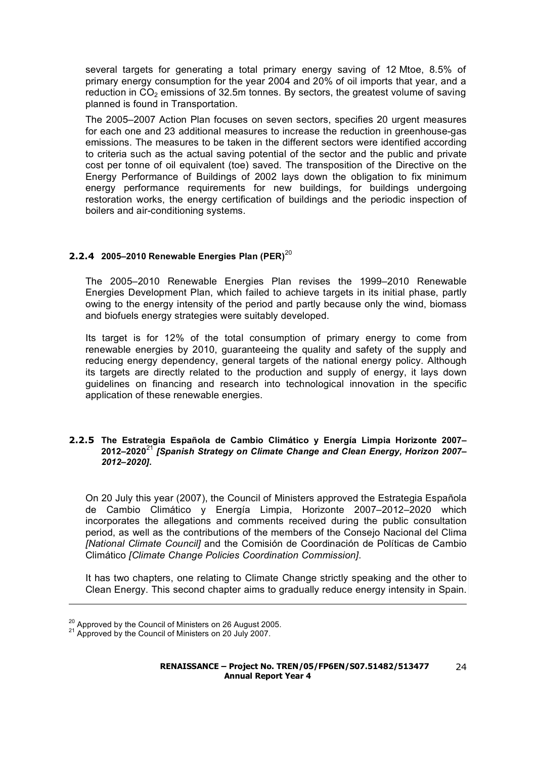several targets for generating a total primary energy saving of 12 Mtoe, 8.5% of primary energy consumption for the year 2004 and 20% of oil imports that year, and a reduction in $CO_2$ emissions of 32.5m tonnes. By sectors, the greatest volume of saving planned is found in Transportation.

The 2005–2007 Action Plan focuses on seven sectors, specifies 20 urgent measures for each one and 23 additional measures to increase the reduction in greenhouse-gas emissions. The measures to be taken in the different sectors were identified according to criteria such as the actual saving potential of the sector and the public and private cost per tonne of oil equivalent (toe) saved. The transposition of the Directive on the Energy Performance of Buildings of 2002 lays down the obligation to fix minimum energy performance requirements for new buildings, for buildings undergoing restoration works, the energy certification of buildings and the periodic inspection of boilers and air-conditioning systems.

### 2.2.4 2005–2010 Renewable Energies Plan (PER)[20]

The 2005–2010 Renewable Energies Plan revises the 1999–2010 Renewable Energies Development Plan, which failed to achieve targets in its initial phase, partly owing to the energy intensity of the period and partly because only the wind, biomass and biofuels energy strategies were suitably developed.

Its target is for 12% of the total consumption of primary energy to come from renewable energies by 2010, guaranteeing the quality and safety of the supply and reducing energy dependency, general targets of the national energy policy. Although its targets are directly related to the production and supply of energy, it lays down guidelines on financing and research into technological innovation in the specific application of these renewable energies.

### 2.2.5 The Estrategia Española de Cambio Climático y Energía Limpia Horizonte 2007–2012–2020[21] *[Spanish Strategy on Climate Change and Clean Energy, Horizon 2007–2012–2020]*.

On 20 July this year (2007), the Council of Ministers approved the Estrategia Española de Cambio Climático y Energía Limpia, Horizonte 2007–2012–2020 which incorporates the allegations and comments received during the public consultation period, as well as the contributions of the members of the Consejo Nacional del Clima *[National Climate Council]* and the Comisión de Coordinación de Políticas de Cambio Climático *[Climate Change Policies Coordination Commission]*.

It has two chapters, one relating to Climate Change strictly speaking and the other to Clean Energy. This second chapter aims to gradually reduce energy intensity in Spain.

---

[20] Approved by the Council of Ministers on 26 August 2005.

[21] Approved by the Council of Ministers on 20 July 2007.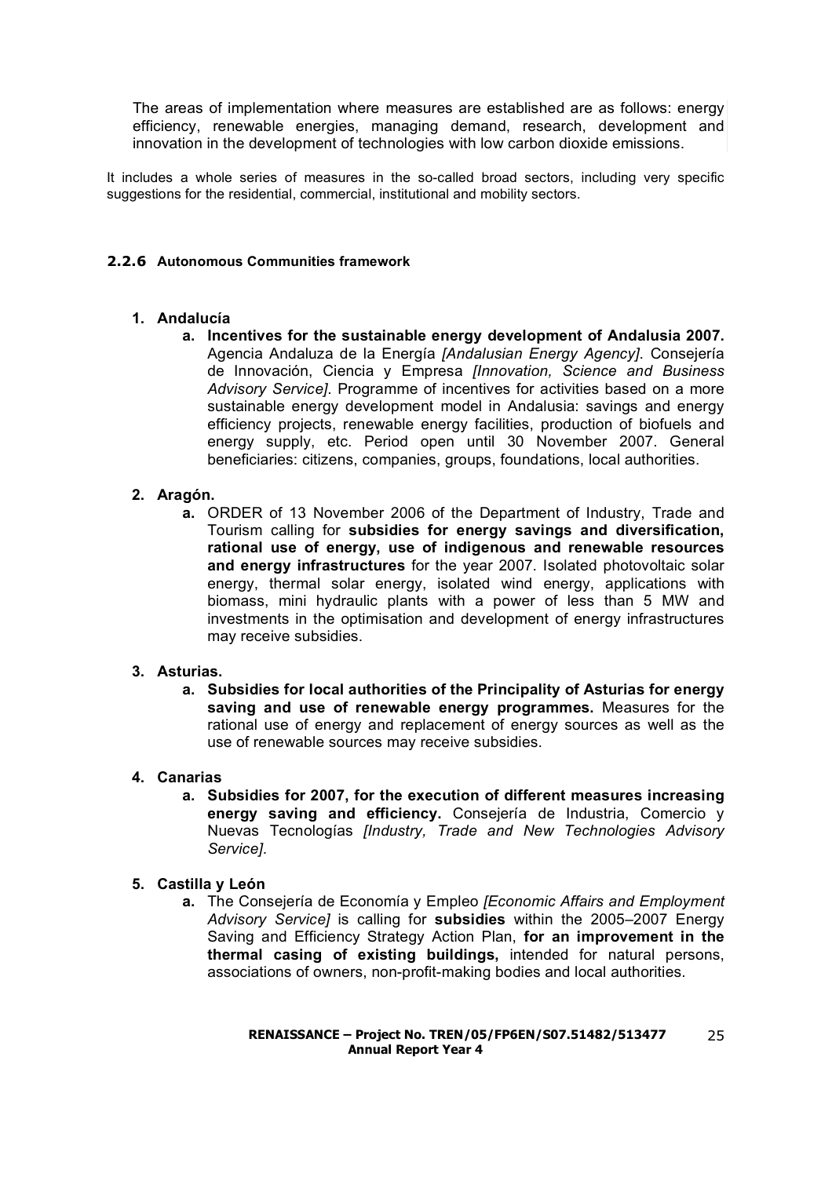The areas of implementation where measures are established are as follows: energy efficiency, renewable energies, managing demand, research, development and innovation in the development of technologies with low carbon dioxide emissions.

It includes a whole series of measures in the so-called broad sectors, including very specific suggestions for the residential, commercial, institutional and mobility sectors.

### 2.2.6 Autonomous Communities framework

1. **Andalucía**
    a. **Incentives for the sustainable energy development of Andalusia 2007.** Agencia Andaluza de la Energía *[Andalusian Energy Agency]*. Consejería de Innovación, Ciencia y Empresa *[Innovation, Science and Business Advisory Service]*. Programme of incentives for activities based on a more sustainable energy development model in Andalusia: savings and energy efficiency projects, renewable energy facilities, production of biofuels and energy supply, etc. Period open until 30 November 2007. General beneficiaries: citizens, companies, groups, foundations, local authorities.

2. **Aragón.**
    a. ORDER of 13 November 2006 of the Department of Industry, Trade and Tourism calling for **subsidies for energy savings and diversification, rational use of energy, use of indigenous and renewable resources and energy infrastructures** for the year 2007. Isolated photovoltaic solar energy, thermal solar energy, isolated wind energy, applications with biomass, mini hydraulic plants with a power of less than 5 MW and investments in the optimisation and development of energy infrastructures may receive subsidies.

3. **Asturias.**
    a. **Subsidies for local authorities of the Principality of Asturias for energy saving and use of renewable energy programmes.** Measures for the rational use of energy and replacement of energy sources as well as the use of renewable sources may receive subsidies.

4. **Canarias**
    a. **Subsidies for 2007, for the execution of different measures increasing energy saving and efficiency.** Consejería de Industria, Comercio y Nuevas Tecnologías *[Industry, Trade and New Technologies Advisory Service]*.

5. **Castilla y León**
    a. The Consejería de Economía y Empleo *[Economic Affairs and Employment Advisory Service]* is calling for **subsidies** within the 2005–2007 Energy Saving and Efficiency Strategy Action Plan, **for an improvement in the thermal casing of existing buildings,** intended for natural persons, associations of owners, non-profit-making bodies and local authorities.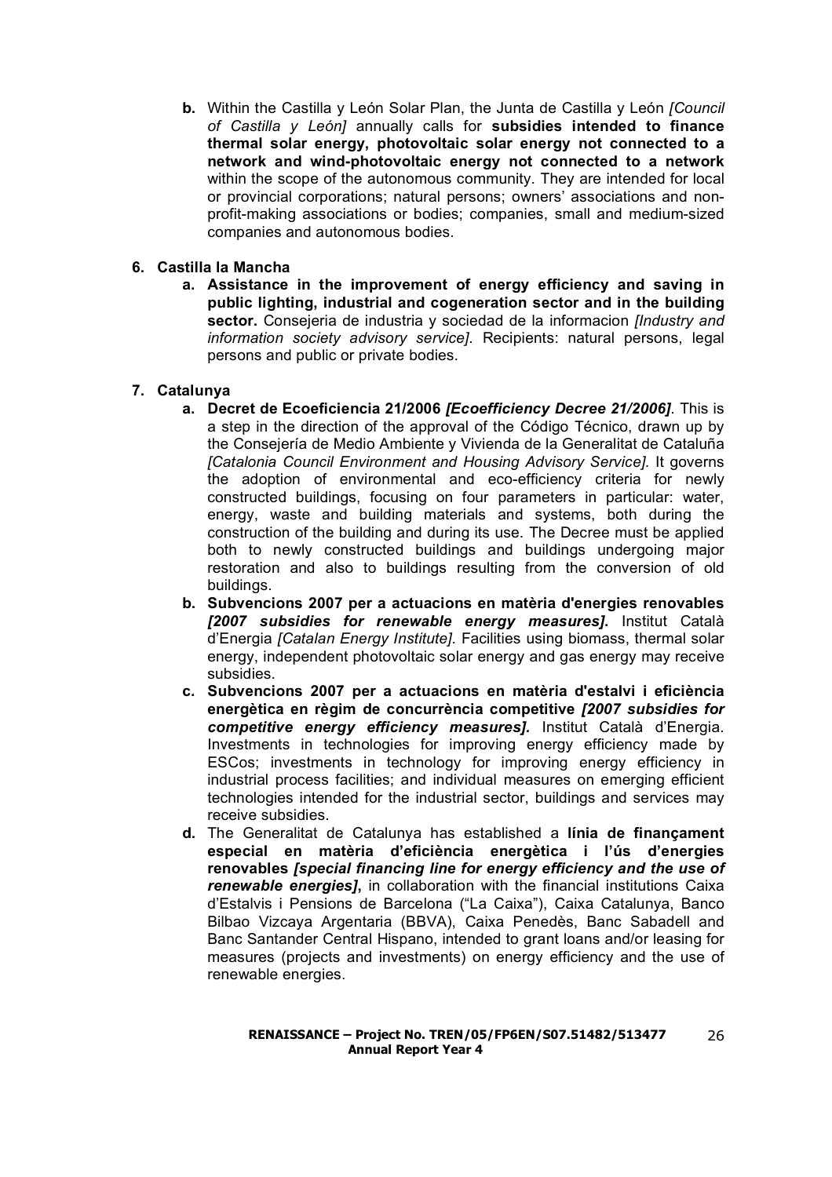**b.** Within the Castilla y León Solar Plan, the Junta de Castilla y León *[Council of Castilla y León]* annually calls for **subsidies intended to finance thermal solar energy, photovoltaic solar energy not connected to a network and wind-photovoltaic energy not connected to a network** within the scope of the autonomous community. They are intended for local or provincial corporations; natural persons; owners' associations and non-profit-making associations or bodies; companies, small and medium-sized companies and autonomous bodies.

**6. Castilla la Mancha**

**a. Assistance in the improvement of energy efficiency and saving in public lighting, industrial and cogeneration sector and in the building sector.** Consejeria de industria y sociedad de la informacion *[Industry and information society advisory service]*. Recipients: natural persons, legal persons and public or private bodies.

**7. Catalunya**

**a. Decret de Ecoeficiencia 21/2006** ***[Ecoefficiency Decree 21/2006]***. This is a step in the direction of the approval of the Código Técnico, drawn up by the Consejería de Medio Ambiente y Vivienda de la Generalitat de Cataluña *[Catalonia Council Environment and Housing Advisory Service]*. It governs the adoption of environmental and eco-efficiency criteria for newly constructed buildings, focusing on four parameters in particular: water, energy, waste and building materials and systems, both during the construction of the building and during its use. The Decree must be applied both to newly constructed buildings and buildings undergoing major restoration and also to buildings resulting from the conversion of old buildings.

**b. Subvencions 2007 per a actuacions en matèria d'energies renovables** ***[2007 subsidies for renewable energy measures]***. Institut Català d'Energia *[Catalan Energy Institute]*. Facilities using biomass, thermal solar energy, independent photovoltaic solar energy and gas energy may receive subsidies.

**c. Subvencions 2007 per a actuacions en matèria d'estalvi i eficiència energètica en règim de concurrència competitive** ***[2007 subsidies for competitive energy efficiency measures].*** Institut Català d'Energia. Investments in technologies for improving energy efficiency made by ESCos; investments in technology for improving energy efficiency in industrial process facilities; and individual measures on emerging efficient technologies intended for the industrial sector, buildings and services may receive subsidies.

**d.** The Generalitat de Catalunya has established a **línia de finançament especial en matèria d'eficiència energètica i l'ús d'energies renovables** ***[special financing line for energy efficiency and the use of renewable energies]***, in collaboration with the financial institutions Caixa d'Estalvis i Pensions de Barcelona ("La Caixa"), Caixa Catalunya, Banco Bilbao Vizcaya Argentaria (BBVA), Caixa Penedès, Banc Sabadell and Banc Santander Central Hispano, intended to grant loans and/or leasing for measures (projects and investments) on energy efficiency and the use of renewable energies.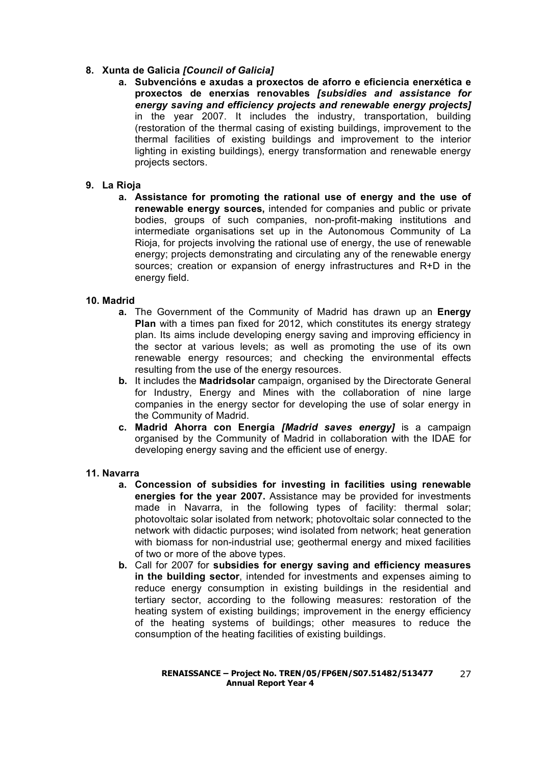8. **Xunta de Galicia *[Council of Galicia]***
   a. **Subvencións e axudas a proxectos de aforro e eficiencia enerxética e proxectos de enerxías renovables *[subsidies and assistance for energy saving and efficiency projects and renewable energy projects]*** in the year 2007. It includes the industry, transportation, building (restoration of the thermal casing of existing buildings, improvement to the thermal facilities of existing buildings and improvement to the interior lighting in existing buildings), energy transformation and renewable energy projects sectors.

9. **La Rioja**
   a. **Assistance for promoting the rational use of energy and the use of renewable energy sources,** intended for companies and public or private bodies, groups of such companies, non-profit-making institutions and intermediate organisations set up in the Autonomous Community of La Rioja, for projects involving the rational use of energy, the use of renewable energy; projects demonstrating and circulating any of the renewable energy sources; creation or expansion of energy infrastructures and R+D in the energy field.

10. **Madrid**
    a. The Government of the Community of Madrid has drawn up an **Energy Plan** with a times pan fixed for 2012, which constitutes its energy strategy plan. Its aims include developing energy saving and improving efficiency in the sector at various levels; as well as promoting the use of its own renewable energy resources; and checking the environmental effects resulting from the use of the energy resources.
    b. It includes the **Madridsolar** campaign, organised by the Directorate General for Industry, Energy and Mines with the collaboration of nine large companies in the energy sector for developing the use of solar energy in the Community of Madrid.
    c. **Madrid Ahorra con Energía *[Madrid saves energy]*** is a campaign organised by the Community of Madrid in collaboration with the IDAE for developing energy saving and the efficient use of energy.

11. **Navarra**
    a. **Concession of subsidies for investing in facilities using renewable energies for the year 2007.** Assistance may be provided for investments made in Navarra, in the following types of facility: thermal solar; photovoltaic solar isolated from network; photovoltaic solar connected to the network with didactic purposes; wind isolated from network; heat generation with biomass for non-industrial use; geothermal energy and mixed facilities of two or more of the above types.
    b. Call for 2007 for **subsidies for energy saving and efficiency measures in the building sector**, intended for investments and expenses aiming to reduce energy consumption in existing buildings in the residential and tertiary sector, according to the following measures: restoration of the heating system of existing buildings; improvement in the energy efficiency of the heating systems of buildings; other measures to reduce the consumption of the heating facilities of existing buildings.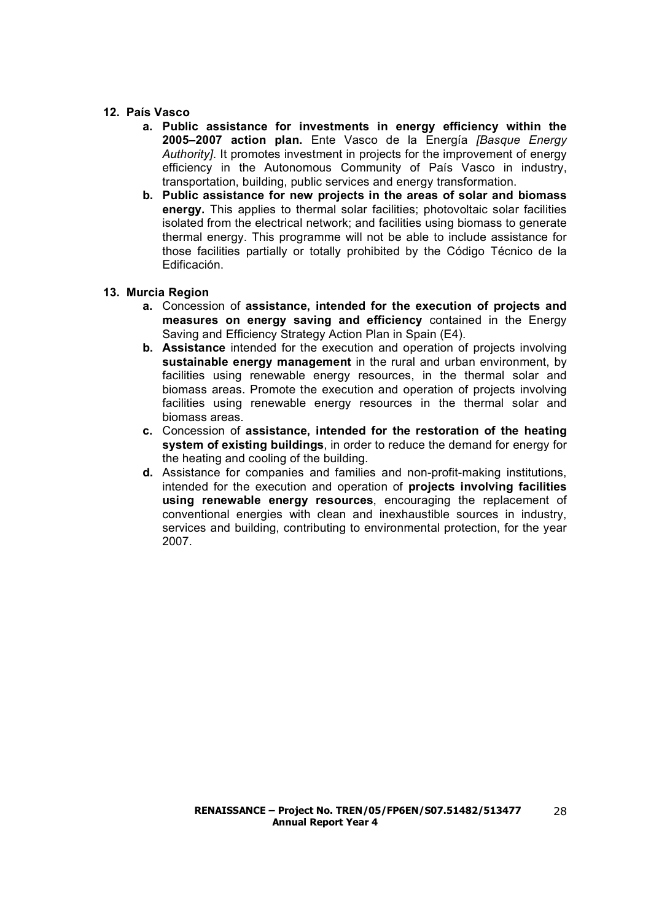**12. País Vasco**

a. **Public assistance for investments in energy efficiency within the 2005–2007 action plan.** Ente Vasco de la Energía *[Basque Energy Authority]*. It promotes investment in projects for the improvement of energy efficiency in the Autonomous Community of País Vasco in industry, transportation, building, public services and energy transformation.

b. **Public assistance for new projects in the areas of solar and biomass energy.** This applies to thermal solar facilities; photovoltaic solar facilities isolated from the electrical network; and facilities using biomass to generate thermal energy. This programme will not be able to include assistance for those facilities partially or totally prohibited by the Código Técnico de la Edificación.

**13. Murcia Region**

a. Concession of **assistance, intended for the execution of projects and measures on energy saving and efficiency** contained in the Energy Saving and Efficiency Strategy Action Plan in Spain (E4).

b. **Assistance** intended for the execution and operation of projects involving **sustainable energy management** in the rural and urban environment, by facilities using renewable energy resources, in the thermal solar and biomass areas. Promote the execution and operation of projects involving facilities using renewable energy resources in the thermal solar and biomass areas.

c. Concession of **assistance, intended for the restoration of the heating system of existing buildings**, in order to reduce the demand for energy for the heating and cooling of the building.

d. Assistance for companies and families and non-profit-making institutions, intended for the execution and operation of **projects involving facilities using renewable energy resources**, encouraging the replacement of conventional energies with clean and inexhaustible sources in industry, services and building, contributing to environmental protection, for the year 2007.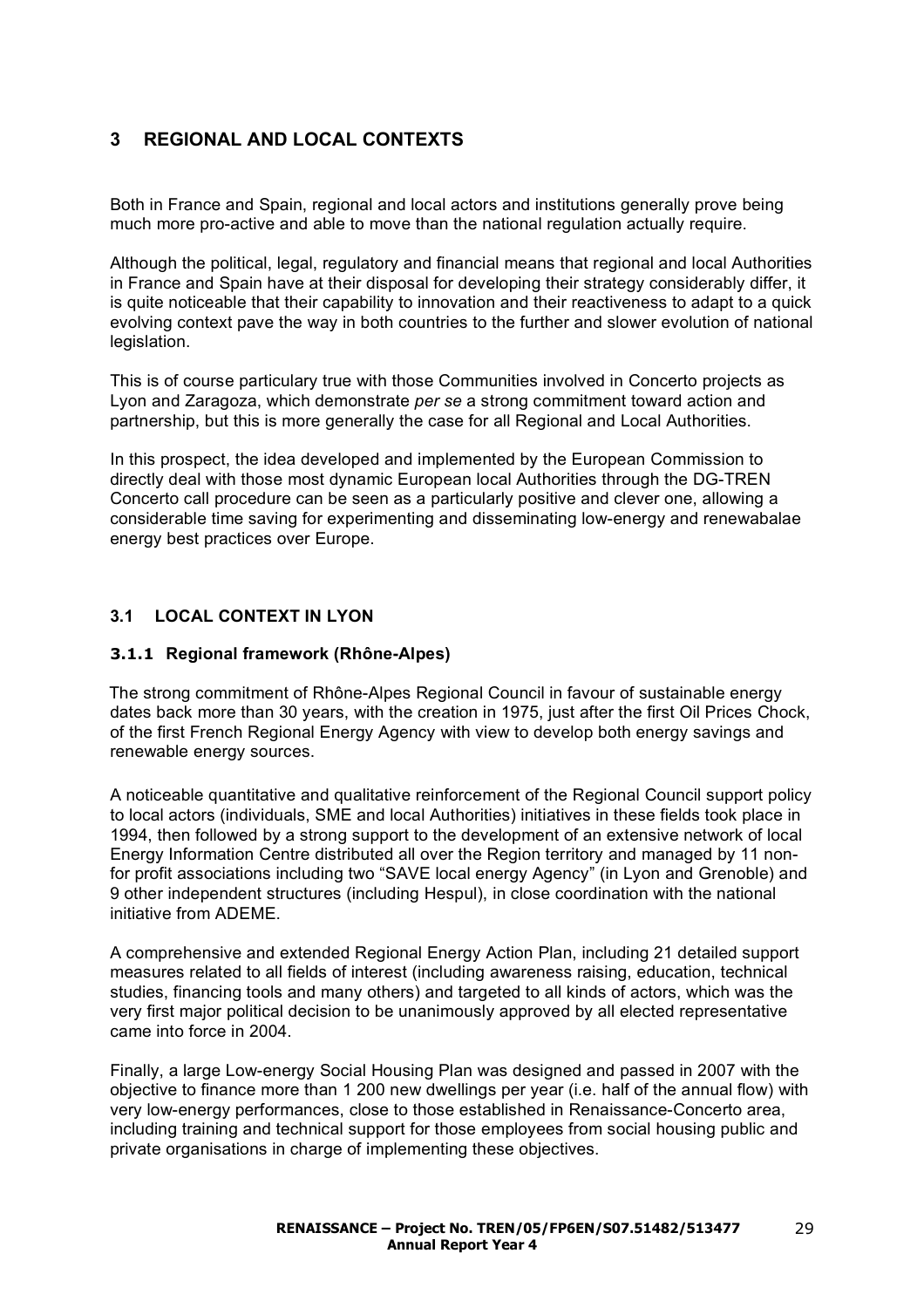# 3 REGIONAL AND LOCAL CONTEXTS

Both in France and Spain, regional and local actors and institutions generally prove being much more pro-active and able to move than the national regulation actually require.

Although the political, legal, regulatory and financial means that regional and local Authorities in France and Spain have at their disposal for developing their strategy considerably differ, it is quite noticeable that their capability to innovation and their reactiveness to adapt to a quick evolving context pave the way in both countries to the further and slower evolution of national legislation.

This is of course particulary true with those Communities involved in Concerto projects as Lyon and Zaragoza, which demonstrate *per se* a strong commitment toward action and partnership, but this is more generally the case for all Regional and Local Authorities.

In this prospect, the idea developed and implemented by the European Commission to directly deal with those most dynamic European local Authorities through the DG-TREN Concerto call procedure can be seen as a particularly positive and clever one, allowing a considerable time saving for experimenting and disseminating low-energy and renewabalae energy best practices over Europe.

## 3.1 LOCAL CONTEXT IN LYON

### 3.1.1 Regional framework (Rhône-Alpes)

The strong commitment of Rhône-Alpes Regional Council in favour of sustainable energy dates back more than 30 years, with the creation in 1975, just after the first Oil Prices Chock, of the first French Regional Energy Agency with view to develop both energy savings and renewable energy sources.

A noticeable quantitative and qualitative reinforcement of the Regional Council support policy to local actors (individuals, SME and local Authorities) initiatives in these fields took place in 1994, then followed by a strong support to the development of an extensive network of local Energy Information Centre distributed all over the Region territory and managed by 11 non-for profit associations including two "SAVE local energy Agency" (in Lyon and Grenoble) and 9 other independent structures (including Hespul), in close coordination with the national initiative from ADEME.

A comprehensive and extended Regional Energy Action Plan, including 21 detailed support measures related to all fields of interest (including awareness raising, education, technical studies, financing tools and many others) and targeted to all kinds of actors, which was the very first major political decision to be unanimously approved by all elected representative came into force in 2004.

Finally, a large Low-energy Social Housing Plan was designed and passed in 2007 with the objective to finance more than 1 200 new dwellings per year (i.e. half of the annual flow) with very low-energy performances, close to those established in Renaissance-Concerto area, including training and technical support for those employees from social housing public and private organisations in charge of implementing these objectives.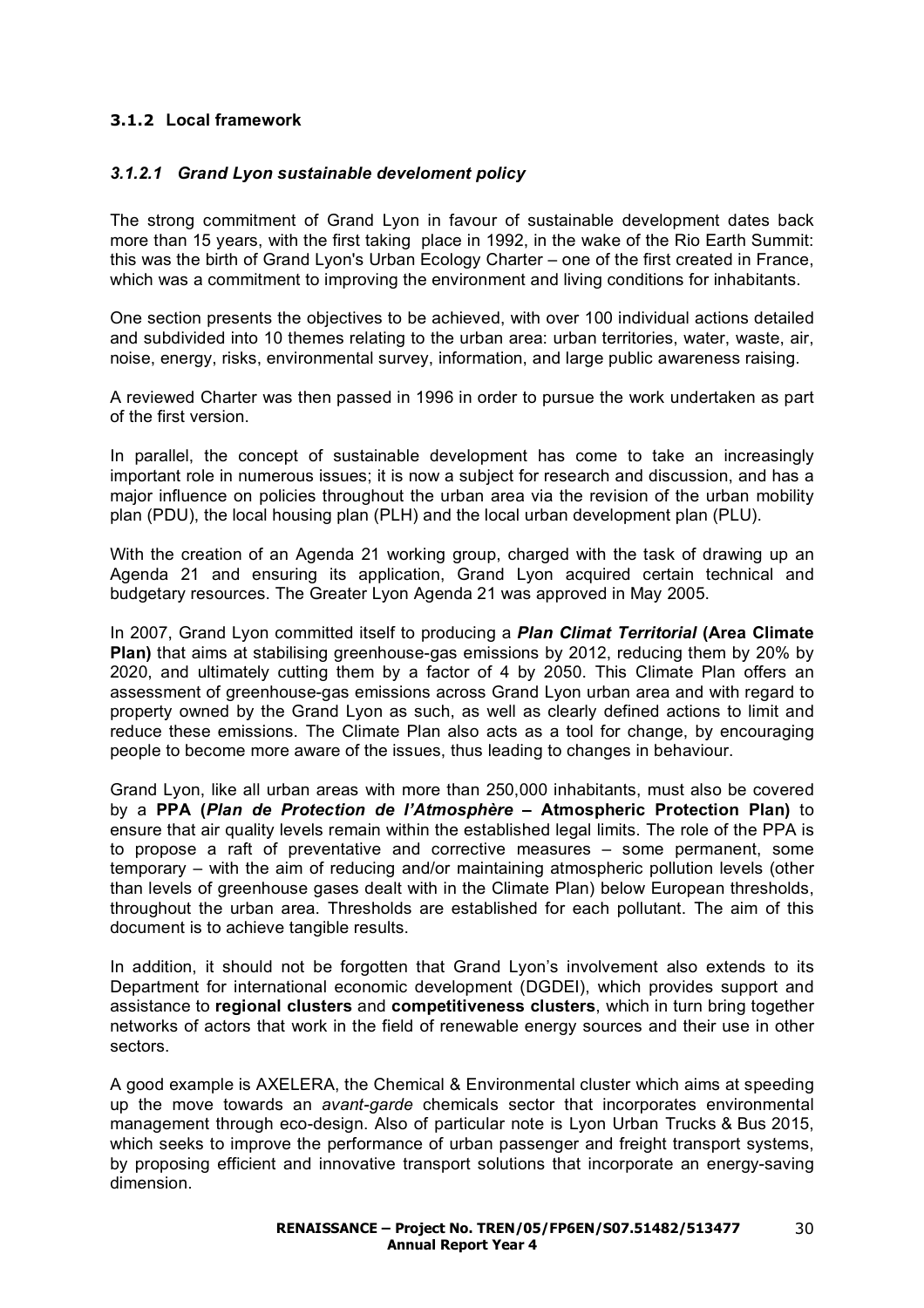### 3.1.2 Local framework

#### *3.1.2.1 Grand Lyon sustainable develoment policy*

The strong commitment of Grand Lyon in favour of sustainable development dates back more than 15 years, with the first taking place in 1992, in the wake of the Rio Earth Summit: this was the birth of Grand Lyon's Urban Ecology Charter – one of the first created in France, which was a commitment to improving the environment and living conditions for inhabitants.

One section presents the objectives to be achieved, with over 100 individual actions detailed and subdivided into 10 themes relating to the urban area: urban territories, water, waste, air, noise, energy, risks, environmental survey, information, and large public awareness raising.

A reviewed Charter was then passed in 1996 in order to pursue the work undertaken as part of the first version.

In parallel, the concept of sustainable development has come to take an increasingly important role in numerous issues; it is now a subject for research and discussion, and has a major influence on policies throughout the urban area via the revision of the urban mobility plan (PDU), the local housing plan (PLH) and the local urban development plan (PLU).

With the creation of an Agenda 21 working group, charged with the task of drawing up an Agenda 21 and ensuring its application, Grand Lyon acquired certain technical and budgetary resources. The Greater Lyon Agenda 21 was approved in May 2005.

In 2007, Grand Lyon committed itself to producing a ***Plan Climat Territorial* (Area Climate Plan)** that aims at stabilising greenhouse-gas emissions by 2012, reducing them by 20% by 2020, and ultimately cutting them by a factor of 4 by 2050. This Climate Plan offers an assessment of greenhouse-gas emissions across Grand Lyon urban area and with regard to property owned by the Grand Lyon as such, as well as clearly defined actions to limit and reduce these emissions. The Climate Plan also acts as a tool for change, by encouraging people to become more aware of the issues, thus leading to changes in behaviour.

Grand Lyon, like all urban areas with more than 250,000 inhabitants, must also be covered by a **PPA (*Plan de Protection de l'Atmosphère* – Atmospheric Protection Plan)** to ensure that air quality levels remain within the established legal limits. The role of the PPA is to propose a raft of preventative and corrective measures – some permanent, some temporary – with the aim of reducing and/or maintaining atmospheric pollution levels (other than levels of greenhouse gases dealt with in the Climate Plan) below European thresholds, throughout the urban area. Thresholds are established for each pollutant. The aim of this document is to achieve tangible results.

In addition, it should not be forgotten that Grand Lyon's involvement also extends to its Department for international economic development (DGDEI), which provides support and assistance to **regional clusters** and **competitiveness clusters**, which in turn bring together networks of actors that work in the field of renewable energy sources and their use in other sectors.

A good example is AXELERA, the Chemical & Environmental cluster which aims at speeding up the move towards an *avant-garde* chemicals sector that incorporates environmental management through eco-design. Also of particular note is Lyon Urban Trucks & Bus 2015, which seeks to improve the performance of urban passenger and freight transport systems, by proposing efficient and innovative transport solutions that incorporate an energy-saving dimension.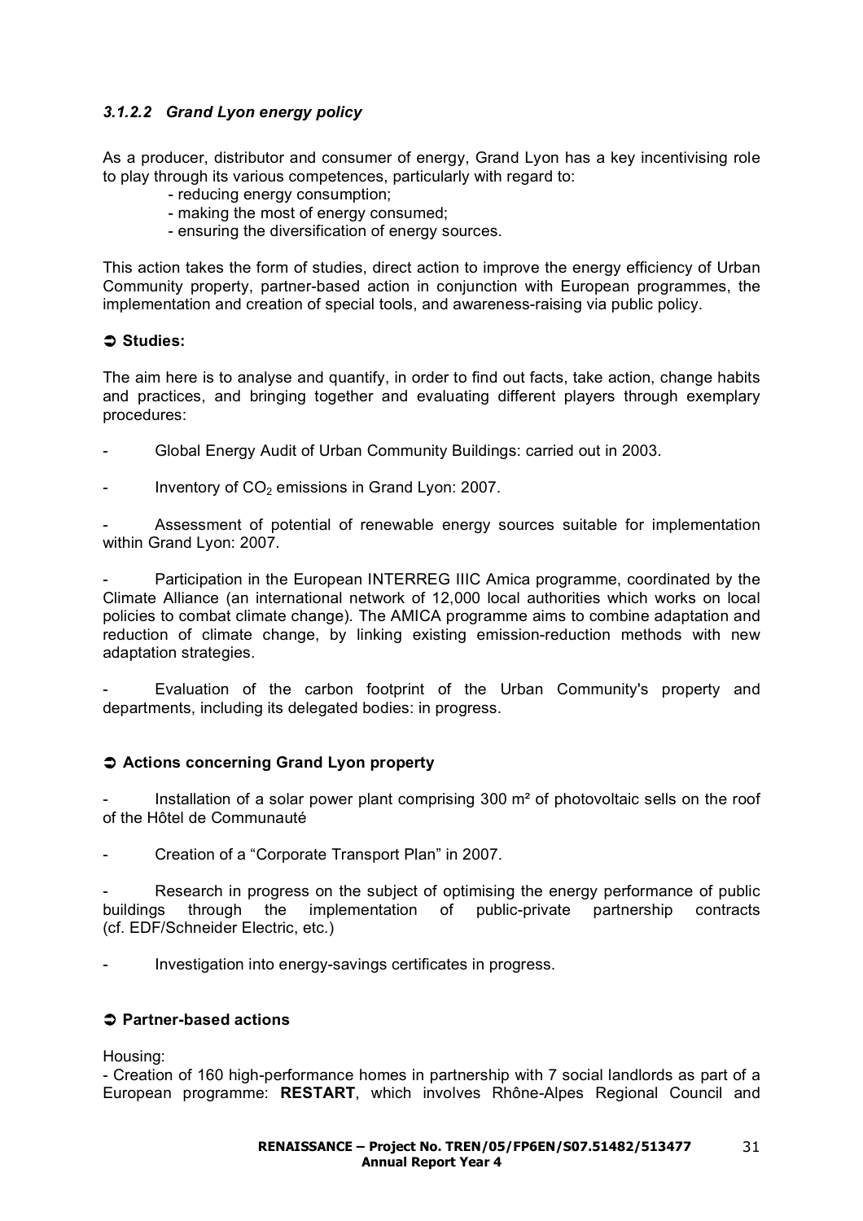### *3.1.2.2 Grand Lyon energy policy*

As a producer, distributor and consumer of energy, Grand Lyon has a key incentivising role to play through its various competences, particularly with regard to:

- reducing energy consumption;
- making the most of energy consumed;
- ensuring the diversification of energy sources.

This action takes the form of studies, direct action to improve the energy efficiency of Urban Community property, partner-based action in conjunction with European programmes, the implementation and creation of special tools, and awareness-raising via public policy.

**➲ Studies:**

The aim here is to analyse and quantify, in order to find out facts, take action, change habits and practices, and bringing together and evaluating different players through exemplary procedures:

- Global Energy Audit of Urban Community Buildings: carried out in 2003.
- Inventory of $CO_2$ emissions in Grand Lyon: 2007.
- Assessment of potential of renewable energy sources suitable for implementation within Grand Lyon: 2007.
- Participation in the European INTERREG IIIC Amica programme, coordinated by the Climate Alliance (an international network of 12,000 local authorities which works on local policies to combat climate change). The AMICA programme aims to combine adaptation and reduction of climate change, by linking existing emission-reduction methods with new adaptation strategies.
- Evaluation of the carbon footprint of the Urban Community's property and departments, including its delegated bodies: in progress.

**➲ Actions concerning Grand Lyon property**

- Installation of a solar power plant comprising 300 m² of photovoltaic sells on the roof of the Hôtel de Communauté
- Creation of a "Corporate Transport Plan" in 2007.
- Research in progress on the subject of optimising the energy performance of public buildings through the implementation of public-private partnership contracts (cf. EDF/Schneider Electric, etc.)
- Investigation into energy-savings certificates in progress.

**➲ Partner-based actions**

Housing:

- Creation of 160 high-performance homes in partnership with 7 social landlords as part of a European programme: **RESTART**, which involves Rhône-Alpes Regional Council and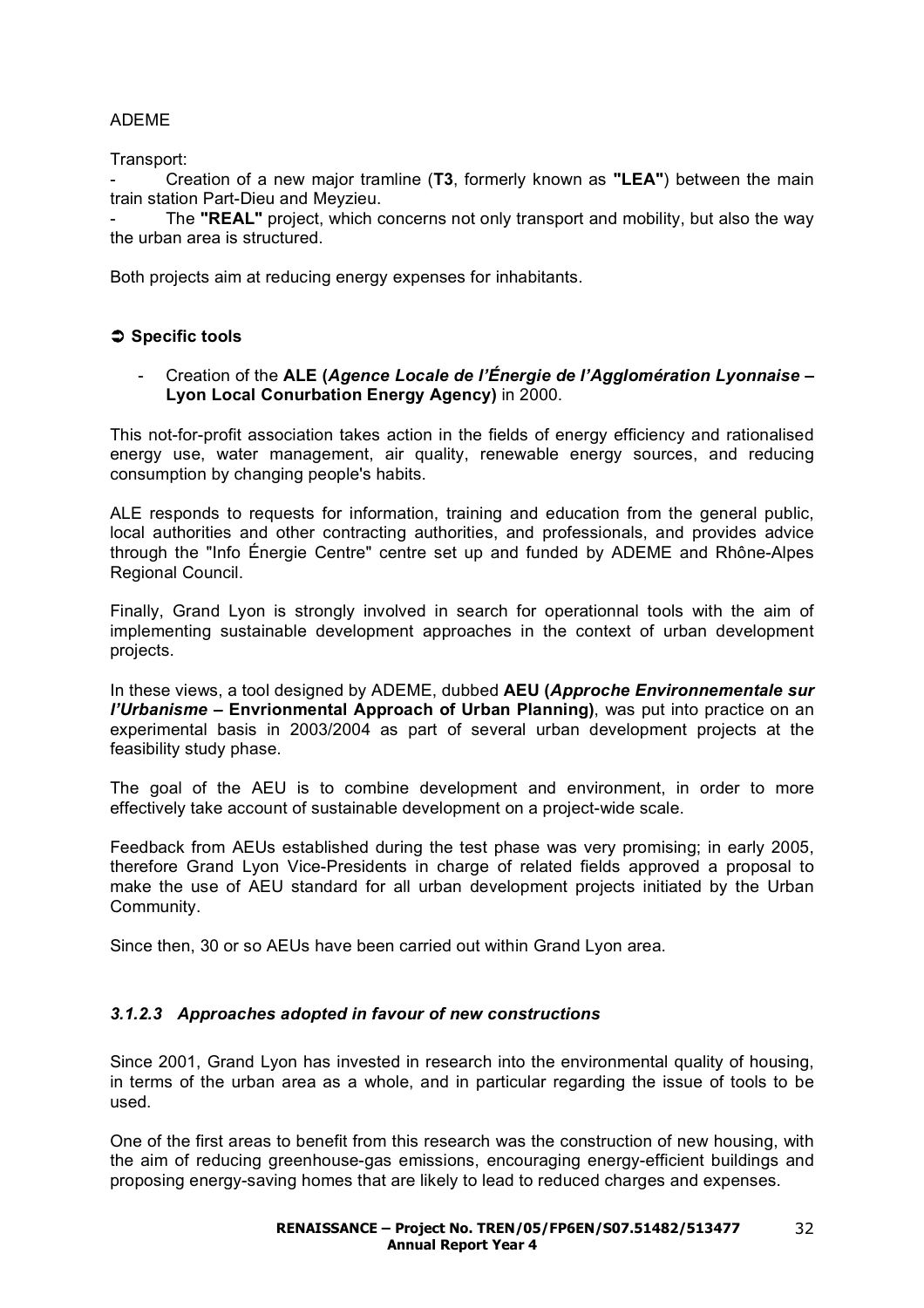ADEME

Transport:

- Creation of a new major tramline (**T3**, formerly known as **"LEA"**) between the main train station Part-Dieu and Meyzieu.
- The **"REAL"** project, which concerns not only transport and mobility, but also the way the urban area is structured.

Both projects aim at reducing energy expenses for inhabitants.

➲ **Specific tools**

- Creation of the **ALE (*Agence Locale de l'Énergie de l'Agglomération Lyonnaise* – Lyon Local Conurbation Energy Agency)** in 2000.

This not-for-profit association takes action in the fields of energy efficiency and rationalised energy use, water management, air quality, renewable energy sources, and reducing consumption by changing people's habits.

ALE responds to requests for information, training and education from the general public, local authorities and other contracting authorities, and professionals, and provides advice through the "Info Énergie Centre" centre set up and funded by ADEME and Rhône-Alpes Regional Council.

Finally, Grand Lyon is strongly involved in search for operationnal tools with the aim of implementing sustainable development approaches in the context of urban development projects.

In these views, a tool designed by ADEME, dubbed **AEU (*Approche Environnementale sur l'Urbanisme* – Envrionmental Approach of Urban Planning)**, was put into practice on an experimental basis in 2003/2004 as part of several urban development projects at the feasibility study phase.

The goal of the AEU is to combine development and environment, in order to more effectively take account of sustainable development on a project-wide scale.

Feedback from AEUs established during the test phase was very promising; in early 2005, therefore Grand Lyon Vice-Presidents in charge of related fields approved a proposal to make the use of AEU standard for all urban development projects initiated by the Urban Community.

Since then, 30 or so AEUs have been carried out within Grand Lyon area.

#### *3.1.2.3 Approaches adopted in favour of new constructions*

Since 2001, Grand Lyon has invested in research into the environmental quality of housing, in terms of the urban area as a whole, and in particular regarding the issue of tools to be used.

One of the first areas to benefit from this research was the construction of new housing, with the aim of reducing greenhouse-gas emissions, encouraging energy-efficient buildings and proposing energy-saving homes that are likely to lead to reduced charges and expenses.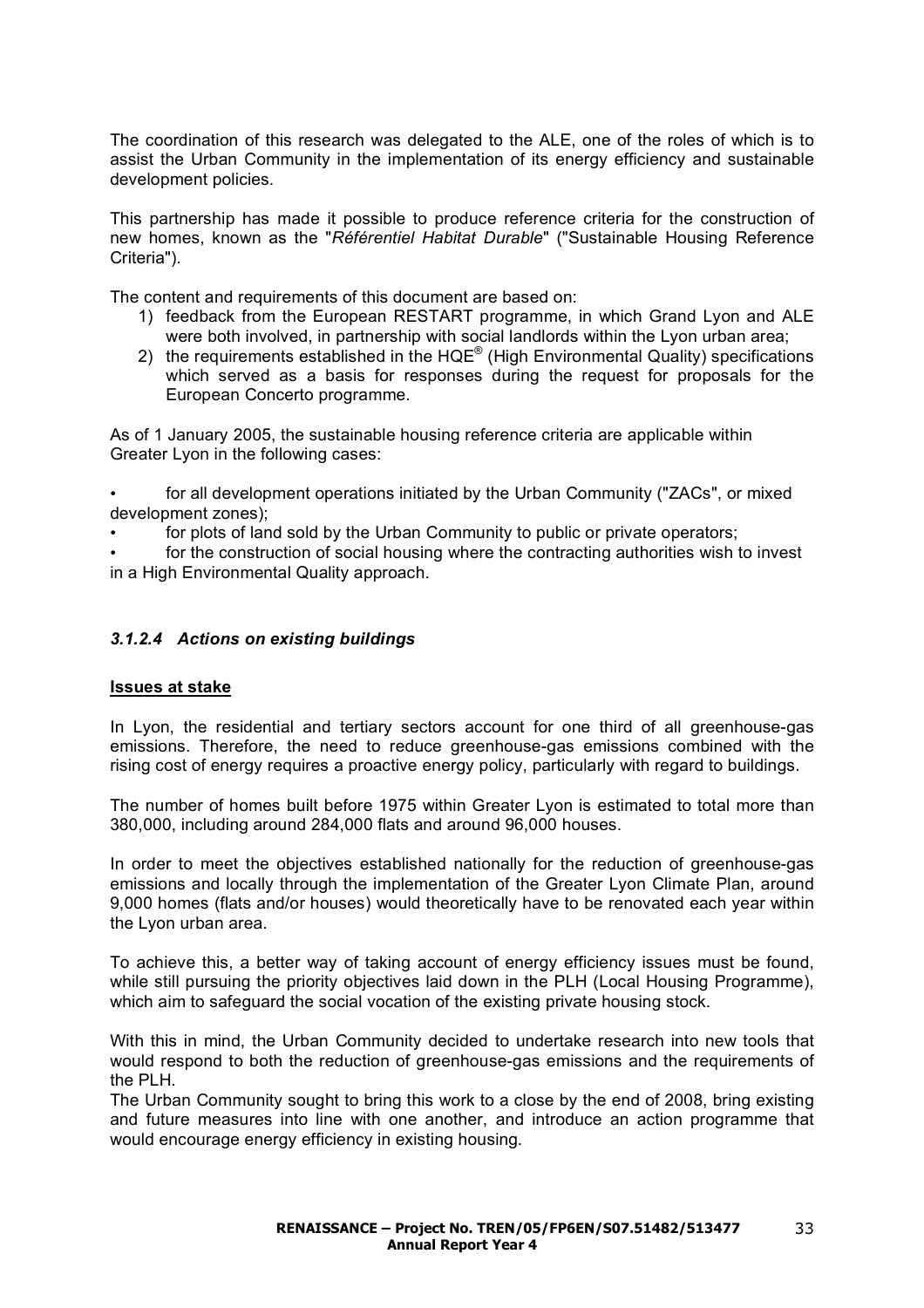The coordination of this research was delegated to the ALE, one of the roles of which is to assist the Urban Community in the implementation of its energy efficiency and sustainable development policies.

This partnership has made it possible to produce reference criteria for the construction of new homes, known as the "*Référentiel Habitat Durable*" ("Sustainable Housing Reference Criteria").

The content and requirements of this document are based on:

1) feedback from the European RESTART programme, in which Grand Lyon and ALE were both involved, in partnership with social landlords within the Lyon urban area;
2) the requirements established in the HQE® (High Environmental Quality) specifications which served as a basis for responses during the request for proposals for the European Concerto programme.

As of 1 January 2005, the sustainable housing reference criteria are applicable within Greater Lyon in the following cases:

- for all development operations initiated by the Urban Community ("ZACs", or mixed development zones);
- for plots of land sold by the Urban Community to public or private operators;
- for the construction of social housing where the contracting authorities wish to invest in a High Environmental Quality approach.

#### *3.1.2.4 Actions on existing buildings*

**Issues at stake**

In Lyon, the residential and tertiary sectors account for one third of all greenhouse-gas emissions. Therefore, the need to reduce greenhouse-gas emissions combined with the rising cost of energy requires a proactive energy policy, particularly with regard to buildings.

The number of homes built before 1975 within Greater Lyon is estimated to total more than 380,000, including around 284,000 flats and around 96,000 houses.

In order to meet the objectives established nationally for the reduction of greenhouse-gas emissions and locally through the implementation of the Greater Lyon Climate Plan, around 9,000 homes (flats and/or houses) would theoretically have to be renovated each year within the Lyon urban area.

To achieve this, a better way of taking account of energy efficiency issues must be found, while still pursuing the priority objectives laid down in the PLH (Local Housing Programme), which aim to safeguard the social vocation of the existing private housing stock.

With this in mind, the Urban Community decided to undertake research into new tools that would respond to both the reduction of greenhouse-gas emissions and the requirements of the PLH.
The Urban Community sought to bring this work to a close by the end of 2008, bring existing and future measures into line with one another, and introduce an action programme that would encourage energy efficiency in existing housing.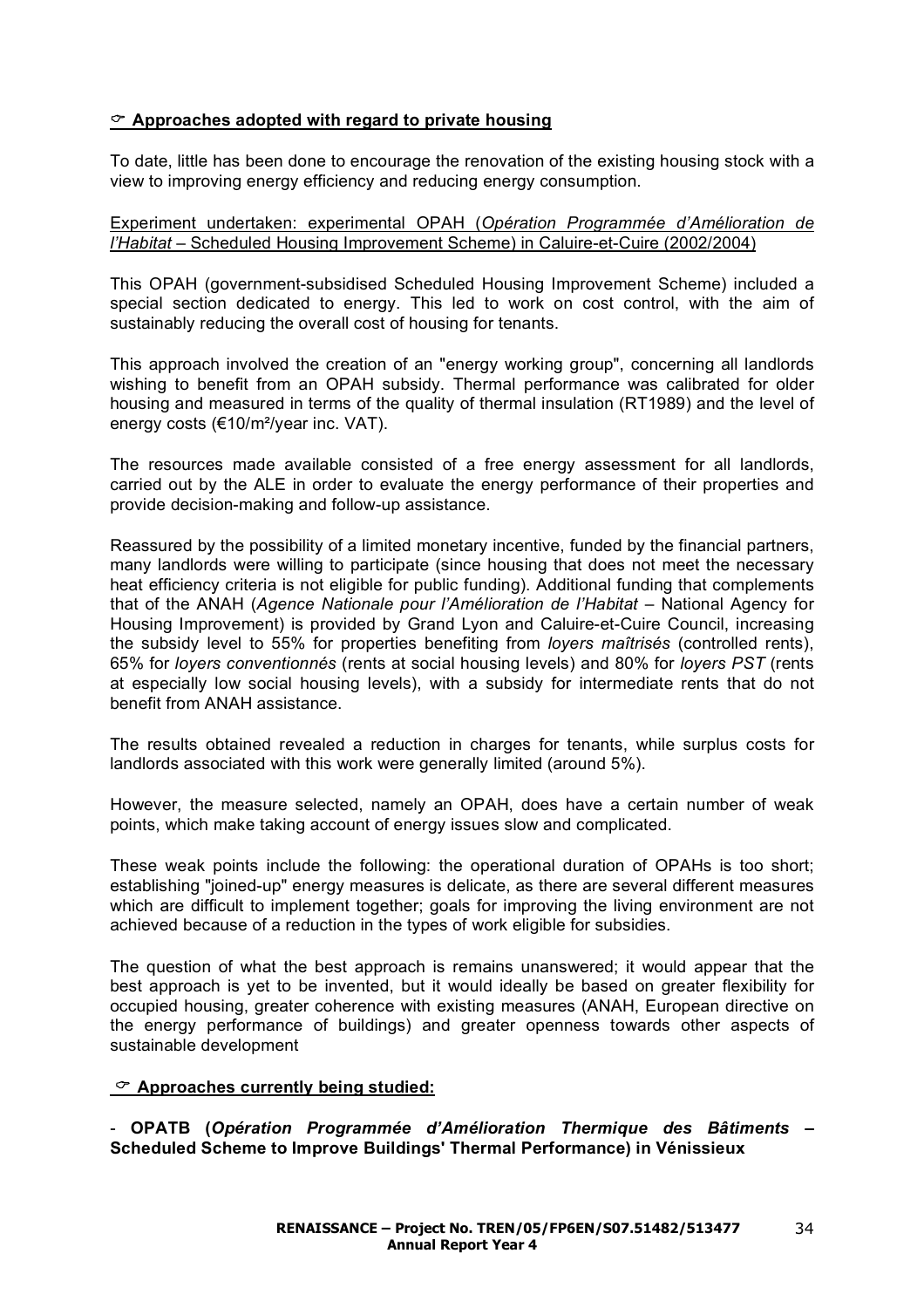☞ **Approaches adopted with regard to private housing**

To date, little has been done to encourage the renovation of the existing housing stock with a view to improving energy efficiency and reducing energy consumption.

Experiment undertaken: experimental OPAH (*Opération Programmée d'Amélioration de l'Habitat* – Scheduled Housing Improvement Scheme) in Caluire-et-Cuire (2002/2004)

This OPAH (government-subsidised Scheduled Housing Improvement Scheme) included a special section dedicated to energy. This led to work on cost control, with the aim of sustainably reducing the overall cost of housing for tenants.

This approach involved the creation of an "energy working group", concerning all landlords wishing to benefit from an OPAH subsidy. Thermal performance was calibrated for older housing and measured in terms of the quality of thermal insulation (RT1989) and the level of energy costs (€10/m²/year inc. VAT).

The resources made available consisted of a free energy assessment for all landlords, carried out by the ALE in order to evaluate the energy performance of their properties and provide decision-making and follow-up assistance.

Reassured by the possibility of a limited monetary incentive, funded by the financial partners, many landlords were willing to participate (since housing that does not meet the necessary heat efficiency criteria is not eligible for public funding). Additional funding that complements that of the ANAH (*Agence Nationale pour l'Amélioration de l'Habitat* – National Agency for Housing Improvement) is provided by Grand Lyon and Caluire-et-Cuire Council, increasing the subsidy level to 55% for properties benefiting from *loyers maîtrisés* (controlled rents), 65% for *loyers conventionnés* (rents at social housing levels) and 80% for *loyers PST* (rents at especially low social housing levels), with a subsidy for intermediate rents that do not benefit from ANAH assistance.

The results obtained revealed a reduction in charges for tenants, while surplus costs for landlords associated with this work were generally limited (around 5%).

However, the measure selected, namely an OPAH, does have a certain number of weak points, which make taking account of energy issues slow and complicated.

These weak points include the following: the operational duration of OPAHs is too short; establishing "joined-up" energy measures is delicate, as there are several different measures which are difficult to implement together; goals for improving the living environment are not achieved because of a reduction in the types of work eligible for subsidies.

The question of what the best approach is remains unanswered; it would appear that the best approach is yet to be invented, but it would ideally be based on greater flexibility for occupied housing, greater coherence with existing measures (ANAH, European directive on the energy performance of buildings) and greater openness towards other aspects of sustainable development

☞ **Approaches currently being studied:**

- **OPATB (*Opération Programmée d'Amélioration Thermique des Bâtiments* – Scheduled Scheme to Improve Buildings' Thermal Performance) in Vénissieux**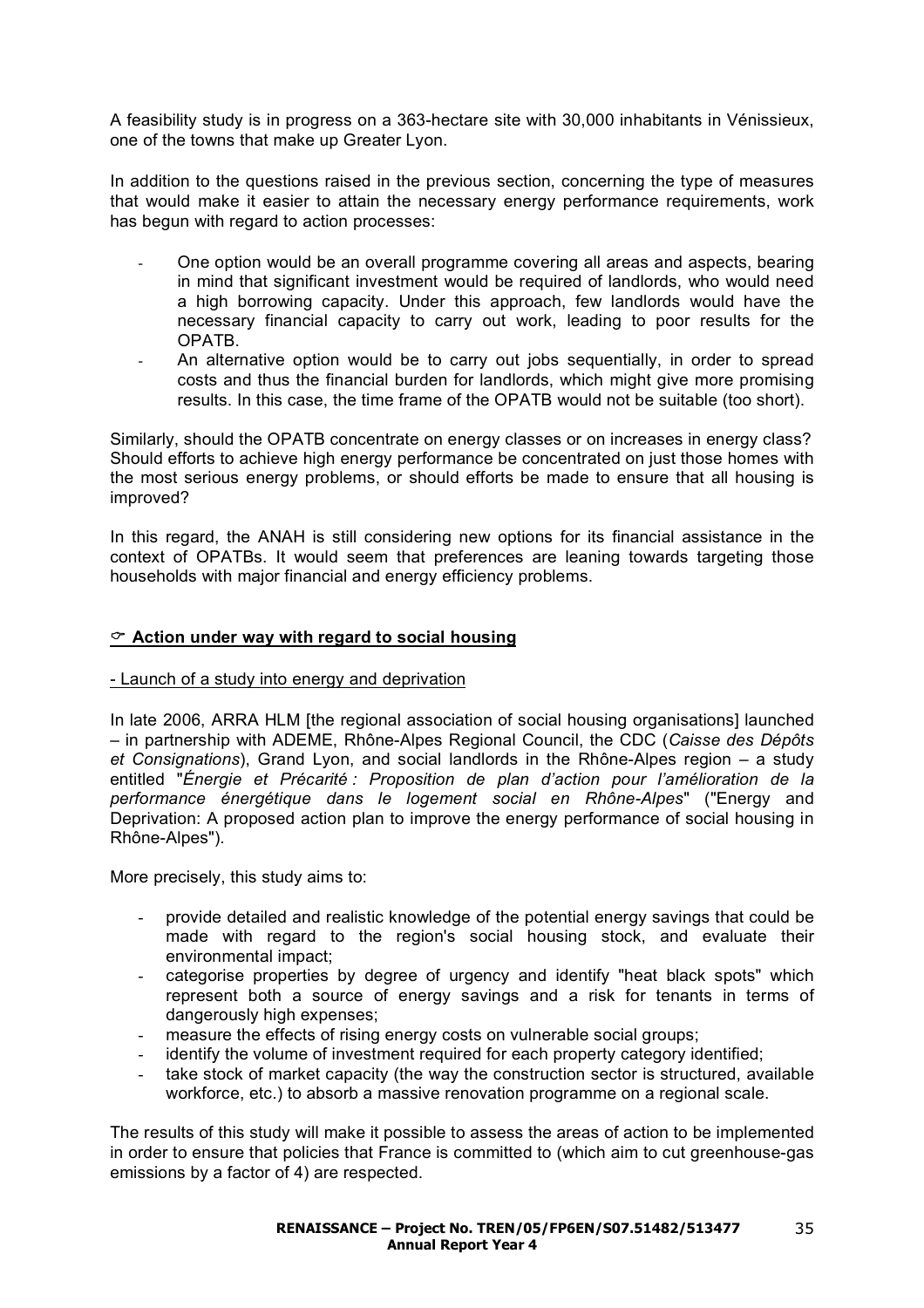A feasibility study is in progress on a 363-hectare site with 30,000 inhabitants in Vénissieux, one of the towns that make up Greater Lyon.

In addition to the questions raised in the previous section, concerning the type of measures that would make it easier to attain the necessary energy performance requirements, work has begun with regard to action processes:

- One option would be an overall programme covering all areas and aspects, bearing in mind that significant investment would be required of landlords, who would need a high borrowing capacity. Under this approach, few landlords would have the necessary financial capacity to carry out work, leading to poor results for the OPATB.
- An alternative option would be to carry out jobs sequentially, in order to spread costs and thus the financial burden for landlords, which might give more promising results. In this case, the time frame of the OPATB would not be suitable (too short).

Similarly, should the OPATB concentrate on energy classes or on increases in energy class? Should efforts to achieve high energy performance be concentrated on just those homes with the most serious energy problems, or should efforts be made to ensure that all housing is improved?

In this regard, the ANAH is still considering new options for its financial assistance in the context of OPATBs. It would seem that preferences are leaning towards targeting those households with major financial and energy efficiency problems.

### ☞ Action under way with regard to social housing

- Launch of a study into energy and deprivation

In late 2006, ARRA HLM [the regional association of social housing organisations] launched – in partnership with ADEME, Rhône-Alpes Regional Council, the CDC (*Caisse des Dépôts et Consignations*), Grand Lyon, and social landlords in the Rhône-Alpes region – a study entitled "*Énergie et Précarité : Proposition de plan d'action pour l'amélioration de la performance énergétique dans le logement social en Rhône-Alpes*" ("Energy and Deprivation: A proposed action plan to improve the energy performance of social housing in Rhône-Alpes").

More precisely, this study aims to:

- provide detailed and realistic knowledge of the potential energy savings that could be made with regard to the region's social housing stock, and evaluate their environmental impact;
- categorise properties by degree of urgency and identify "heat black spots" which represent both a source of energy savings and a risk for tenants in terms of dangerously high expenses;
- measure the effects of rising energy costs on vulnerable social groups;
- identify the volume of investment required for each property category identified;
- take stock of market capacity (the way the construction sector is structured, available workforce, etc.) to absorb a massive renovation programme on a regional scale.

The results of this study will make it possible to assess the areas of action to be implemented in order to ensure that policies that France is committed to (which aim to cut greenhouse-gas emissions by a factor of 4) are respected.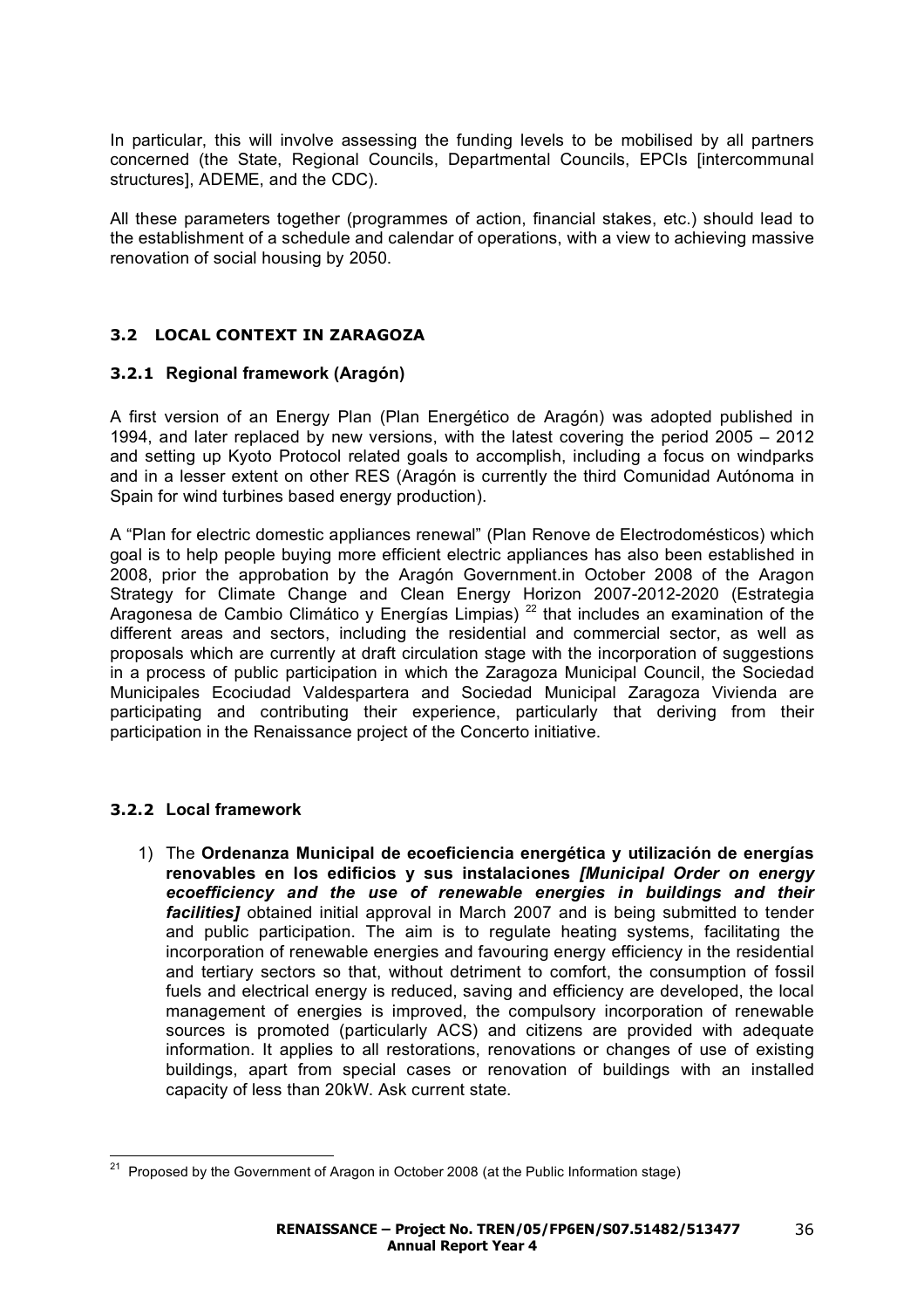In particular, this will involve assessing the funding levels to be mobilised by all partners concerned (the State, Regional Councils, Departmental Councils, EPCIs [intercommunal structures], ADEME, and the CDC).

All these parameters together (programmes of action, financial stakes, etc.) should lead to the establishment of a schedule and calendar of operations, with a view to achieving massive renovation of social housing by 2050.

## 3.2 LOCAL CONTEXT IN ZARAGOZA

### 3.2.1 Regional framework (Aragón)

A first version of an Energy Plan (Plan Energético de Aragón) was adopted published in 1994, and later replaced by new versions, with the latest covering the period 2005 – 2012 and setting up Kyoto Protocol related goals to accomplish, including a focus on windparks and in a lesser extent on other RES (Aragón is currently the third Comunidad Autónoma in Spain for wind turbines based energy production).

A "Plan for electric domestic appliances renewal" (Plan Renove de Electrodomésticos) which goal is to help people buying more efficient electric appliances has also been established in 2008, prior the approbation by the Aragón Government.in October 2008 of the Aragon Strategy for Climate Change and Clean Energy Horizon 2007-2012-2020 (Estrategia Aragonesa de Cambio Climático y Energías Limpias) [22] that includes an examination of the different areas and sectors, including the residential and commercial sector, as well as proposals which are currently at draft circulation stage with the incorporation of suggestions in a process of public participation in which the Zaragoza Municipal Council, the Sociedad Municipales Ecociudad Valdespartera and Sociedad Municipal Zaragoza Vivienda are participating and contributing their experience, particularly that deriving from their participation in the Renaissance project of the Concerto initiative.

### 3.2.2 Local framework

1) The **Ordenanza Municipal de ecoeficiencia energética y utilización de energías renovables en los edificios y sus instalaciones** ***[Municipal Order on energy ecoefficiency and the use of renewable energies in buildings and their facilities]*** obtained initial approval in March 2007 and is being submitted to tender and public participation. The aim is to regulate heating systems, facilitating the incorporation of renewable energies and favouring energy efficiency in the residential and tertiary sectors so that, without detriment to comfort, the consumption of fossil fuels and electrical energy is reduced, saving and efficiency are developed, the local management of energies is improved, the compulsory incorporation of renewable sources is promoted (particularly ACS) and citizens are provided with adequate information. It applies to all restorations, renovations or changes of use of existing buildings, apart from special cases or renovation of buildings with an installed capacity of less than 20kW. Ask current state.

---

[21] Proposed by the Government of Aragon in October 2008 (at the Public Information stage)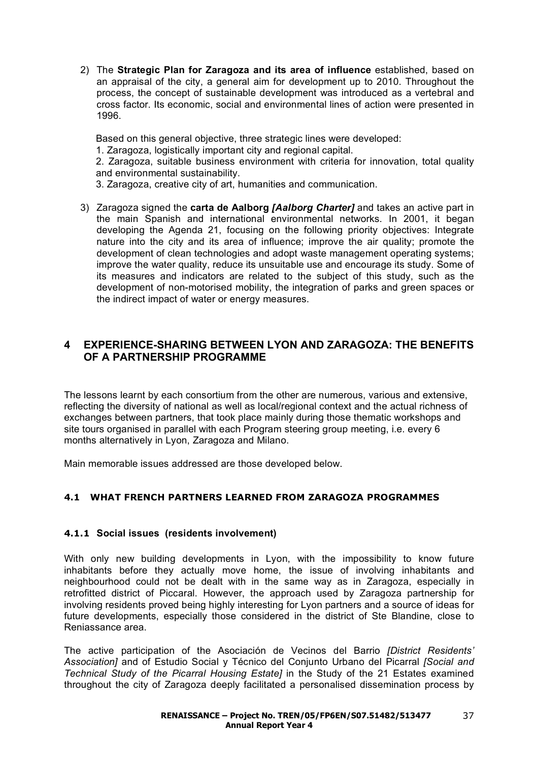2) The **Strategic Plan for Zaragoza and its area of influence** established, based on an appraisal of the city, a general aim for development up to 2010. Throughout the process, the concept of sustainable development was introduced as a vertebral and cross factor. Its economic, social and environmental lines of action were presented in 1996.

   Based on this general objective, three strategic lines were developed:
   1. Zaragoza, logistically important city and regional capital.
   2. Zaragoza, suitable business environment with criteria for innovation, total quality and environmental sustainability.
   3. Zaragoza, creative city of art, humanities and communication.

3) Zaragoza signed the **carta de Aalborg** ***[Aalborg Charter]*** and takes an active part in the main Spanish and international environmental networks. In 2001, it began developing the Agenda 21, focusing on the following priority objectives: Integrate nature into the city and its area of influence; improve the air quality; promote the development of clean technologies and adopt waste management operating systems; improve the water quality, reduce its unsuitable use and encourage its study. Some of its measures and indicators are related to the subject of this study, such as the development of non-motorised mobility, the integration of parks and green spaces or the indirect impact of water or energy measures.

# 4 EXPERIENCE-SHARING BETWEEN LYON AND ZARAGOZA: THE BENEFITS OF A PARTNERSHIP PROGRAMME

The lessons learnt by each consortium from the other are numerous, various and extensive, reflecting the diversity of national as well as local/regional context and the actual richness of exchanges between partners, that took place mainly during those thematic workshops and site tours organised in parallel with each Program steering group meeting, i.e. every 6 months alternatively in Lyon, Zaragoza and Milano.

Main memorable issues addressed are those developed below.

## 4.1 WHAT FRENCH PARTNERS LEARNED FROM ZARAGOZA PROGRAMMES

### 4.1.1 Social issues (residents involvement)

With only new building developments in Lyon, with the impossibility to know future inhabitants before they actually move home, the issue of involving inhabitants and neighbourhood could not be dealt with in the same way as in Zaragoza, especially in retrofitted district of Piccaral. However, the approach used by Zaragoza partnership for involving residents proved being highly interesting for Lyon partners and a source of ideas for future developments, especially those considered in the district of Ste Blandine, close to Reniassance area.

The active participation of the Asociación de Vecinos del Barrio *[District Residents' Association]* and of Estudio Social y Técnico del Conjunto Urbano del Picarral *[Social and Technical Study of the Picarral Housing Estate]* in the Study of the 21 Estates examined throughout the city of Zaragoza deeply facilitated a personalised dissemination process by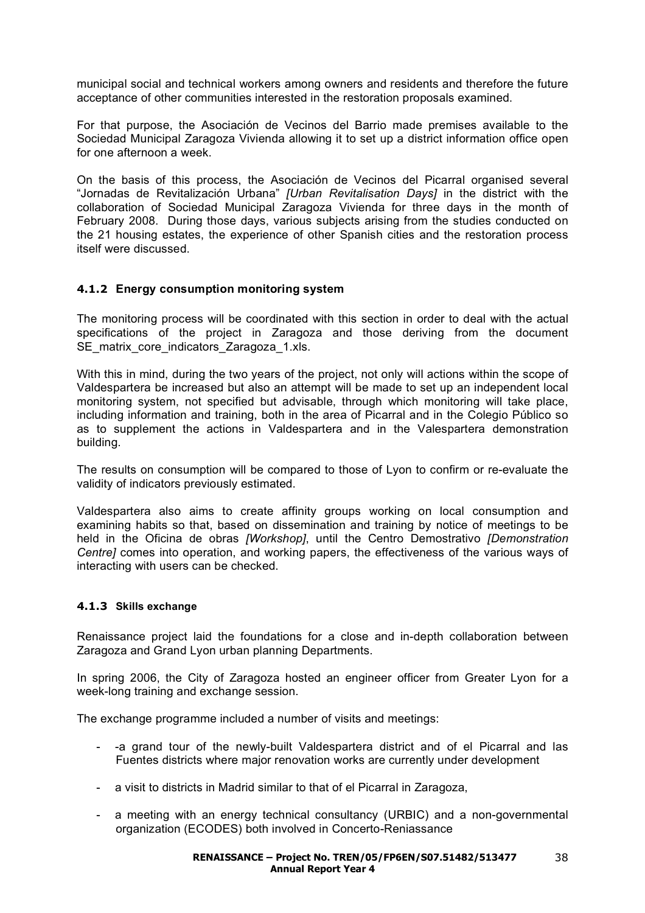municipal social and technical workers among owners and residents and therefore the future acceptance of other communities interested in the restoration proposals examined.

For that purpose, the Asociación de Vecinos del Barrio made premises available to the Sociedad Municipal Zaragoza Vivienda allowing it to set up a district information office open for one afternoon a week.

On the basis of this process, the Asociación de Vecinos del Picarral organised several "Jornadas de Revitalización Urbana" *[Urban Revitalisation Days]* in the district with the collaboration of Sociedad Municipal Zaragoza Vivienda for three days in the month of February 2008. During those days, various subjects arising from the studies conducted on the 21 housing estates, the experience of other Spanish cities and the restoration process itself were discussed.

### 4.1.2 Energy consumption monitoring system

The monitoring process will be coordinated with this section in order to deal with the actual specifications of the project in Zaragoza and those deriving from the document SE_matrix_core_indicators_Zaragoza_1.xls.

With this in mind, during the two years of the project, not only will actions within the scope of Valdespartera be increased but also an attempt will be made to set up an independent local monitoring system, not specified but advisable, through which monitoring will take place, including information and training, both in the area of Picarral and in the Colegio Público so as to supplement the actions in Valdespartera and in the Valespartera demonstration building.

The results on consumption will be compared to those of Lyon to confirm or re-evaluate the validity of indicators previously estimated.

Valdespartera also aims to create affinity groups working on local consumption and examining habits so that, based on dissemination and training by notice of meetings to be held in the Oficina de obras *[Workshop]*, until the Centro Demostrativo *[Demonstration Centre]* comes into operation, and working papers, the effectiveness of the various ways of interacting with users can be checked.

### 4.1.3 Skills exchange

Renaissance project laid the foundations for a close and in-depth collaboration between Zaragoza and Grand Lyon urban planning Departments.

In spring 2006, the City of Zaragoza hosted an engineer officer from Greater Lyon for a week-long training and exchange session.

The exchange programme included a number of visits and meetings:

- -a grand tour of the newly-built Valdespartera district and of el Picarral and las Fuentes districts where major renovation works are currently under development
- a visit to districts in Madrid similar to that of el Picarral in Zaragoza,
- a meeting with an energy technical consultancy (URBIC) and a non-governmental organization (ECODES) both involved in Concerto-Reniassance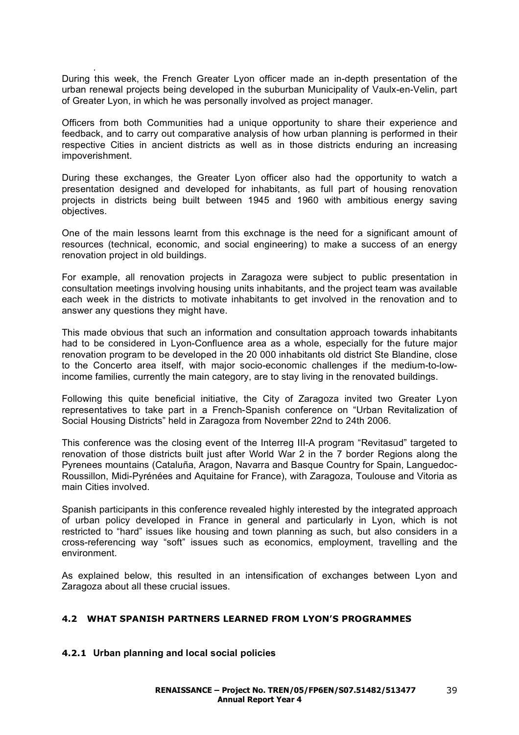.
During this week, the French Greater Lyon officer made an in-depth presentation of the urban renewal projects being developed in the suburban Municipality of Vaulx-en-Velin, part of Greater Lyon, in which he was personally involved as project manager.

Officers from both Communities had a unique opportunity to share their experience and feedback, and to carry out comparative analysis of how urban planning is performed in their respective Cities in ancient districts as well as in those districts enduring an increasing impoverishment.

During these exchanges, the Greater Lyon officer also had the opportunity to watch a presentation designed and developed for inhabitants, as full part of housing renovation projects in districts being built between 1945 and 1960 with ambitious energy saving objectives.

One of the main lessons learnt from this exchnage is the need for a significant amount of resources (technical, economic, and social engineering) to make a success of an energy renovation project in old buildings.

For example, all renovation projects in Zaragoza were subject to public presentation in consultation meetings involving housing units inhabitants, and the project team was available each week in the districts to motivate inhabitants to get involved in the renovation and to answer any questions they might have.

This made obvious that such an information and consultation approach towards inhabitants had to be considered in Lyon-Confluence area as a whole, especially for the future major renovation program to be developed in the 20 000 inhabitants old district Ste Blandine, close to the Concerto area itself, with major socio-economic challenges if the medium-to-low-income families, currently the main category, are to stay living in the renovated buildings.

Following this quite beneficial initiative, the City of Zaragoza invited two Greater Lyon representatives to take part in a French-Spanish conference on "Urban Revitalization of Social Housing Districts" held in Zaragoza from November 22nd to 24th 2006.

This conference was the closing event of the Interreg III-A program "Revitasud" targeted to renovation of those districts built just after World War 2 in the 7 border Regions along the Pyrenees mountains (Cataluña, Aragon, Navarra and Basque Country for Spain, Languedoc-Roussillon, Midi-Pyrénées and Aquitaine for France), with Zaragoza, Toulouse and Vitoria as main Cities involved.

Spanish participants in this conference revealed highly interested by the integrated approach of urban policy developed in France in general and particularly in Lyon, which is not restricted to "hard" issues like housing and town planning as such, but also considers in a cross-referencing way "soft" issues such as economics, employment, travelling and the environment.

As explained below, this resulted in an intensification of exchanges between Lyon and Zaragoza about all these crucial issues.

## 4.2 WHAT SPANISH PARTNERS LEARNED FROM LYON'S PROGRAMMES

### 4.2.1 Urban planning and local social policies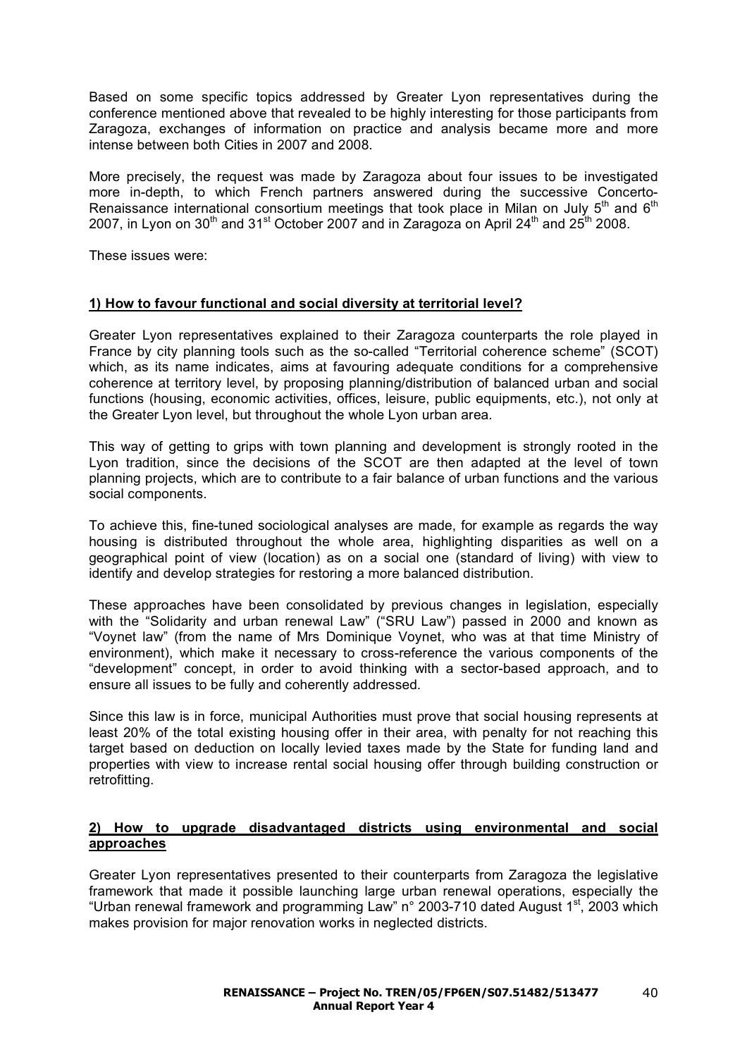Based on some specific topics addressed by Greater Lyon representatives during the conference mentioned above that revealed to be highly interesting for those participants from Zaragoza, exchanges of information on practice and analysis became more and more intense between both Cities in 2007 and 2008.

More precisely, the request was made by Zaragoza about four issues to be investigated more in-depth, to which French partners answered during the successive Concerto-Renaissance international consortium meetings that took place in Milan on July 5th and 6th 2007, in Lyon on 30th and 31st October 2007 and in Zaragoza on April 24th and 25th 2008.

These issues were:

**1) How to favour functional and social diversity at territorial level?**

Greater Lyon representatives explained to their Zaragoza counterparts the role played in France by city planning tools such as the so-called "Territorial coherence scheme" (SCOT) which, as its name indicates, aims at favouring adequate conditions for a comprehensive coherence at territory level, by proposing planning/distribution of balanced urban and social functions (housing, economic activities, offices, leisure, public equipments, etc.), not only at the Greater Lyon level, but throughout the whole Lyon urban area.

This way of getting to grips with town planning and development is strongly rooted in the Lyon tradition, since the decisions of the SCOT are then adapted at the level of town planning projects, which are to contribute to a fair balance of urban functions and the various social components.

To achieve this, fine-tuned sociological analyses are made, for example as regards the way housing is distributed throughout the whole area, highlighting disparities as well on a geographical point of view (location) as on a social one (standard of living) with view to identify and develop strategies for restoring a more balanced distribution.

These approaches have been consolidated by previous changes in legislation, especially with the "Solidarity and urban renewal Law" ("SRU Law") passed in 2000 and known as "Voynet law" (from the name of Mrs Dominique Voynet, who was at that time Ministry of environment), which make it necessary to cross-reference the various components of the "development" concept, in order to avoid thinking with a sector-based approach, and to ensure all issues to be fully and coherently addressed.

Since this law is in force, municipal Authorities must prove that social housing represents at least 20% of the total existing housing offer in their area, with penalty for not reaching this target based on deduction on locally levied taxes made by the State for funding land and properties with view to increase rental social housing offer through building construction or retrofitting.

**2) How to upgrade disadvantaged districts using environmental and social approaches**

Greater Lyon representatives presented to their counterparts from Zaragoza the legislative framework that made it possible launching large urban renewal operations, especially the "Urban renewal framework and programming Law" n° 2003-710 dated August 1st, 2003 which makes provision for major renovation works in neglected districts.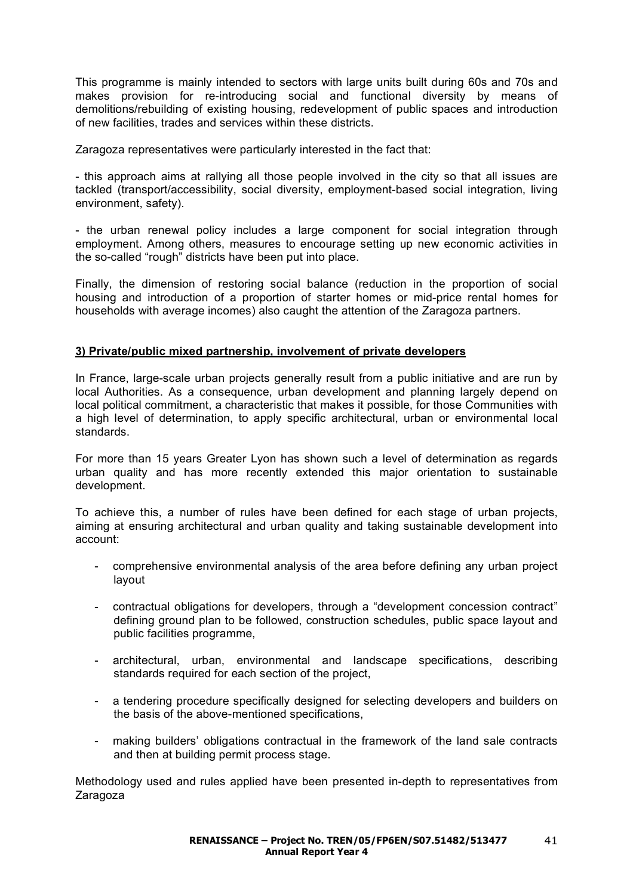This programme is mainly intended to sectors with large units built during 60s and 70s and makes provision for re-introducing social and functional diversity by means of demolitions/rebuilding of existing housing, redevelopment of public spaces and introduction of new facilities, trades and services within these districts.

Zaragoza representatives were particularly interested in the fact that:

- this approach aims at rallying all those people involved in the city so that all issues are tackled (transport/accessibility, social diversity, employment-based social integration, living environment, safety).

- the urban renewal policy includes a large component for social integration through employment. Among others, measures to encourage setting up new economic activities in the so-called "rough" districts have been put into place.

Finally, the dimension of restoring social balance (reduction in the proportion of social housing and introduction of a proportion of starter homes or mid-price rental homes for households with average incomes) also caught the attention of the Zaragoza partners.

### 3) Private/public mixed partnership, involvement of private developers

In France, large-scale urban projects generally result from a public initiative and are run by local Authorities. As a consequence, urban development and planning largely depend on local political commitment, a characteristic that makes it possible, for those Communities with a high level of determination, to apply specific architectural, urban or environmental local standards.

For more than 15 years Greater Lyon has shown such a level of determination as regards urban quality and has more recently extended this major orientation to sustainable development.

To achieve this, a number of rules have been defined for each stage of urban projects, aiming at ensuring architectural and urban quality and taking sustainable development into account:

- comprehensive environmental analysis of the area before defining any urban project layout
- contractual obligations for developers, through a "development concession contract" defining ground plan to be followed, construction schedules, public space layout and public facilities programme,
- architectural, urban, environmental and landscape specifications, describing standards required for each section of the project,
- a tendering procedure specifically designed for selecting developers and builders on the basis of the above-mentioned specifications,
- making builders' obligations contractual in the framework of the land sale contracts and then at building permit process stage.

Methodology used and rules applied have been presented in-depth to representatives from Zaragoza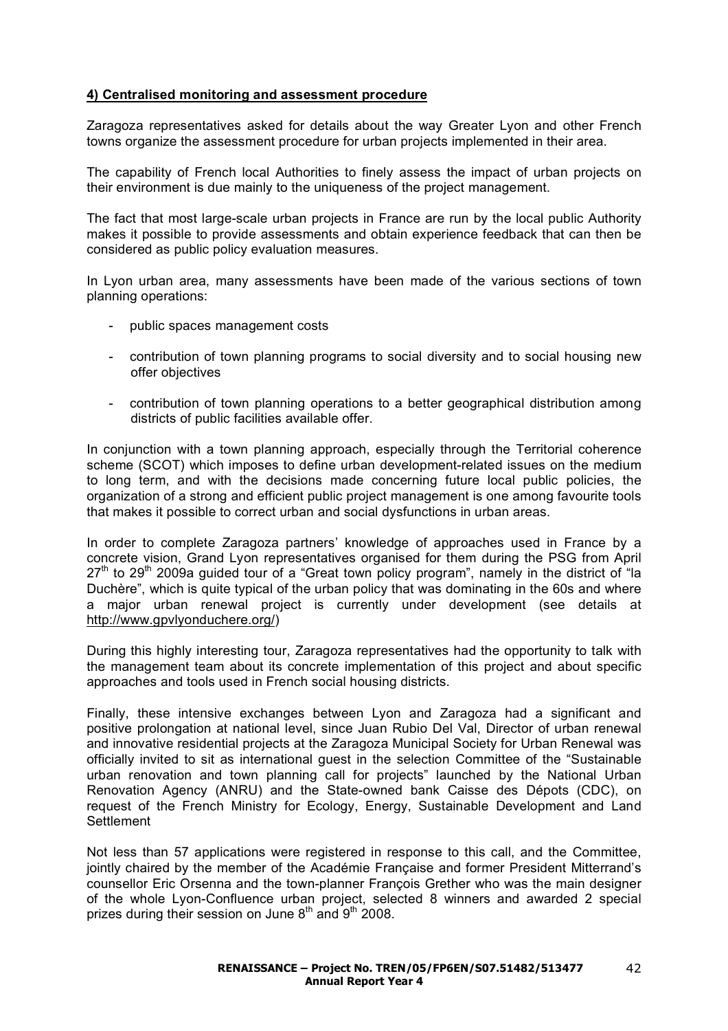**4) Centralised monitoring and assessment procedure**

Zaragoza representatives asked for details about the way Greater Lyon and other French towns organize the assessment procedure for urban projects implemented in their area.

The capability of French local Authorities to finely assess the impact of urban projects on their environment is due mainly to the uniqueness of the project management.

The fact that most large-scale urban projects in France are run by the local public Authority makes it possible to provide assessments and obtain experience feedback that can then be considered as public policy evaluation measures.

In Lyon urban area, many assessments have been made of the various sections of town planning operations:

- public spaces management costs
- contribution of town planning programs to social diversity and to social housing new offer objectives
- contribution of town planning operations to a better geographical distribution among districts of public facilities available offer.

In conjunction with a town planning approach, especially through the Territorial coherence scheme (SCOT) which imposes to define urban development-related issues on the medium to long term, and with the decisions made concerning future local public policies, the organization of a strong and efficient public project management is one among favourite tools that makes it possible to correct urban and social dysfunctions in urban areas.

In order to complete Zaragoza partners' knowledge of approaches used in France by a concrete vision, Grand Lyon representatives organised for them during the PSG from April 27th to 29th 2009a guided tour of a "Great town policy program", namely in the district of "la Duchère", which is quite typical of the urban policy that was dominating in the 60s and where a major urban renewal project is currently under development (see details at http://www.gpvlyonduchere.org/)

During this highly interesting tour, Zaragoza representatives had the opportunity to talk with the management team about its concrete implementation of this project and about specific approaches and tools used in French social housing districts.

Finally, these intensive exchanges between Lyon and Zaragoza had a significant and positive prolongation at national level, since Juan Rubio Del Val, Director of urban renewal and innovative residential projects at the Zaragoza Municipal Society for Urban Renewal was officially invited to sit as international guest in the selection Committee of the "Sustainable urban renovation and town planning call for projects" launched by the National Urban Renovation Agency (ANRU) and the State-owned bank Caisse des Dépots (CDC), on request of the French Ministry for Ecology, Energy, Sustainable Development and Land Settlement

Not less than 57 applications were registered in response to this call, and the Committee, jointly chaired by the member of the Académie Française and former President Mitterrand's counsellor Eric Orsenna and the town-planner François Grether who was the main designer of the whole Lyon-Confluence urban project, selected 8 winners and awarded 2 special prizes during their session on June 8th and 9th 2008.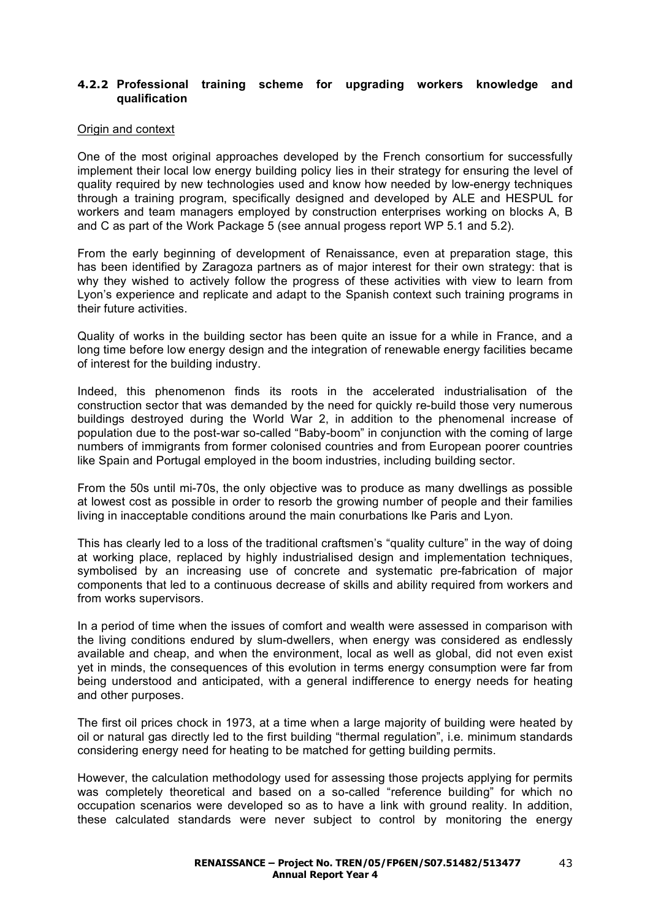### 4.2.2 Professional training scheme for upgrading workers knowledge and qualification

Origin and context

One of the most original approaches developed by the French consortium for successfully implement their local low energy building policy lies in their strategy for ensuring the level of quality required by new technologies used and know how needed by low-energy techniques through a training program, specifically designed and developed by ALE and HESPUL for workers and team managers employed by construction enterprises working on blocks A, B and C as part of the Work Package 5 (see annual progess report WP 5.1 and 5.2).

From the early beginning of development of Renaissance, even at preparation stage, this has been identified by Zaragoza partners as of major interest for their own strategy: that is why they wished to actively follow the progress of these activities with view to learn from Lyon's experience and replicate and adapt to the Spanish context such training programs in their future activities.

Quality of works in the building sector has been quite an issue for a while in France, and a long time before low energy design and the integration of renewable energy facilities became of interest for the building industry.

Indeed, this phenomenon finds its roots in the accelerated industrialisation of the construction sector that was demanded by the need for quickly re-build those very numerous buildings destroyed during the World War 2, in addition to the phenomenal increase of population due to the post-war so-called "Baby-boom" in conjunction with the coming of large numbers of immigrants from former colonised countries and from European poorer countries like Spain and Portugal employed in the boom industries, including building sector.

From the 50s until mi-70s, the only objective was to produce as many dwellings as possible at lowest cost as possible in order to resorb the growing number of people and their families living in inacceptable conditions around the main conurbations lke Paris and Lyon.

This has clearly led to a loss of the traditional craftsmen's "quality culture" in the way of doing at working place, replaced by highly industrialised design and implementation techniques, symbolised by an increasing use of concrete and systematic pre-fabrication of major components that led to a continuous decrease of skills and ability required from workers and from works supervisors.

In a period of time when the issues of comfort and wealth were assessed in comparison with the living conditions endured by slum-dwellers, when energy was considered as endlessly available and cheap, and when the environment, local as well as global, did not even exist yet in minds, the consequences of this evolution in terms energy consumption were far from being understood and anticipated, with a general indifference to energy needs for heating and other purposes.

The first oil prices chock in 1973, at a time when a large majority of building were heated by oil or natural gas directly led to the first building "thermal regulation", i.e. minimum standards considering energy need for heating to be matched for getting building permits.

However, the calculation methodology used for assessing those projects applying for permits was completely theoretical and based on a so-called "reference building" for which no occupation scenarios were developed so as to have a link with ground reality. In addition, these calculated standards were never subject to control by monitoring the energy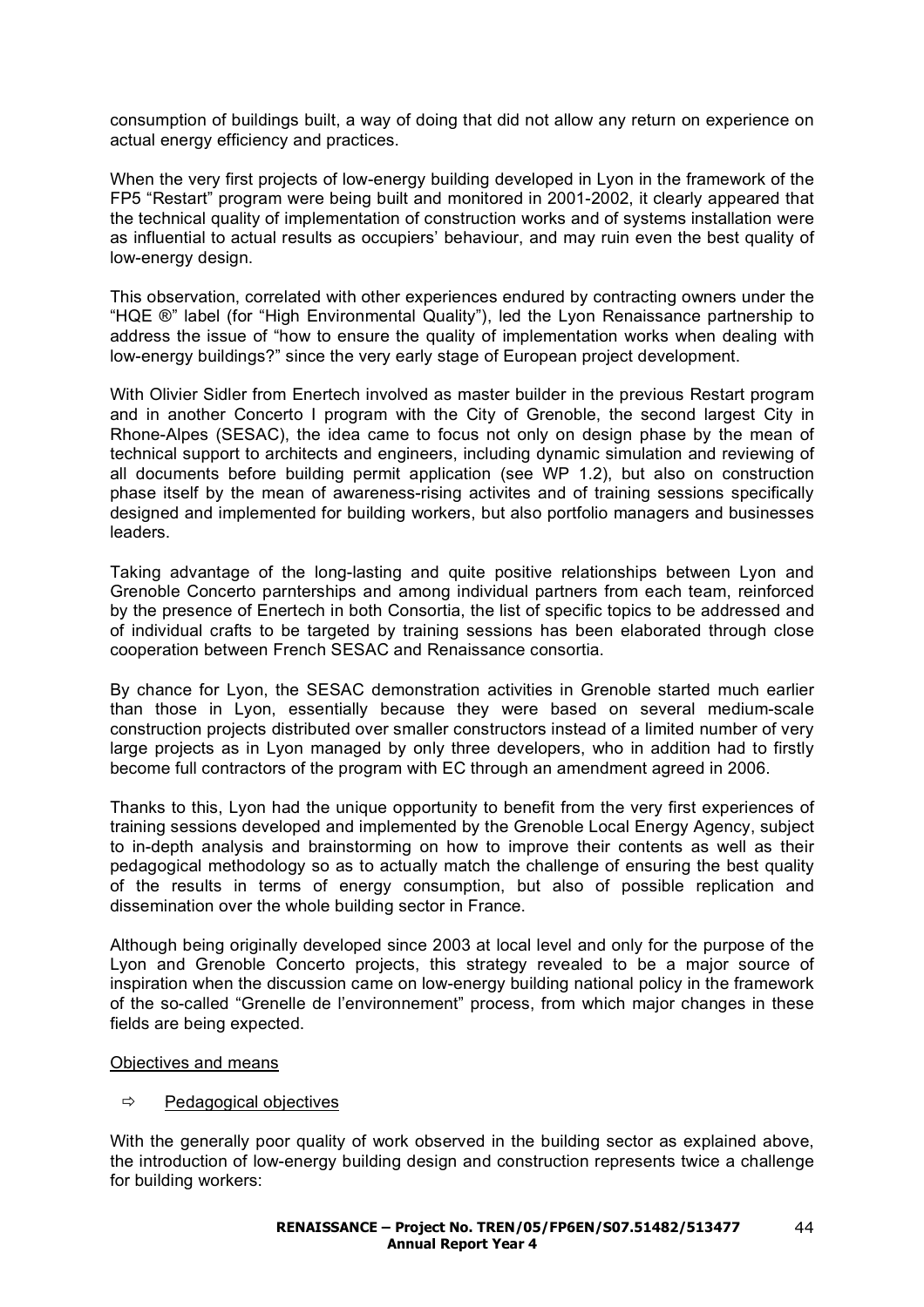consumption of buildings built, a way of doing that did not allow any return on experience on actual energy efficiency and practices.

When the very first projects of low-energy building developed in Lyon in the framework of the FP5 "Restart" program were being built and monitored in 2001-2002, it clearly appeared that the technical quality of implementation of construction works and of systems installation were as influential to actual results as occupiers' behaviour, and may ruin even the best quality of low-energy design.

This observation, correlated with other experiences endured by contracting owners under the "HQE ®" label (for "High Environmental Quality"), led the Lyon Renaissance partnership to address the issue of "how to ensure the quality of implementation works when dealing with low-energy buildings?" since the very early stage of European project development.

With Olivier Sidler from Enertech involved as master builder in the previous Restart program and in another Concerto I program with the City of Grenoble, the second largest City in Rhone-Alpes (SESAC), the idea came to focus not only on design phase by the mean of technical support to architects and engineers, including dynamic simulation and reviewing of all documents before building permit application (see WP 1.2), but also on construction phase itself by the mean of awareness-rising activites and of training sessions specifically designed and implemented for building workers, but also portfolio managers and businesses leaders.

Taking advantage of the long-lasting and quite positive relationships between Lyon and Grenoble Concerto parnterships and among individual partners from each team, reinforced by the presence of Enertech in both Consortia, the list of specific topics to be addressed and of individual crafts to be targeted by training sessions has been elaborated through close cooperation between French SESAC and Renaissance consortia.

By chance for Lyon, the SESAC demonstration activities in Grenoble started much earlier than those in Lyon, essentially because they were based on several medium-scale construction projects distributed over smaller constructors instead of a limited number of very large projects as in Lyon managed by only three developers, who in addition had to firstly become full contractors of the program with EC through an amendment agreed in 2006.

Thanks to this, Lyon had the unique opportunity to benefit from the very first experiences of training sessions developed and implemented by the Grenoble Local Energy Agency, subject to in-depth analysis and brainstorming on how to improve their contents as well as their pedagogical methodology so as to actually match the challenge of ensuring the best quality of the results in terms of energy consumption, but also of possible replication and dissemination over the whole building sector in France.

Although being originally developed since 2003 at local level and only for the purpose of the Lyon and Grenoble Concerto projects, this strategy revealed to be a major source of inspiration when the discussion came on low-energy building national policy in the framework of the so-called "Grenelle de l'environnement" process, from which major changes in these fields are being expected.

Objectives and means

⇨ Pedagogical objectives

With the generally poor quality of work observed in the building sector as explained above, the introduction of low-energy building design and construction represents twice a challenge for building workers: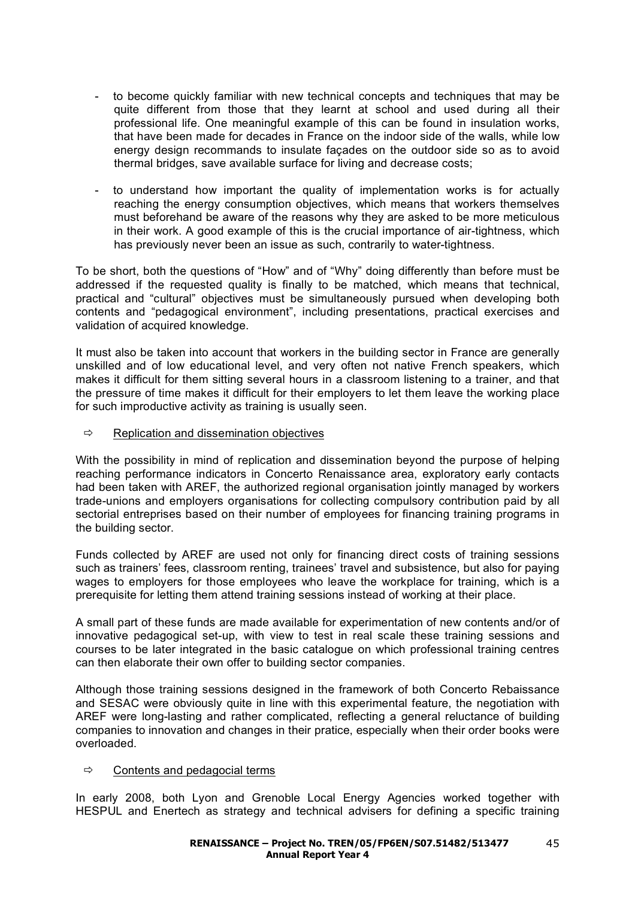- to become quickly familiar with new technical concepts and techniques that may be quite different from those that they learnt at school and used during all their professional life. One meaningful example of this can be found in insulation works, that have been made for decades in France on the indoor side of the walls, while low energy design recommands to insulate façades on the outdoor side so as to avoid thermal bridges, save available surface for living and decrease costs;

- to understand how important the quality of implementation works is for actually reaching the energy consumption objectives, which means that workers themselves must beforehand be aware of the reasons why they are asked to be more meticulous in their work. A good example of this is the crucial importance of air-tightness, which has previously never been an issue as such, contrarily to water-tightness.

To be short, both the questions of "How" and of "Why" doing differently than before must be addressed if the requested quality is finally to be matched, which means that technical, practical and "cultural" objectives must be simultaneously pursued when developing both contents and "pedagogical environment", including presentations, practical exercises and validation of acquired knowledge.

It must also be taken into account that workers in the building sector in France are generally unskilled and of low educational level, and very often not native French speakers, which makes it difficult for them sitting several hours in a classroom listening to a trainer, and that the pressure of time makes it difficult for their employers to let them leave the working place for such improductive activity as training is usually seen.

⇨ Replication and dissemination objectives

With the possibility in mind of replication and dissemination beyond the purpose of helping reaching performance indicators in Concerto Renaissance area, exploratory early contacts had been taken with AREF, the authorized regional organisation jointly managed by workers trade-unions and employers organisations for collecting compulsory contribution paid by all sectorial entreprises based on their number of employees for financing training programs in the building sector.

Funds collected by AREF are used not only for financing direct costs of training sessions such as trainers' fees, classroom renting, trainees' travel and subsistence, but also for paying wages to employers for those employees who leave the workplace for training, which is a prerequisite for letting them attend training sessions instead of working at their place.

A small part of these funds are made available for experimentation of new contents and/or of innovative pedagogical set-up, with view to test in real scale these training sessions and courses to be later integrated in the basic catalogue on which professional training centres can then elaborate their own offer to building sector companies.

Although those training sessions designed in the framework of both Concerto Rebaissance and SESAC were obviously quite in line with this experimental feature, the negotiation with AREF were long-lasting and rather complicated, reflecting a general reluctance of building companies to innovation and changes in their pratice, especially when their order books were overloaded.

⇨ Contents and pedagocial terms

In early 2008, both Lyon and Grenoble Local Energy Agencies worked together with HESPUL and Enertech as strategy and technical advisers for defining a specific training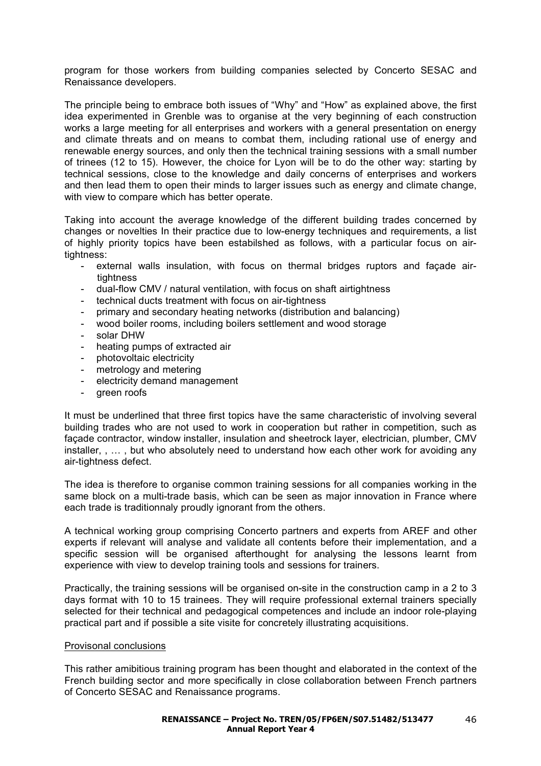program for those workers from building companies selected by Concerto SESAC and Renaissance developers.

The principle being to embrace both issues of "Why" and "How" as explained above, the first idea experimented in Grenble was to organise at the very beginning of each construction works a large meeting for all enterprises and workers with a general presentation on energy and climate threats and on means to combat them, including rational use of energy and renewable energy sources, and only then the technical training sessions with a small number of trinees (12 to 15). However, the choice for Lyon will be to do the other way: starting by technical sessions, close to the knowledge and daily concerns of enterprises and workers and then lead them to open their minds to larger issues such as energy and climate change, with view to compare which has better operate.

Taking into account the average knowledge of the different building trades concerned by changes or novelties In their practice due to low-energy techniques and requirements, a list of highly priority topics have been estabilshed as follows, with a particular focus on air-tightness:

- external walls insulation, with focus on thermal bridges ruptors and façade air-tightness
- dual-flow CMV / natural ventilation, with focus on shaft airtightness
- technical ducts treatment with focus on air-tightness
- primary and secondary heating networks (distribution and balancing)
- wood boiler rooms, including boilers settlement and wood storage
- solar DHW
- heating pumps of extracted air
- photovoltaic electricity
- metrology and metering
- electricity demand management
- green roofs

It must be underlined that three first topics have the same characteristic of involving several building trades who are not used to work in cooperation but rather in competition, such as façade contractor, window installer, insulation and sheetrock layer, electrician, plumber, CMV installer, , … , but who absolutely need to understand how each other work for avoiding any air-tightness defect.

The idea is therefore to organise common training sessions for all companies working in the same block on a multi-trade basis, which can be seen as major innovation in France where each trade is traditionnaly proudly ignorant from the others.

A technical working group comprising Concerto partners and experts from AREF and other experts if relevant will analyse and validate all contents before their implementation, and a specific session will be organised afterthought for analysing the lessons learnt from experience with view to develop training tools and sessions for trainers.

Practically, the training sessions will be organised on-site in the construction camp in a 2 to 3 days format with 10 to 15 trainees. They will require professional external trainers specially selected for their technical and pedagogical competences and include an indoor role-playing practical part and if possible a site visite for concretely illustrating acquisitions.

Provisonal conclusions

This rather amibitious training program has been thought and elaborated in the context of the French building sector and more specifically in close collaboration between French partners of Concerto SESAC and Renaissance programs.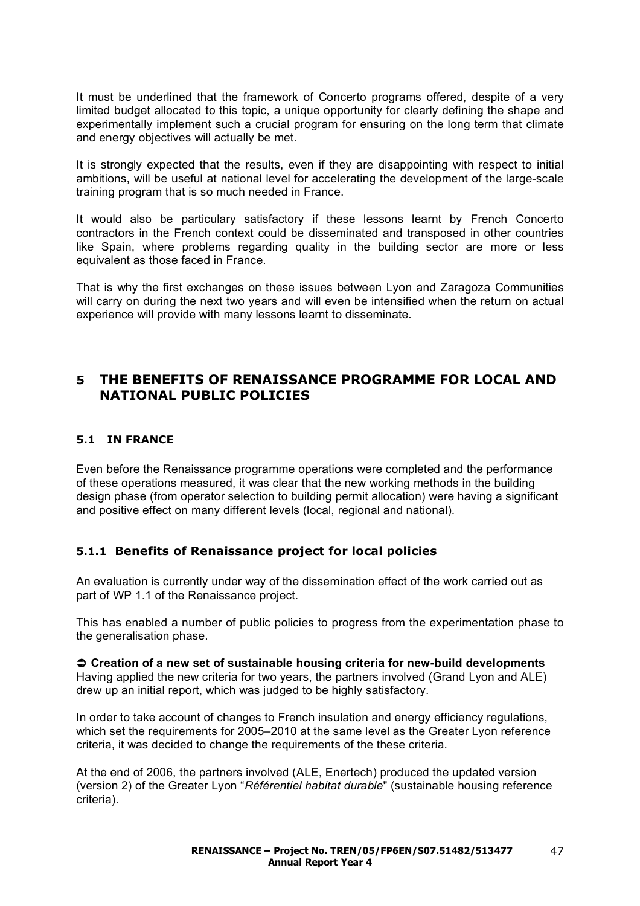It must be underlined that the framework of Concerto programs offered, despite of a very limited budget allocated to this topic, a unique opportunity for clearly defining the shape and experimentally implement such a crucial program for ensuring on the long term that climate and energy objectives will actually be met.

It is strongly expected that the results, even if they are disappointing with respect to initial ambitions, will be useful at national level for accelerating the development of the large-scale training program that is so much needed in France.

It would also be particulary satisfactory if these lessons learnt by French Concerto contractors in the French context could be disseminated and transposed in other countries like Spain, where problems regarding quality in the building sector are more or less equivalent as those faced in France.

That is why the first exchanges on these issues between Lyon and Zaragoza Communities will carry on during the next two years and will even be intensified when the return on actual experience will provide with many lessons learnt to disseminate.

# 5 THE BENEFITS OF RENAISSANCE PROGRAMME FOR LOCAL AND NATIONAL PUBLIC POLICIES

## 5.1 IN FRANCE

Even before the Renaissance programme operations were completed and the performance of these operations measured, it was clear that the new working methods in the building design phase (from operator selection to building permit allocation) were having a significant and positive effect on many different levels (local, regional and national).

### 5.1.1 Benefits of Renaissance project for local policies

An evaluation is currently under way of the dissemination effect of the work carried out as part of WP 1.1 of the Renaissance project.

This has enabled a number of public policies to progress from the experimentation phase to the generalisation phase.

➲ **Creation of a new set of sustainable housing criteria for new-build developments**
Having applied the new criteria for two years, the partners involved (Grand Lyon and ALE) drew up an initial report, which was judged to be highly satisfactory.

In order to take account of changes to French insulation and energy efficiency regulations, which set the requirements for 2005–2010 at the same level as the Greater Lyon reference criteria, it was decided to change the requirements of the these criteria.

At the end of 2006, the partners involved (ALE, Enertech) produced the updated version (version 2) of the Greater Lyon "*Référentiel habitat durable*" (sustainable housing reference criteria).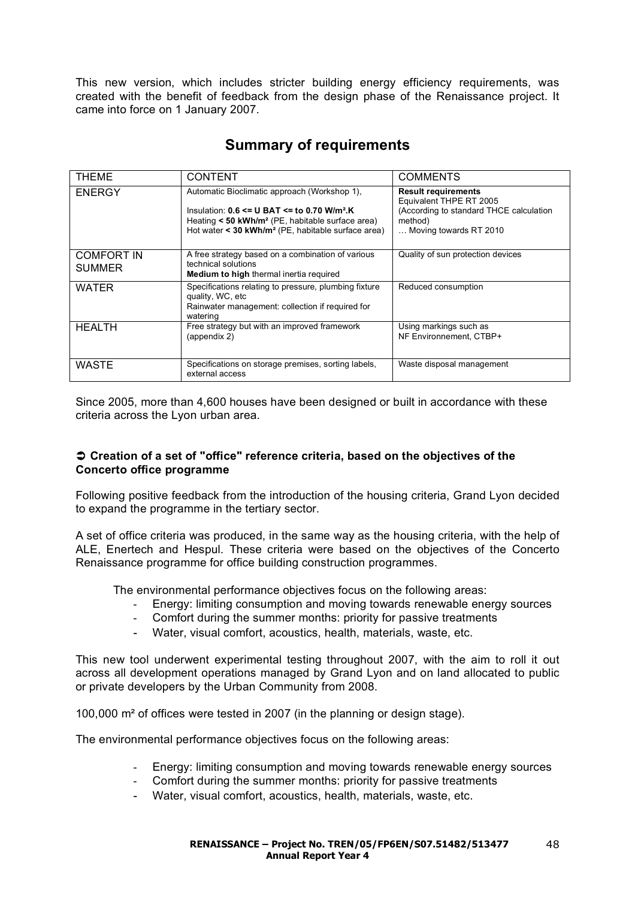This new version, which includes stricter building energy efficiency requirements, was created with the benefit of feedback from the design phase of the Renaissance project. It came into force on 1 January 2007.

## Summary of requirements

| THEME | CONTENT | COMMENTS |
|---|---|---|
| ENERGY | Automatic Bioclimatic approach (Workshop 1),<br>Insulation: **0.6 <= U BAT <= to 0.70 W/m².K**<br>Heating **< 50 kWh/m²** (PE, habitable surface area)<br>Hot water **< 30 kWh/m²** (PE, habitable surface area) | **Result requirements**<br>Equivalent THPE RT 2005<br>(According to standard THCE calculation method)<br>… Moving towards RT 2010 |
| COMFORT IN SUMMER | A free strategy based on a combination of various technical solutions<br>**Medium to high** thermal inertia required | Quality of sun protection devices |
| WATER | Specifications relating to pressure, plumbing fixture quality, WC, etc<br>Rainwater management: collection if required for watering | Reduced consumption |
| HEALTH | Free strategy but with an improved framework (appendix 2) | Using markings such as NF Environnement, CTBP+ |
| WASTE | Specifications on storage premises, sorting labels, external access | Waste disposal management |

Since 2005, more than 4,600 houses have been designed or built in accordance with these criteria across the Lyon urban area.

➲ **Creation of a set of "office" reference criteria, based on the objectives of the Concerto office programme**

Following positive feedback from the introduction of the housing criteria, Grand Lyon decided to expand the programme in the tertiary sector.

A set of office criteria was produced, in the same way as the housing criteria, with the help of ALE, Enertech and Hespul. These criteria were based on the objectives of the Concerto Renaissance programme for office building construction programmes.

The environmental performance objectives focus on the following areas:

- Energy: limiting consumption and moving towards renewable energy sources
- Comfort during the summer months: priority for passive treatments
- Water, visual comfort, acoustics, health, materials, waste, etc.

This new tool underwent experimental testing throughout 2007, with the aim to roll it out across all development operations managed by Grand Lyon and on land allocated to public or private developers by the Urban Community from 2008.

100,000 m² of offices were tested in 2007 (in the planning or design stage).

The environmental performance objectives focus on the following areas:

- Energy: limiting consumption and moving towards renewable energy sources
- Comfort during the summer months: priority for passive treatments
- Water, visual comfort, acoustics, health, materials, waste, etc.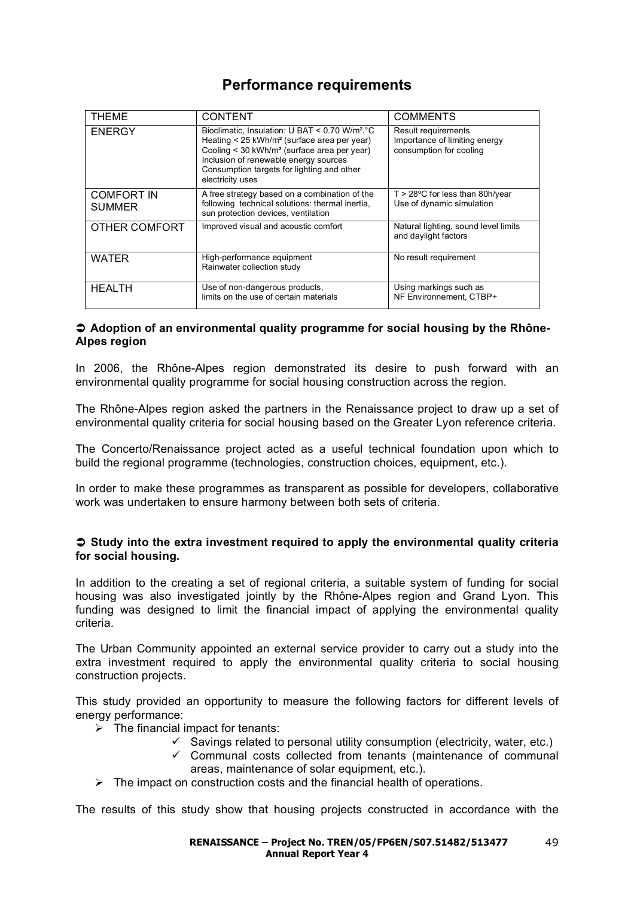## Performance requirements

| THEME | CONTENT | COMMENTS |
|---|---|---|
| ENERGY | Bioclimatic, Insulation: U BAT < 0.70 W/m².°C<br>Heating < 25 kWh/m² (surface area per year)<br>Cooling < 30 kWh/m² (surface area per year)<br>Inclusion of renewable energy sources<br>Consumption targets for lighting and other electricity uses | Result requirements<br>Importance of limiting energy consumption for cooling |
| COMFORT IN SUMMER | A free strategy based on a combination of the following technical solutions: thermal inertia, sun protection devices, ventilation | T > 28°C for less than 80h/year<br>Use of dynamic simulation |
| OTHER COMFORT | Improved visual and acoustic comfort | Natural lighting, sound level limits and daylight factors |
| WATER | High-performance equipment<br>Rainwater collection study | No result requirement |
| HEALTH | Use of non-dangerous products,<br>limits on the use of certain materials | Using markings such as NF Environnement, CTBP+ |

**➲ Adoption of an environmental quality programme for social housing by the Rhône-Alpes region**

In 2006, the Rhône-Alpes region demonstrated its desire to push forward with an environmental quality programme for social housing construction across the region.

The Rhône-Alpes region asked the partners in the Renaissance project to draw up a set of environmental quality criteria for social housing based on the Greater Lyon reference criteria.

The Concerto/Renaissance project acted as a useful technical foundation upon which to build the regional programme (technologies, construction choices, equipment, etc.).

In order to make these programmes as transparent as possible for developers, collaborative work was undertaken to ensure harmony between both sets of criteria.

**➲ Study into the extra investment required to apply the environmental quality criteria for social housing.**

In addition to the creating a set of regional criteria, a suitable system of funding for social housing was also investigated jointly by the Rhône-Alpes region and Grand Lyon. This funding was designed to limit the financial impact of applying the environmental quality criteria.

The Urban Community appointed an external service provider to carry out a study into the extra investment required to apply the environmental quality criteria to social housing construction projects.

This study provided an opportunity to measure the following factors for different levels of energy performance:

- The financial impact for tenants:
  - ✓ Savings related to personal utility consumption (electricity, water, etc.)
  - ✓ Communal costs collected from tenants (maintenance of communal areas, maintenance of solar equipment, etc.).
- The impact on construction costs and the financial health of operations.

The results of this study show that housing projects constructed in accordance with the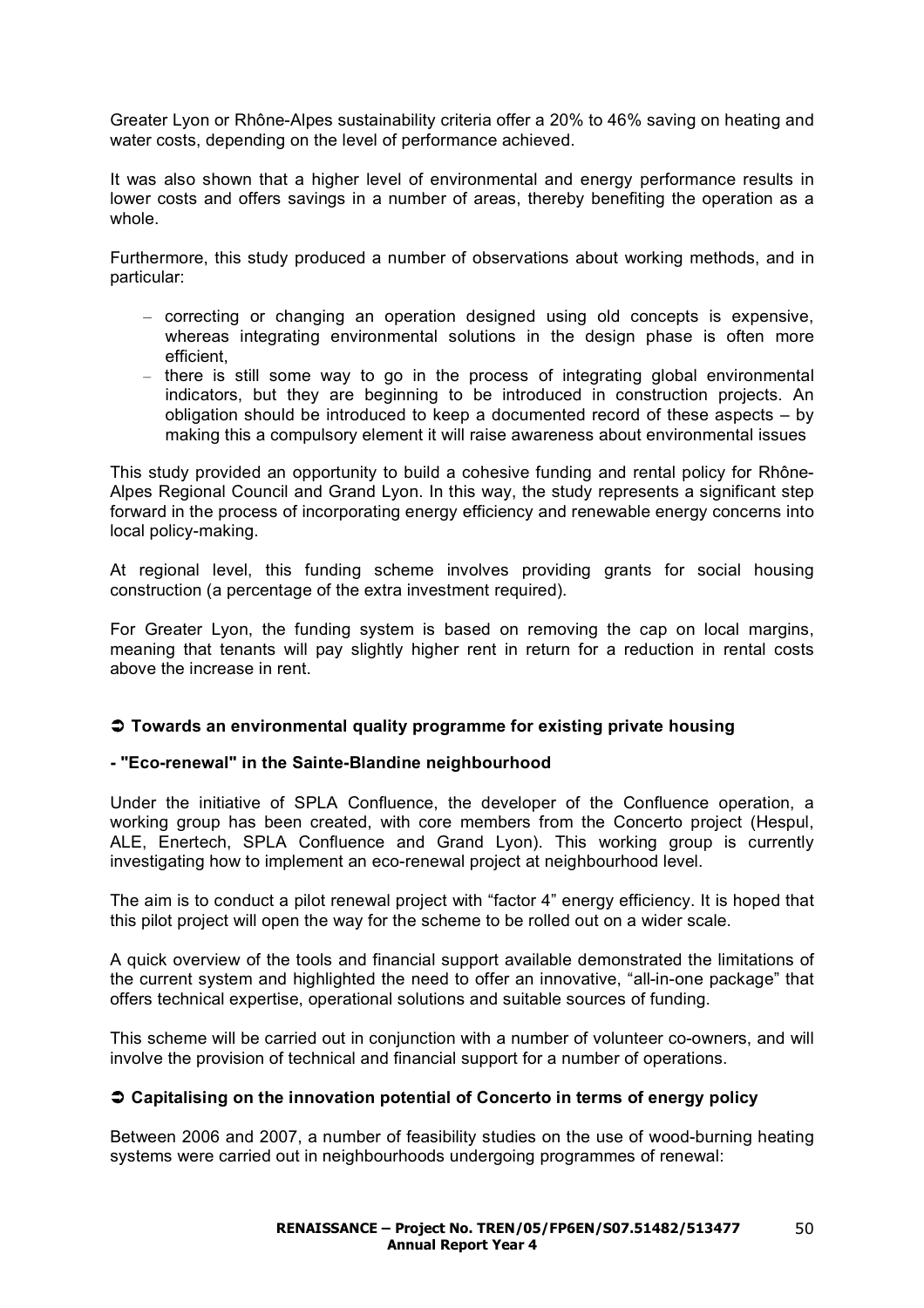Greater Lyon or Rhône-Alpes sustainability criteria offer a 20% to 46% saving on heating and water costs, depending on the level of performance achieved.

It was also shown that a higher level of environmental and energy performance results in lower costs and offers savings in a number of areas, thereby benefiting the operation as a whole.

Furthermore, this study produced a number of observations about working methods, and in particular:

- correcting or changing an operation designed using old concepts is expensive, whereas integrating environmental solutions in the design phase is often more efficient,
- there is still some way to go in the process of integrating global environmental indicators, but they are beginning to be introduced in construction projects. An obligation should be introduced to keep a documented record of these aspects – by making this a compulsory element it will raise awareness about environmental issues

This study provided an opportunity to build a cohesive funding and rental policy for Rhône-Alpes Regional Council and Grand Lyon. In this way, the study represents a significant step forward in the process of incorporating energy efficiency and renewable energy concerns into local policy-making.

At regional level, this funding scheme involves providing grants for social housing construction (a percentage of the extra investment required).

For Greater Lyon, the funding system is based on removing the cap on local margins, meaning that tenants will pay slightly higher rent in return for a reduction in rental costs above the increase in rent.

### ➲ Towards an environmental quality programme for existing private housing

#### - "Eco-renewal" in the Sainte-Blandine neighbourhood

Under the initiative of SPLA Confluence, the developer of the Confluence operation, a working group has been created, with core members from the Concerto project (Hespul, ALE, Enertech, SPLA Confluence and Grand Lyon). This working group is currently investigating how to implement an eco-renewal project at neighbourhood level.

The aim is to conduct a pilot renewal project with "factor 4" energy efficiency. It is hoped that this pilot project will open the way for the scheme to be rolled out on a wider scale.

A quick overview of the tools and financial support available demonstrated the limitations of the current system and highlighted the need to offer an innovative, "all-in-one package" that offers technical expertise, operational solutions and suitable sources of funding.

This scheme will be carried out in conjunction with a number of volunteer co-owners, and will involve the provision of technical and financial support for a number of operations.

### ➲ Capitalising on the innovation potential of Concerto in terms of energy policy

Between 2006 and 2007, a number of feasibility studies on the use of wood-burning heating systems were carried out in neighbourhoods undergoing programmes of renewal: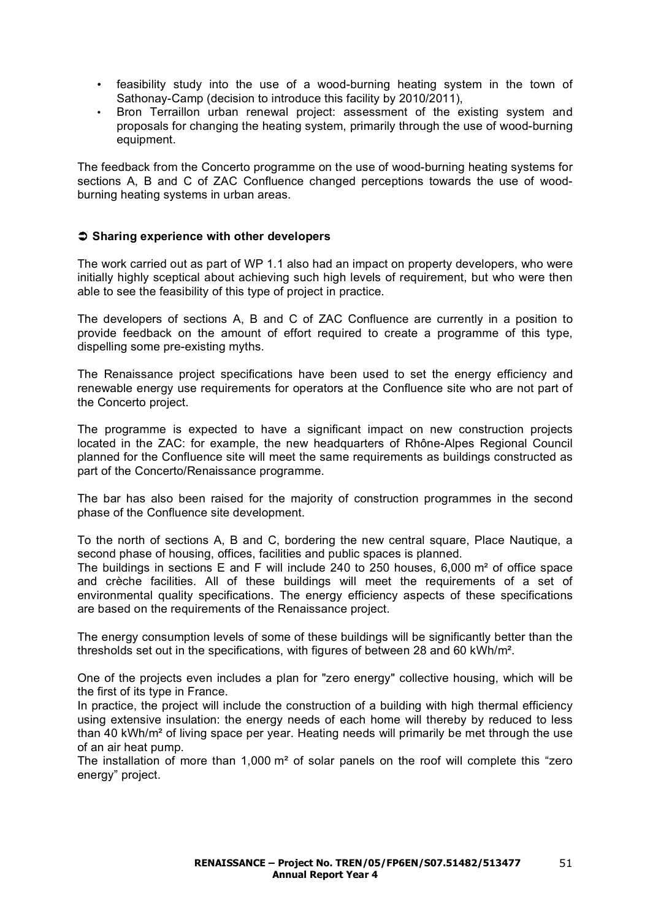- feasibility study into the use of a wood-burning heating system in the town of Sathonay-Camp (decision to introduce this facility by 2010/2011),
- Bron Terraillon urban renewal project: assessment of the existing system and proposals for changing the heating system, primarily through the use of wood-burning equipment.

The feedback from the Concerto programme on the use of wood-burning heating systems for sections A, B and C of ZAC Confluence changed perceptions towards the use of wood-burning heating systems in urban areas.

### ➲ Sharing experience with other developers

The work carried out as part of WP 1.1 also had an impact on property developers, who were initially highly sceptical about achieving such high levels of requirement, but who were then able to see the feasibility of this type of project in practice.

The developers of sections A, B and C of ZAC Confluence are currently in a position to provide feedback on the amount of effort required to create a programme of this type, dispelling some pre-existing myths.

The Renaissance project specifications have been used to set the energy efficiency and renewable energy use requirements for operators at the Confluence site who are not part of the Concerto project.

The programme is expected to have a significant impact on new construction projects located in the ZAC: for example, the new headquarters of Rhône-Alpes Regional Council planned for the Confluence site will meet the same requirements as buildings constructed as part of the Concerto/Renaissance programme.

The bar has also been raised for the majority of construction programmes in the second phase of the Confluence site development.

To the north of sections A, B and C, bordering the new central square, Place Nautique, a second phase of housing, offices, facilities and public spaces is planned.
The buildings in sections E and F will include 240 to 250 houses, 6,000 m² of office space and crèche facilities. All of these buildings will meet the requirements of a set of environmental quality specifications. The energy efficiency aspects of these specifications are based on the requirements of the Renaissance project.

The energy consumption levels of some of these buildings will be significantly better than the thresholds set out in the specifications, with figures of between 28 and 60 kWh/m².

One of the projects even includes a plan for "zero energy" collective housing, which will be the first of its type in France.
In practice, the project will include the construction of a building with high thermal efficiency using extensive insulation: the energy needs of each home will thereby by reduced to less than 40 kWh/m² of living space per year. Heating needs will primarily be met through the use of an air heat pump.
The installation of more than 1,000 m² of solar panels on the roof will complete this "zero energy" project.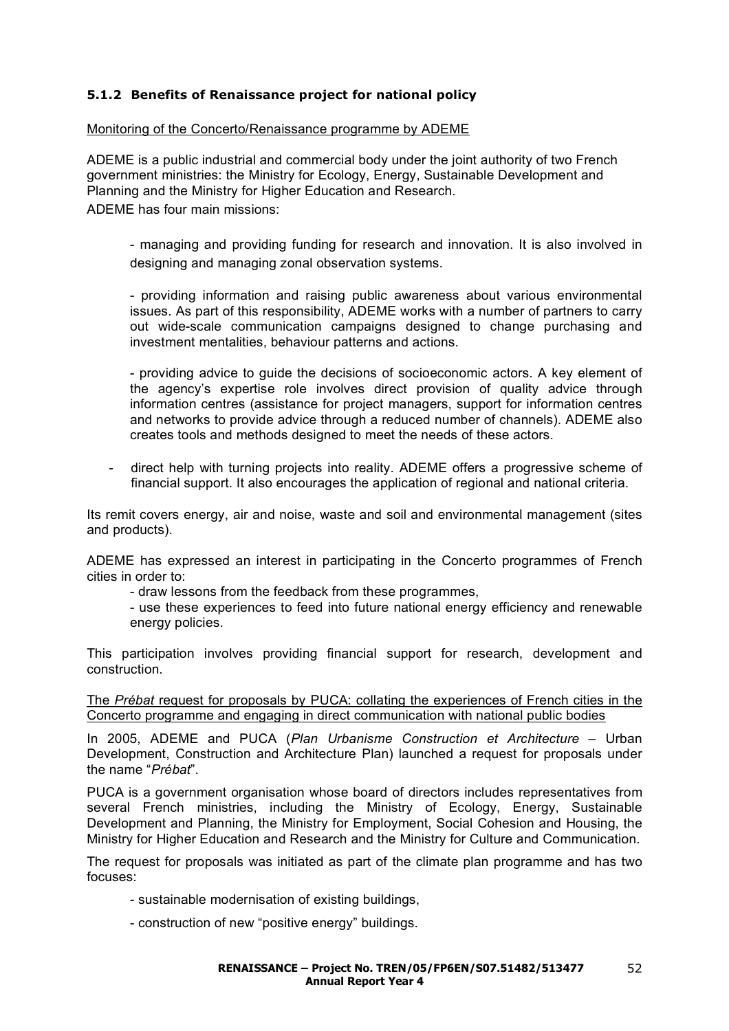### 5.1.2 Benefits of Renaissance project for national policy

Monitoring of the Concerto/Renaissance programme by ADEME

ADEME is a public industrial and commercial body under the joint authority of two French government ministries: the Ministry for Ecology, Energy, Sustainable Development and Planning and the Ministry for Higher Education and Research.

ADEME has four main missions:

- managing and providing funding for research and innovation. It is also involved in designing and managing zonal observation systems.

- providing information and raising public awareness about various environmental issues. As part of this responsibility, ADEME works with a number of partners to carry out wide-scale communication campaigns designed to change purchasing and investment mentalities, behaviour patterns and actions.

- providing advice to guide the decisions of socioeconomic actors. A key element of the agency's expertise role involves direct provision of quality advice through information centres (assistance for project managers, support for information centres and networks to provide advice through a reduced number of channels). ADEME also creates tools and methods designed to meet the needs of these actors.

- direct help with turning projects into reality. ADEME offers a progressive scheme of financial support. It also encourages the application of regional and national criteria.

Its remit covers energy, air and noise, waste and soil and environmental management (sites and products).

ADEME has expressed an interest in participating in the Concerto programmes of French cities in order to:

- draw lessons from the feedback from these programmes,
- use these experiences to feed into future national energy efficiency and renewable energy policies.

This participation involves providing financial support for research, development and construction.

The *Prébat* request for proposals by PUCA: collating the experiences of French cities in the Concerto programme and engaging in direct communication with national public bodies

In 2005, ADEME and PUCA (*Plan Urbanisme Construction et Architecture* – Urban Development, Construction and Architecture Plan) launched a request for proposals under the name "*Prébat*".

PUCA is a government organisation whose board of directors includes representatives from several French ministries, including the Ministry of Ecology, Energy, Sustainable Development and Planning, the Ministry for Employment, Social Cohesion and Housing, the Ministry for Higher Education and Research and the Ministry for Culture and Communication.

The request for proposals was initiated as part of the climate plan programme and has two focuses:

- sustainable modernisation of existing buildings,

- construction of new "positive energy" buildings.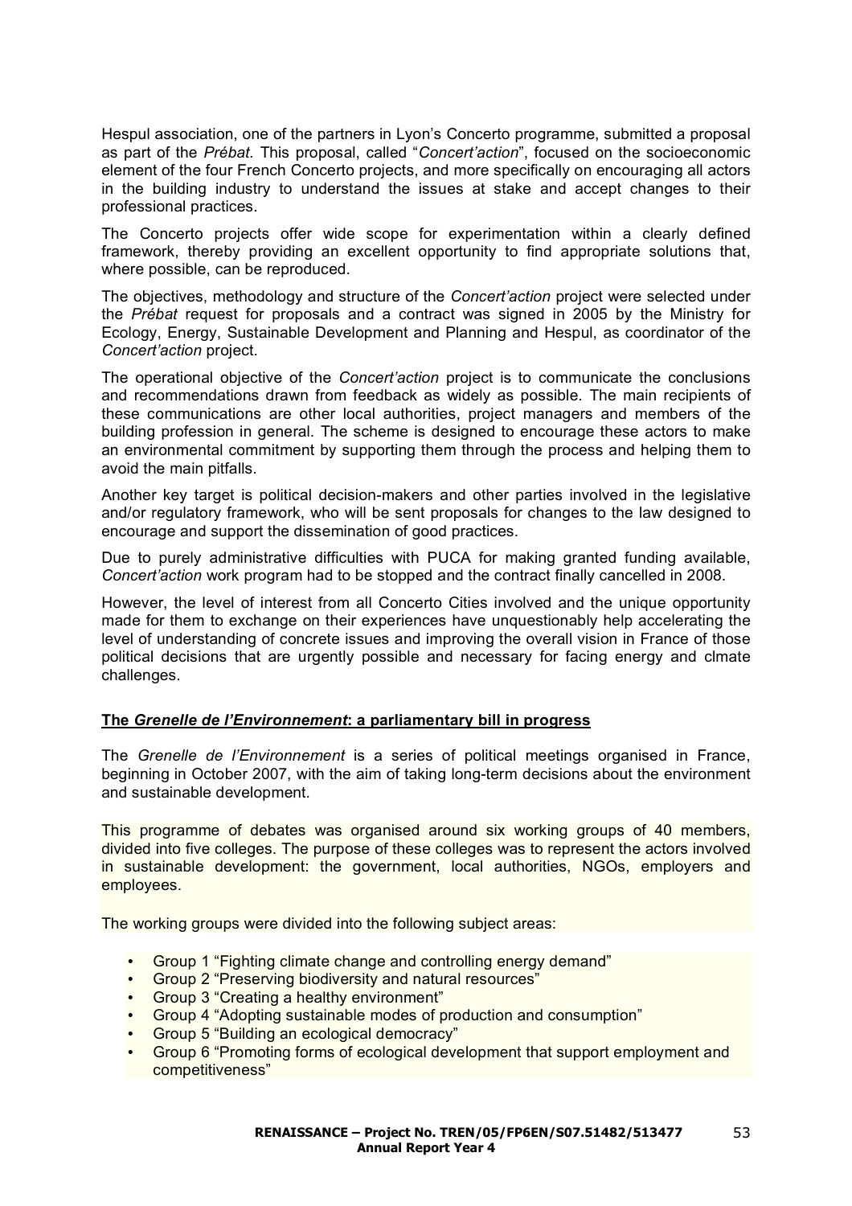Hespul association, one of the partners in Lyon's Concerto programme, submitted a proposal as part of the *Prébat*. This proposal, called "*Concert'action*", focused on the socioeconomic element of the four French Concerto projects, and more specifically on encouraging all actors in the building industry to understand the issues at stake and accept changes to their professional practices.

The Concerto projects offer wide scope for experimentation within a clearly defined framework, thereby providing an excellent opportunity to find appropriate solutions that, where possible, can be reproduced.

The objectives, methodology and structure of the *Concert'action* project were selected under the *Prébat* request for proposals and a contract was signed in 2005 by the Ministry for Ecology, Energy, Sustainable Development and Planning and Hespul, as coordinator of the *Concert'action* project.

The operational objective of the *Concert'action* project is to communicate the conclusions and recommendations drawn from feedback as widely as possible. The main recipients of these communications are other local authorities, project managers and members of the building profession in general. The scheme is designed to encourage these actors to make an environmental commitment by supporting them through the process and helping them to avoid the main pitfalls.

Another key target is political decision-makers and other parties involved in the legislative and/or regulatory framework, who will be sent proposals for changes to the law designed to encourage and support the dissemination of good practices.

Due to purely administrative difficulties with PUCA for making granted funding available, *Concert'action* work program had to be stopped and the contract finally cancelled in 2008.

However, the level of interest from all Concerto Cities involved and the unique opportunity made for them to exchange on their experiences have unquestionably help accelerating the level of understanding of concrete issues and improving the overall vision in France of those political decisions that are urgently possible and necessary for facing energy and clmate challenges.

**The *Grenelle de l'Environnement*: a parliamentary bill in progress**

The *Grenelle de l'Environnement* is a series of political meetings organised in France, beginning in October 2007, with the aim of taking long-term decisions about the environment and sustainable development.

This programme of debates was organised around six working groups of 40 members, divided into five colleges. The purpose of these colleges was to represent the actors involved in sustainable development: the government, local authorities, NGOs, employers and employees.

The working groups were divided into the following subject areas:

- Group 1 "Fighting climate change and controlling energy demand"
- Group 2 "Preserving biodiversity and natural resources"
- Group 3 "Creating a healthy environment"
- Group 4 "Adopting sustainable modes of production and consumption"
- Group 5 "Building an ecological democracy"
- Group 6 "Promoting forms of ecological development that support employment and competitiveness"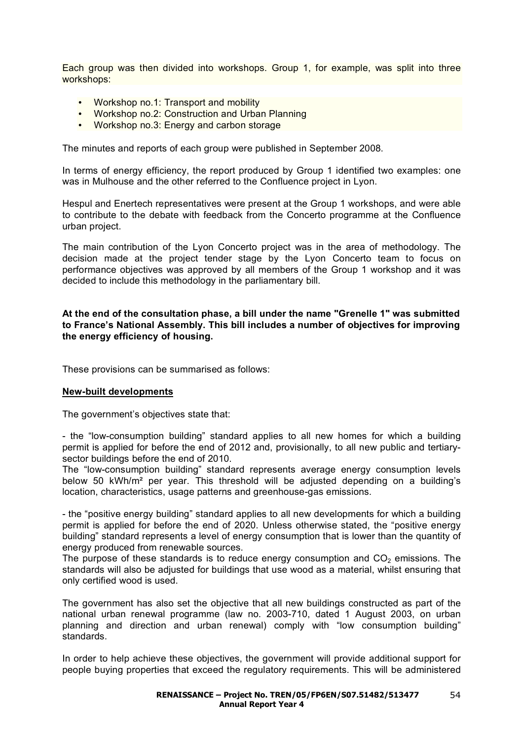Each group was then divided into workshops. Group 1, for example, was split into three workshops:

- Workshop no.1: Transport and mobility
- Workshop no.2: Construction and Urban Planning
- Workshop no.3: Energy and carbon storage

The minutes and reports of each group were published in September 2008.

In terms of energy efficiency, the report produced by Group 1 identified two examples: one was in Mulhouse and the other referred to the Confluence project in Lyon.

Hespul and Enertech representatives were present at the Group 1 workshops, and were able to contribute to the debate with feedback from the Concerto programme at the Confluence urban project.

The main contribution of the Lyon Concerto project was in the area of methodology. The decision made at the project tender stage by the Lyon Concerto team to focus on performance objectives was approved by all members of the Group 1 workshop and it was decided to include this methodology in the parliamentary bill.

**At the end of the consultation phase, a bill under the name "Grenelle 1" was submitted to France's National Assembly. This bill includes a number of objectives for improving the energy efficiency of housing.**

These provisions can be summarised as follows:

**New-built developments**

The government's objectives state that:

- the "low-consumption building" standard applies to all new homes for which a building permit is applied for before the end of 2012 and, provisionally, to all new public and tertiary-sector buildings before the end of 2010.

The "low-consumption building" standard represents average energy consumption levels below 50 kWh/m² per year. This threshold will be adjusted depending on a building's location, characteristics, usage patterns and greenhouse-gas emissions.

- the "positive energy building" standard applies to all new developments for which a building permit is applied for before the end of 2020. Unless otherwise stated, the "positive energy building" standard represents a level of energy consumption that is lower than the quantity of energy produced from renewable sources.

The purpose of these standards is to reduce energy consumption and $CO_2$ emissions. The standards will also be adjusted for buildings that use wood as a material, whilst ensuring that only certified wood is used.

The government has also set the objective that all new buildings constructed as part of the national urban renewal programme (law no. 2003-710, dated 1 August 2003, on urban planning and direction and urban renewal) comply with "low consumption building" standards.

In order to help achieve these objectives, the government will provide additional support for people buying properties that exceed the regulatory requirements. This will be administered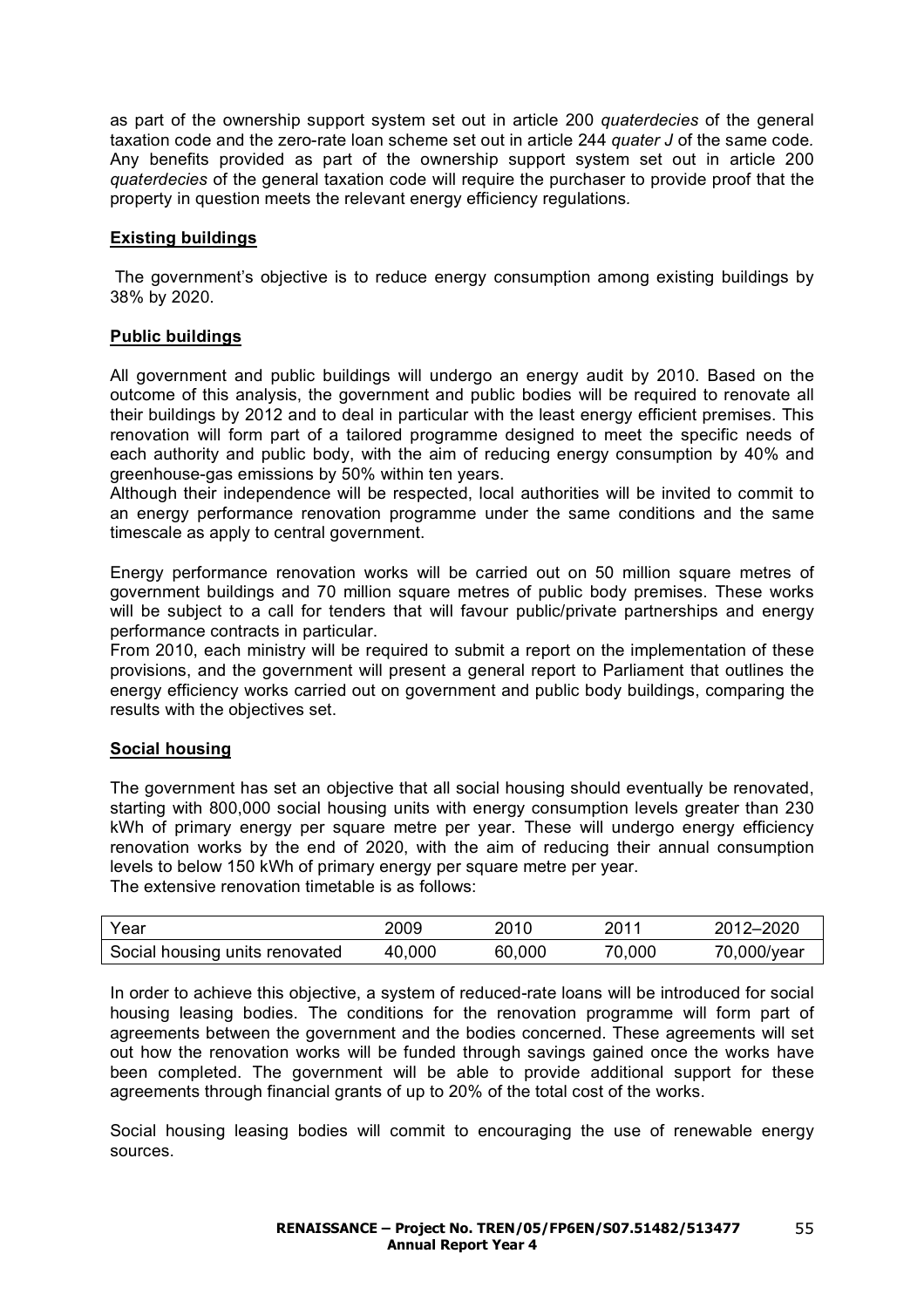as part of the ownership support system set out in article 200 *quaterdecies* of the general taxation code and the zero-rate loan scheme set out in article 244 *quater J* of the same code. Any benefits provided as part of the ownership support system set out in article 200 *quaterdecies* of the general taxation code will require the purchaser to provide proof that the property in question meets the relevant energy efficiency regulations.

**Existing buildings**

The government's objective is to reduce energy consumption among existing buildings by 38% by 2020.

**Public buildings**

All government and public buildings will undergo an energy audit by 2010. Based on the outcome of this analysis, the government and public bodies will be required to renovate all their buildings by 2012 and to deal in particular with the least energy efficient premises. This renovation will form part of a tailored programme designed to meet the specific needs of each authority and public body, with the aim of reducing energy consumption by 40% and greenhouse-gas emissions by 50% within ten years.
Although their independence will be respected, local authorities will be invited to commit to an energy performance renovation programme under the same conditions and the same timescale as apply to central government.

Energy performance renovation works will be carried out on 50 million square metres of government buildings and 70 million square metres of public body premises. These works will be subject to a call for tenders that will favour public/private partnerships and energy performance contracts in particular.
From 2010, each ministry will be required to submit a report on the implementation of these provisions, and the government will present a general report to Parliament that outlines the energy efficiency works carried out on government and public body buildings, comparing the results with the objectives set.

**Social housing**

The government has set an objective that all social housing should eventually be renovated, starting with 800,000 social housing units with energy consumption levels greater than 230 kWh of primary energy per square metre per year. These will undergo energy efficiency renovation works by the end of 2020, with the aim of reducing their annual consumption levels to below 150 kWh of primary energy per square metre per year.
The extensive renovation timetable is as follows:

| Year | 2009 | 2010 | 2011 | 2012–2020 |
|---|---|---|---|---|
| Social housing units renovated | 40,000 | 60,000 | 70,000 | 70,000/year |

In order to achieve this objective, a system of reduced-rate loans will be introduced for social housing leasing bodies. The conditions for the renovation programme will form part of agreements between the government and the bodies concerned. These agreements will set out how the renovation works will be funded through savings gained once the works have been completed. The government will be able to provide additional support for these agreements through financial grants of up to 20% of the total cost of the works.

Social housing leasing bodies will commit to encouraging the use of renewable energy sources.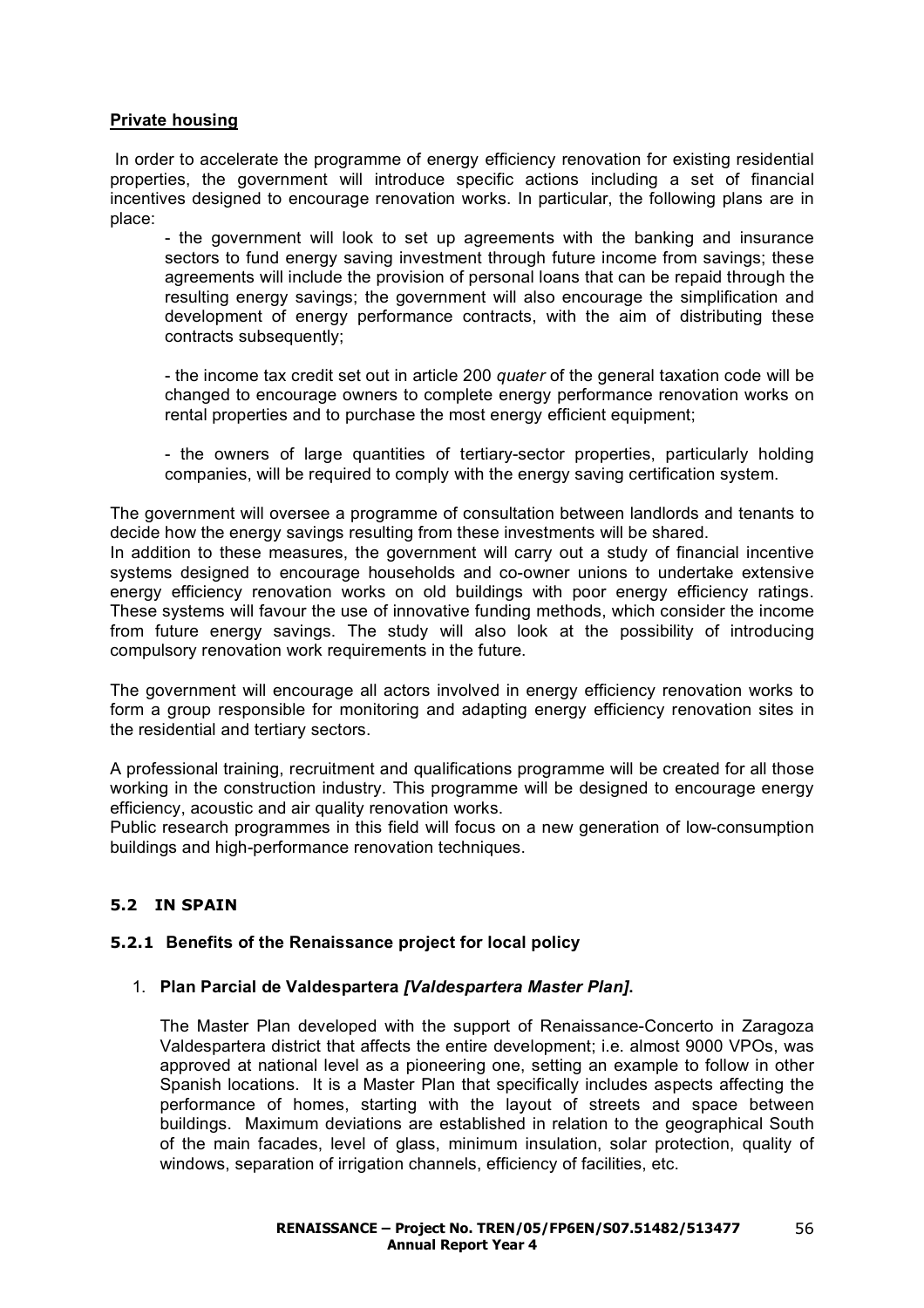**Private housing**

In order to accelerate the programme of energy efficiency renovation for existing residential properties, the government will introduce specific actions including a set of financial incentives designed to encourage renovation works. In particular, the following plans are in place:

- the government will look to set up agreements with the banking and insurance sectors to fund energy saving investment through future income from savings; these agreements will include the provision of personal loans that can be repaid through the resulting energy savings; the government will also encourage the simplification and development of energy performance contracts, with the aim of distributing these contracts subsequently;

- the income tax credit set out in article 200 *quater* of the general taxation code will be changed to encourage owners to complete energy performance renovation works on rental properties and to purchase the most energy efficient equipment;

- the owners of large quantities of tertiary-sector properties, particularly holding companies, will be required to comply with the energy saving certification system.

The government will oversee a programme of consultation between landlords and tenants to decide how the energy savings resulting from these investments will be shared.
In addition to these measures, the government will carry out a study of financial incentive systems designed to encourage households and co-owner unions to undertake extensive energy efficiency renovation works on old buildings with poor energy efficiency ratings. These systems will favour the use of innovative funding methods, which consider the income from future energy savings. The study will also look at the possibility of introducing compulsory renovation work requirements in the future.

The government will encourage all actors involved in energy efficiency renovation works to form a group responsible for monitoring and adapting energy efficiency renovation sites in the residential and tertiary sectors.

A professional training, recruitment and qualifications programme will be created for all those working in the construction industry. This programme will be designed to encourage energy efficiency, acoustic and air quality renovation works.
Public research programmes in this field will focus on a new generation of low-consumption buildings and high-performance renovation techniques.

## 5.2 IN SPAIN

### 5.2.1 Benefits of the Renaissance project for local policy

1. **Plan Parcial de Valdespartera *[Valdespartera Master Plan]*.**

   The Master Plan developed with the support of Renaissance-Concerto in Zaragoza Valdespartera district that affects the entire development; i.e. almost 9000 VPOs, was approved at national level as a pioneering one, setting an example to follow in other Spanish locations. It is a Master Plan that specifically includes aspects affecting the performance of homes, starting with the layout of streets and space between buildings. Maximum deviations are established in relation to the geographical South of the main facades, level of glass, minimum insulation, solar protection, quality of windows, separation of irrigation channels, efficiency of facilities, etc.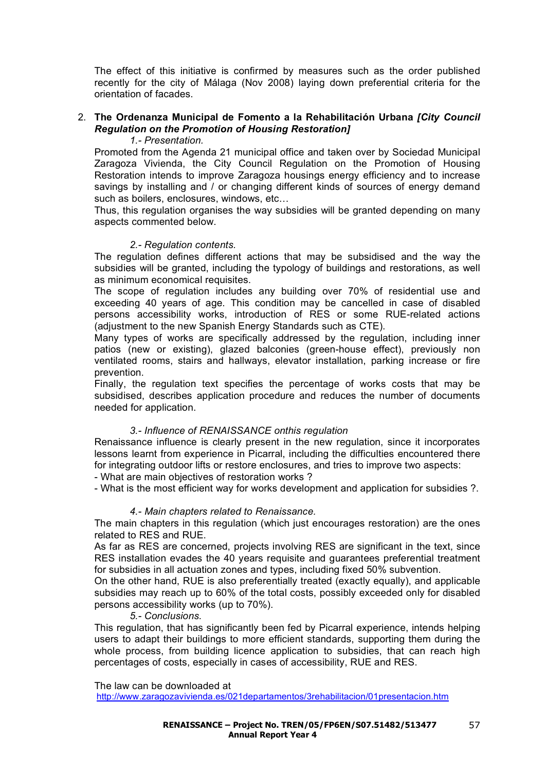The effect of this initiative is confirmed by measures such as the order published recently for the city of Málaga (Nov 2008) laying down preferential criteria for the orientation of facades.

2. **The Ordenanza Municipal de Fomento a la Rehabilitación Urbana *[City Council Regulation on the Promotion of Housing Restoration]***

   *1.- Presentation.*

   Promoted from the Agenda 21 municipal office and taken over by Sociedad Municipal Zaragoza Vivienda, the City Council Regulation on the Promotion of Housing Restoration intends to improve Zaragoza housings energy efficiency and to increase savings by installing and / or changing different kinds of sources of energy demand such as boilers, enclosures, windows, etc…

   Thus, this regulation organises the way subsidies will be granted depending on many aspects commented below.

   *2.- Regulation contents.*

   The regulation defines different actions that may be subsidised and the way the subsidies will be granted, including the typology of buildings and restorations, as well as minimum economical requisites.

   The scope of regulation includes any building over 70% of residential use and exceeding 40 years of age. This condition may be cancelled in case of disabled persons accessibility works, introduction of RES or some RUE-related actions (adjustment to the new Spanish Energy Standards such as CTE).

   Many types of works are specifically addressed by the regulation, including inner patios (new or existing), glazed balconies (green-house effect), previously non ventilated rooms, stairs and hallways, elevator installation, parking increase or fire prevention.

   Finally, the regulation text specifies the percentage of works costs that may be subsidised, describes application procedure and reduces the number of documents needed for application.

   *3.- Influence of RENAISSANCE onthis regulation*

   Renaissance influence is clearly present in the new regulation, since it incorporates lessons learnt from experience in Picarral, including the difficulties encountered there for integrating outdoor lifts or restore enclosures, and tries to improve two aspects:

   - What are main objectives of restoration works ?
   - What is the most efficient way for works development and application for subsidies ?.

   *4.- Main chapters related to Renaissance.*

   The main chapters in this regulation (which just encourages restoration) are the ones related to RES and RUE.

   As far as RES are concerned, projects involving RES are significant in the text, since RES installation evades the 40 years requisite and guarantees preferential treatment for subsidies in all actuation zones and types, including fixed 50% subvention.

   On the other hand, RUE is also preferentially treated (exactly equally), and applicable subsidies may reach up to 60% of the total costs, possibly exceeded only for disabled persons accessibility works (up to 70%).

   *5.- Conclusions.*

   This regulation, that has significantly been fed by Picarral experience, intends helping users to adapt their buildings to more efficient standards, supporting them during the whole process, from building licence application to subsidies, that can reach high percentages of costs, especially in cases of accessibility, RUE and RES.

   The law can be downloaded at
   http://www.zaragozavivienda.es/021departamentos/3rehabilitacion/01presentacion.htm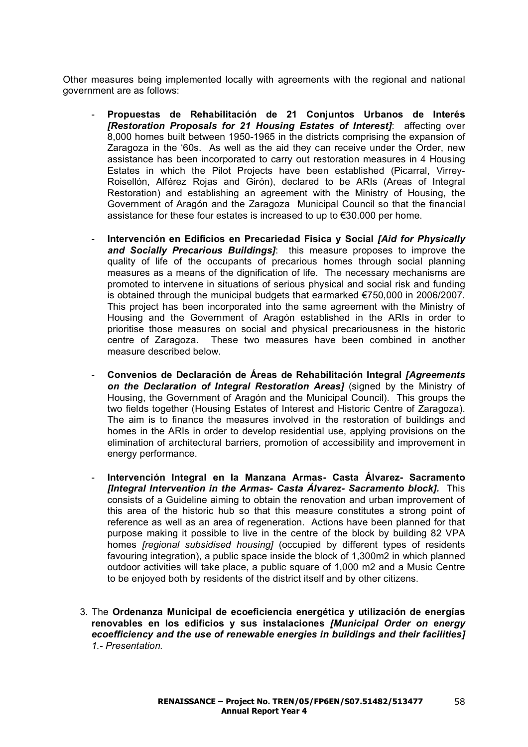Other measures being implemented locally with agreements with the regional and national government are as follows:

- **Propuestas de Rehabilitación de 21 Conjuntos Urbanos de Interés** ***[Restoration Proposals for 21 Housing Estates of Interest]***: affecting over 8,000 homes built between 1950-1965 in the districts comprising the expansion of Zaragoza in the '60s. As well as the aid they can receive under the Order, new assistance has been incorporated to carry out restoration measures in 4 Housing Estates in which the Pilot Projects have been established (Picarral, Virrey-Roisellón, Alférez Rojas and Girón), declared to be ARIs (Areas of Integral Restoration) and establishing an agreement with the Ministry of Housing, the Government of Aragón and the Zaragoza Municipal Council so that the financial assistance for these four estates is increased to up to €30.000 per home.

- **Intervención en Edificios en Precariedad Fisica y Social** ***[Aid for Physically and Socially Precarious Buildings]***: this measure proposes to improve the quality of life of the occupants of precarious homes through social planning measures as a means of the dignification of life. The necessary mechanisms are promoted to intervene in situations of serious physical and social risk and funding is obtained through the municipal budgets that earmarked €750,000 in 2006/2007. This project has been incorporated into the same agreement with the Ministry of Housing and the Government of Aragón established in the ARIs in order to prioritise those measures on social and physical precariousness in the historic centre of Zaragoza. These two measures have been combined in another measure described below.

- **Convenios de Declaración de Áreas de Rehabilitación Integral** ***[Agreements on the Declaration of Integral Restoration Areas]*** (signed by the Ministry of Housing, the Government of Aragón and the Municipal Council). This groups the two fields together (Housing Estates of Interest and Historic Centre of Zaragoza). The aim is to finance the measures involved in the restoration of buildings and homes in the ARIs in order to develop residential use, applying provisions on the elimination of architectural barriers, promotion of accessibility and improvement in energy performance.

- **Intervención Integral en la Manzana Armas- Casta Álvarez- Sacramento** ***[Integral Intervention in the Armas- Casta Álvarez- Sacramento block].*** This consists of a Guideline aiming to obtain the renovation and urban improvement of this area of the historic hub so that this measure constitutes a strong point of reference as well as an area of regeneration. Actions have been planned for that purpose making it possible to live in the centre of the block by building 82 VPA homes *[regional subsidised housing]* (occupied by different types of residents favouring integration), a public space inside the block of 1,300m2 in which planned outdoor activities will take place, a public square of 1,000 m2 and a Music Centre to be enjoyed both by residents of the district itself and by other citizens.

3. The **Ordenanza Municipal de ecoeficiencia energética y utilización de energías renovables en los edificios y sus instalaciones** ***[Municipal Order on energy ecoefficiency and the use of renewable energies in buildings and their facilities]*** *1.- Presentation.*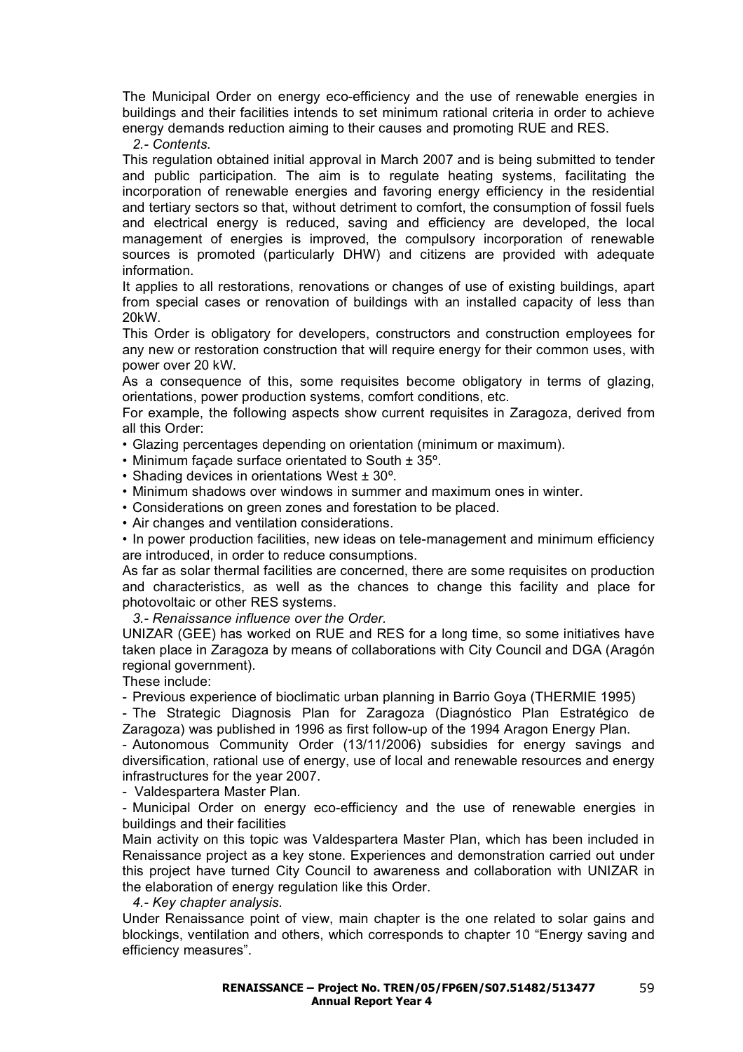The Municipal Order on energy eco-efficiency and the use of renewable energies in buildings and their facilities intends to set minimum rational criteria in order to achieve energy demands reduction aiming to their causes and promoting RUE and RES.

*2.- Contents.*

This regulation obtained initial approval in March 2007 and is being submitted to tender and public participation. The aim is to regulate heating systems, facilitating the incorporation of renewable energies and favoring energy efficiency in the residential and tertiary sectors so that, without detriment to comfort, the consumption of fossil fuels and electrical energy is reduced, saving and efficiency are developed, the local management of energies is improved, the compulsory incorporation of renewable sources is promoted (particularly DHW) and citizens are provided with adequate information.

It applies to all restorations, renovations or changes of use of existing buildings, apart from special cases or renovation of buildings with an installed capacity of less than 20kW.

This Order is obligatory for developers, constructors and construction employees for any new or restoration construction that will require energy for their common uses, with power over 20 kW.

As a consequence of this, some requisites become obligatory in terms of glazing, orientations, power production systems, comfort conditions, etc.

For example, the following aspects show current requisites in Zaragoza, derived from all this Order:

- Glazing percentages depending on orientation (minimum or maximum).
- Minimum façade surface orientated to South ± 35º.
- Shading devices in orientations West ± 30º.
- Minimum shadows over windows in summer and maximum ones in winter.
- Considerations on green zones and forestation to be placed.
- Air changes and ventilation considerations.
- In power production facilities, new ideas on tele-management and minimum efficiency are introduced, in order to reduce consumptions.

As far as solar thermal facilities are concerned, there are some requisites on production and characteristics, as well as the chances to change this facility and place for photovoltaic or other RES systems.

*3.- Renaissance influence over the Order.*

UNIZAR (GEE) has worked on RUE and RES for a long time, so some initiatives have taken place in Zaragoza by means of collaborations with City Council and DGA (Aragón regional government).

These include:

- Previous experience of bioclimatic urban planning in Barrio Goya (THERMIE 1995)
- The Strategic Diagnosis Plan for Zaragoza (Diagnóstico Plan Estratégico de Zaragoza) was published in 1996 as first follow-up of the 1994 Aragon Energy Plan.
- Autonomous Community Order (13/11/2006) subsidies for energy savings and diversification, rational use of energy, use of local and renewable resources and energy infrastructures for the year 2007.
- Valdespartera Master Plan.
- Municipal Order on energy eco-efficiency and the use of renewable energies in buildings and their facilities

Main activity on this topic was Valdespartera Master Plan, which has been included in Renaissance project as a key stone. Experiences and demonstration carried out under this project have turned City Council to awareness and collaboration with UNIZAR in the elaboration of energy regulation like this Order.

*4.- Key chapter analysis.*

Under Renaissance point of view, main chapter is the one related to solar gains and blockings, ventilation and others, which corresponds to chapter 10 "Energy saving and efficiency measures".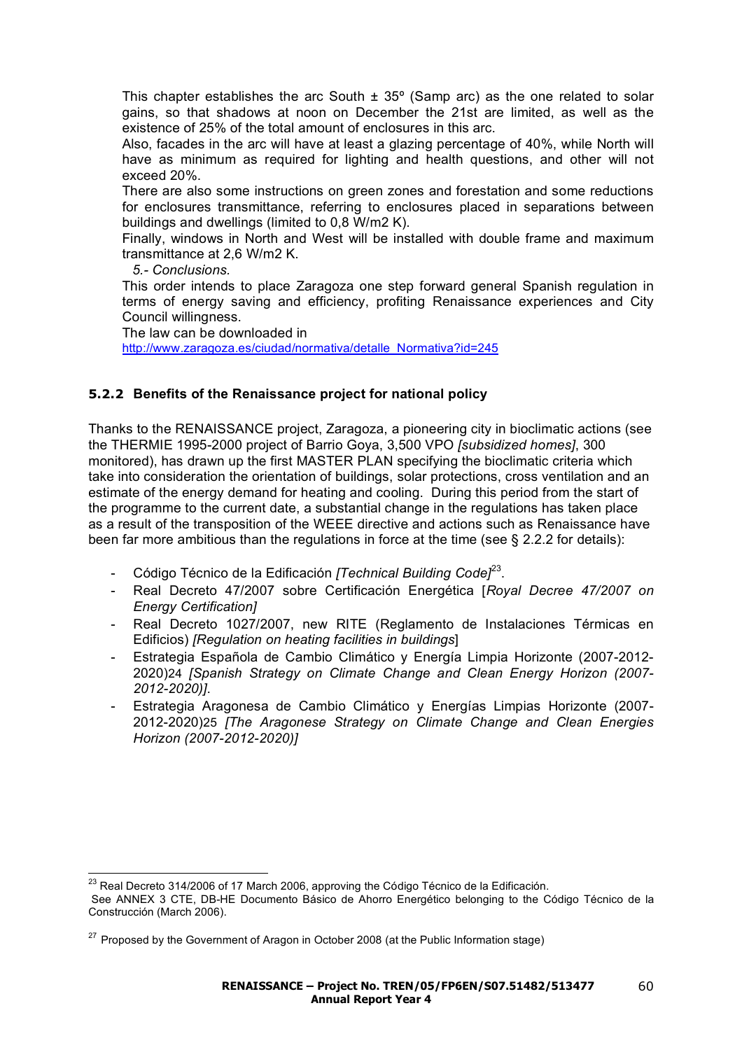This chapter establishes the arc South ± 35º (Samp arc) as the one related to solar gains, so that shadows at noon on December the 21st are limited, as well as the existence of 25% of the total amount of enclosures in this arc.

Also, facades in the arc will have at least a glazing percentage of 40%, while North will have as minimum as required for lighting and health questions, and other will not exceed 20%.

There are also some instructions on green zones and forestation and some reductions for enclosures transmittance, referring to enclosures placed in separations between buildings and dwellings (limited to 0,8 W/m2 K).

Finally, windows in North and West will be installed with double frame and maximum transmittance at 2,6 W/m2 K.

*5.- Conclusions.*

This order intends to place Zaragoza one step forward general Spanish regulation in terms of energy saving and efficiency, profiting Renaissance experiences and City Council willingness.

The law can be downloaded in http://www.zaragoza.es/ciudad/normativa/detalle_Normativa?id=245

### 5.2.2 Benefits of the Renaissance project for national policy

Thanks to the RENAISSANCE project, Zaragoza, a pioneering city in bioclimatic actions (see the THERMIE 1995-2000 project of Barrio Goya, 3,500 VPO *[subsidized homes]*, 300 monitored), has drawn up the first MASTER PLAN specifying the bioclimatic criteria which take into consideration the orientation of buildings, solar protections, cross ventilation and an estimate of the energy demand for heating and cooling. During this period from the start of the programme to the current date, a substantial change in the regulations has taken place as a result of the transposition of the WEEE directive and actions such as Renaissance have been far more ambitious than the regulations in force at the time (see § 2.2.2 for details):

- Código Técnico de la Edificación *[Technical Building Code]*[23].
- Real Decreto 47/2007 sobre Certificación Energética [*Royal Decree 47/2007 on Energy Certification]*
- Real Decreto 1027/2007, new RITE (Reglamento de Instalaciones Térmicas en Edificios) *[Regulation on heating facilities in buildings*]
- Estrategia Española de Cambio Climático y Energía Limpia Horizonte (2007-2012-2020)24 *[Spanish Strategy on Climate Change and Clean Energy Horizon (2007-2012-2020)]*.
- Estrategia Aragonesa de Cambio Climático y Energías Limpias Horizonte (2007-2012-2020)25 *[The Aragonese Strategy on Climate Change and Clean Energies Horizon (2007-2012-2020)]*

---

[23] Real Decreto 314/2006 of 17 March 2006, approving the Código Técnico de la Edificación.
See ANNEX 3 CTE, DB-HE Documento Básico de Ahorro Energético belonging to the Código Técnico de la Construcción (March 2006).

[27] Proposed by the Government of Aragon in October 2008 (at the Public Information stage)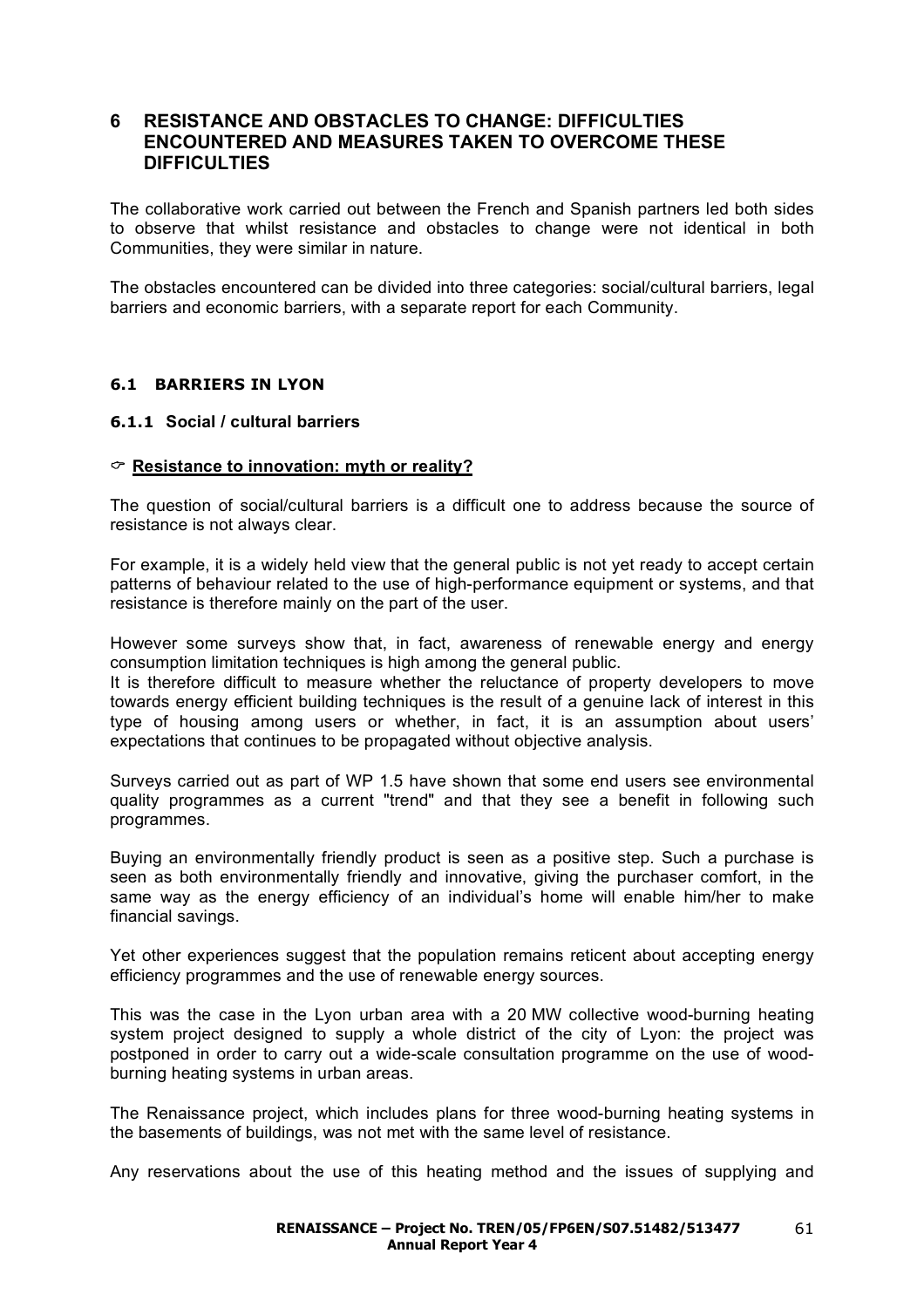# 6 RESISTANCE AND OBSTACLES TO CHANGE: DIFFICULTIES ENCOUNTERED AND MEASURES TAKEN TO OVERCOME THESE DIFFICULTIES

The collaborative work carried out between the French and Spanish partners led both sides to observe that whilst resistance and obstacles to change were not identical in both Communities, they were similar in nature.

The obstacles encountered can be divided into three categories: social/cultural barriers, legal barriers and economic barriers, with a separate report for each Community.

## 6.1 BARRIERS IN LYON

### 6.1.1 Social / cultural barriers

☞ **Resistance to innovation: myth or reality?**

The question of social/cultural barriers is a difficult one to address because the source of resistance is not always clear.

For example, it is a widely held view that the general public is not yet ready to accept certain patterns of behaviour related to the use of high-performance equipment or systems, and that resistance is therefore mainly on the part of the user.

However some surveys show that, in fact, awareness of renewable energy and energy consumption limitation techniques is high among the general public.
It is therefore difficult to measure whether the reluctance of property developers to move towards energy efficient building techniques is the result of a genuine lack of interest in this type of housing among users or whether, in fact, it is an assumption about users' expectations that continues to be propagated without objective analysis.

Surveys carried out as part of WP 1.5 have shown that some end users see environmental quality programmes as a current "trend" and that they see a benefit in following such programmes.

Buying an environmentally friendly product is seen as a positive step. Such a purchase is seen as both environmentally friendly and innovative, giving the purchaser comfort, in the same way as the energy efficiency of an individual's home will enable him/her to make financial savings.

Yet other experiences suggest that the population remains reticent about accepting energy efficiency programmes and the use of renewable energy sources.

This was the case in the Lyon urban area with a 20 MW collective wood-burning heating system project designed to supply a whole district of the city of Lyon: the project was postponed in order to carry out a wide-scale consultation programme on the use of wood-burning heating systems in urban areas.

The Renaissance project, which includes plans for three wood-burning heating systems in the basements of buildings, was not met with the same level of resistance.

Any reservations about the use of this heating method and the issues of supplying and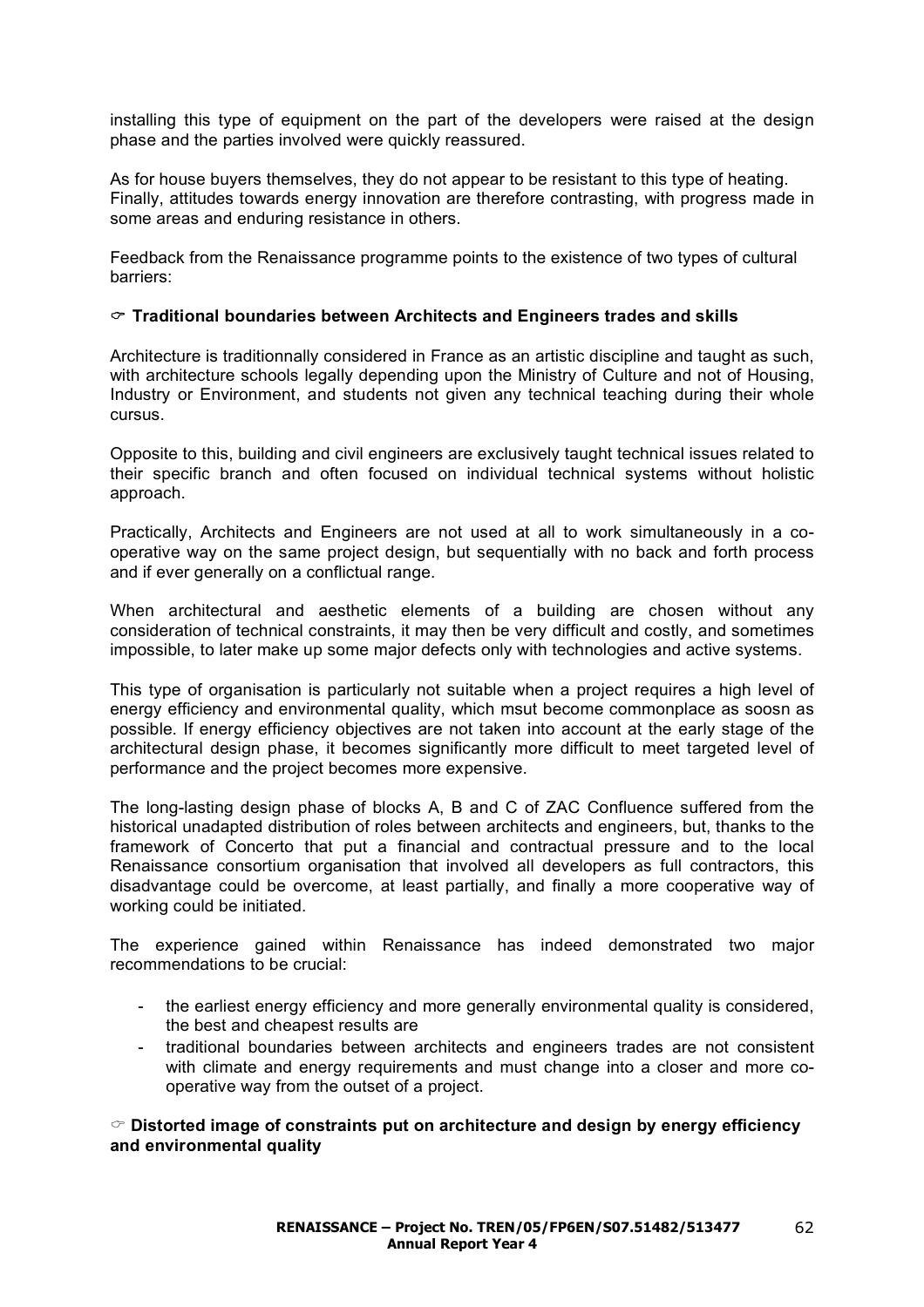installing this type of equipment on the part of the developers were raised at the design phase and the parties involved were quickly reassured.

As for house buyers themselves, they do not appear to be resistant to this type of heating. Finally, attitudes towards energy innovation are therefore contrasting, with progress made in some areas and enduring resistance in others.

Feedback from the Renaissance programme points to the existence of two types of cultural barriers:

☞ **Traditional boundaries between Architects and Engineers trades and skills**

Architecture is traditionnally considered in France as an artistic discipline and taught as such, with architecture schools legally depending upon the Ministry of Culture and not of Housing, Industry or Environment, and students not given any technical teaching during their whole cursus.

Opposite to this, building and civil engineers are exclusively taught technical issues related to their specific branch and often focused on individual technical systems without holistic approach.

Practically, Architects and Engineers are not used at all to work simultaneously in a co-operative way on the same project design, but sequentially with no back and forth process and if ever generally on a conflictual range.

When architectural and aesthetic elements of a building are chosen without any consideration of technical constraints, it may then be very difficult and costly, and sometimes impossible, to later make up some major defects only with technologies and active systems.

This type of organisation is particularly not suitable when a project requires a high level of energy efficiency and environmental quality, which msut become commonplace as soosn as possible. If energy efficiency objectives are not taken into account at the early stage of the architectural design phase, it becomes significantly more difficult to meet targeted level of performance and the project becomes more expensive.

The long-lasting design phase of blocks A, B and C of ZAC Confluence suffered from the historical unadapted distribution of roles between architects and engineers, but, thanks to the framework of Concerto that put a financial and contractual pressure and to the local Renaissance consortium organisation that involved all developers as full contractors, this disadvantage could be overcome, at least partially, and finally a more cooperative way of working could be initiated.

The experience gained within Renaissance has indeed demonstrated two major recommendations to be crucial:

- the earliest energy efficiency and more generally environmental quality is considered, the best and cheapest results are
- traditional boundaries between architects and engineers trades are not consistent with climate and energy requirements and must change into a closer and more co-operative way from the outset of a project.

☞ **Distorted image of constraints put on architecture and design by energy efficiency and environmental quality**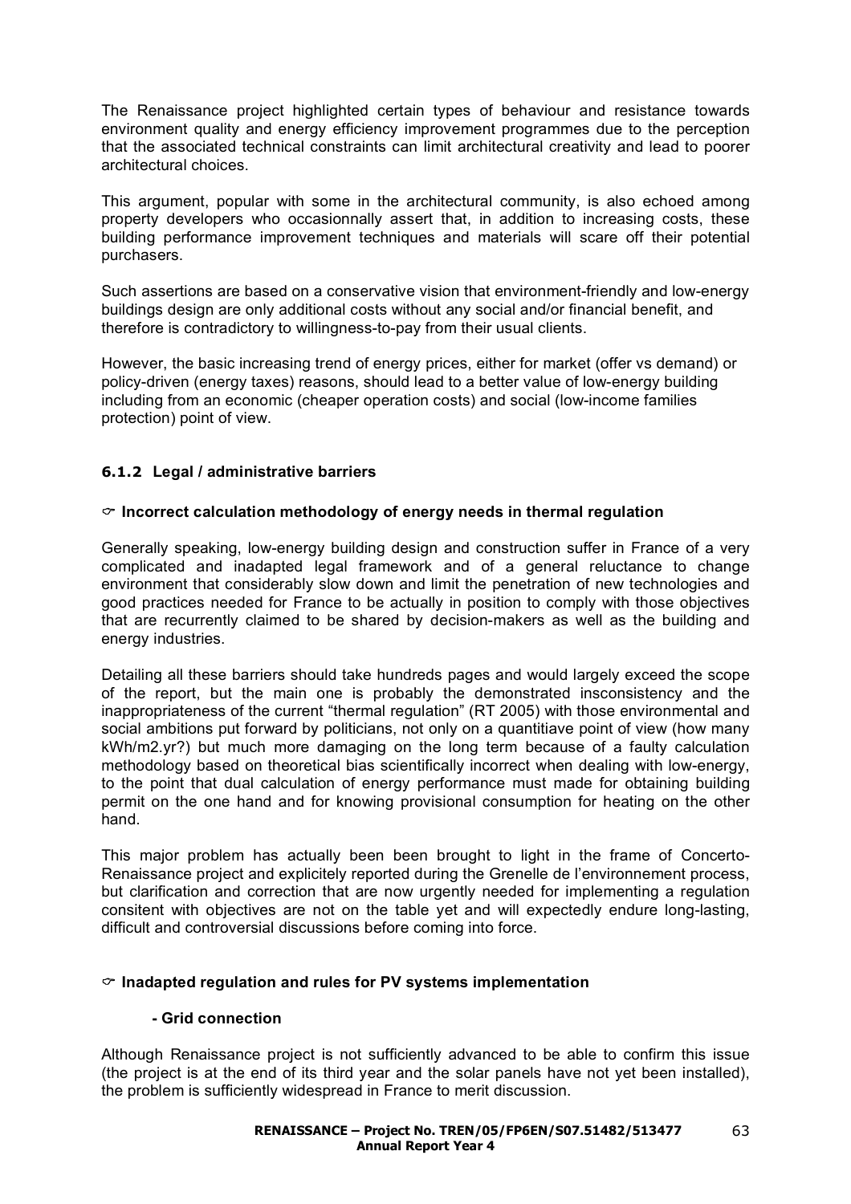The Renaissance project highlighted certain types of behaviour and resistance towards environment quality and energy efficiency improvement programmes due to the perception that the associated technical constraints can limit architectural creativity and lead to poorer architectural choices.

This argument, popular with some in the architectural community, is also echoed among property developers who occasionnally assert that, in addition to increasing costs, these building performance improvement techniques and materials will scare off their potential purchasers.

Such assertions are based on a conservative vision that environment-friendly and low-energy buildings design are only additional costs without any social and/or financial benefit, and therefore is contradictory to willingness-to-pay from their usual clients.

However, the basic increasing trend of energy prices, either for market (offer vs demand) or policy-driven (energy taxes) reasons, should lead to a better value of low-energy building including from an economic (cheaper operation costs) and social (low-income families protection) point of view.

### 6.1.2 Legal / administrative barriers

☞ **Incorrect calculation methodology of energy needs in thermal regulation**

Generally speaking, low-energy building design and construction suffer in France of a very complicated and inadapted legal framework and of a general reluctance to change environment that considerably slow down and limit the penetration of new technologies and good practices needed for France to be actually in position to comply with those objectives that are recurrently claimed to be shared by decision-makers as well as the building and energy industries.

Detailing all these barriers should take hundreds pages and would largely exceed the scope of the report, but the main one is probably the demonstrated insconsistency and the inappropriateness of the current "thermal regulation" (RT 2005) with those environmental and social ambitions put forward by politicians, not only on a quantitiave point of view (how many kWh/m2.yr?) but much more damaging on the long term because of a faulty calculation methodology based on theoretical bias scientifically incorrect when dealing with low-energy, to the point that dual calculation of energy performance must made for obtaining building permit on the one hand and for knowing provisional consumption for heating on the other hand.

This major problem has actually been been brought to light in the frame of Concerto-Renaissance project and explicitely reported during the Grenelle de l'environnement process, but clarification and correction that are now urgently needed for implementing a regulation consitent with objectives are not on the table yet and will expectedly endure long-lasting, difficult and controversial discussions before coming into force.

☞ **Inadapted regulation and rules for PV systems implementation**

**- Grid connection**

Although Renaissance project is not sufficiently advanced to be able to confirm this issue (the project is at the end of its third year and the solar panels have not yet been installed), the problem is sufficiently widespread in France to merit discussion.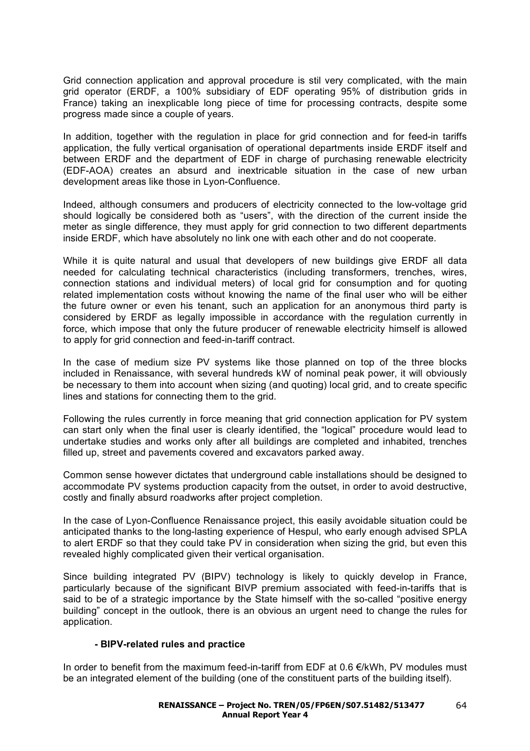Grid connection application and approval procedure is stil very complicated, with the main grid operator (ERDF, a 100% subsidiary of EDF operating 95% of distribution grids in France) taking an inexplicable long piece of time for processing contracts, despite some progress made since a couple of years.

In addition, together with the regulation in place for grid connection and for feed-in tariffs application, the fully vertical organisation of operational departments inside ERDF itself and between ERDF and the department of EDF in charge of purchasing renewable electricity (EDF-AOA) creates an absurd and inextricable situation in the case of new urban development areas like those in Lyon-Confluence.

Indeed, although consumers and producers of electricity connected to the low-voltage grid should logically be considered both as "users", with the direction of the current inside the meter as single difference, they must apply for grid connection to two different departments inside ERDF, which have absolutely no link one with each other and do not cooperate.

While it is quite natural and usual that developers of new buildings give ERDF all data needed for calculating technical characteristics (including transformers, trenches, wires, connection stations and individual meters) of local grid for consumption and for quoting related implementation costs without knowing the name of the final user who will be either the future owner or even his tenant, such an application for an anonymous third party is considered by ERDF as legally impossible in accordance with the regulation currently in force, which impose that only the future producer of renewable electricity himself is allowed to apply for grid connection and feed-in-tariff contract.

In the case of medium size PV systems like those planned on top of the three blocks included in Renaissance, with several hundreds kW of nominal peak power, it will obviously be necessary to them into account when sizing (and quoting) local grid, and to create specific lines and stations for connecting them to the grid.

Following the rules currently in force meaning that grid connection application for PV system can start only when the final user is clearly identified, the "logical" procedure would lead to undertake studies and works only after all buildings are completed and inhabited, trenches filled up, street and pavements covered and excavators parked away.

Common sense however dictates that underground cable installations should be designed to accommodate PV systems production capacity from the outset, in order to avoid destructive, costly and finally absurd roadworks after project completion.

In the case of Lyon-Confluence Renaissance project, this easily avoidable situation could be anticipated thanks to the long-lasting experience of Hespul, who early enough advised SPLA to alert ERDF so that they could take PV in consideration when sizing the grid, but even this revealed highly complicated given their vertical organisation.

Since building integrated PV (BIPV) technology is likely to quickly develop in France, particularly because of the significant BIVP premium associated with feed-in-tariffs that is said to be of a strategic importance by the State himself with the so-called "positive energy building" concept in the outlook, there is an obvious an urgent need to change the rules for application.

**- BIPV-related rules and practice**

In order to benefit from the maximum feed-in-tariff from EDF at 0.6 €/kWh, PV modules must be an integrated element of the building (one of the constituent parts of the building itself).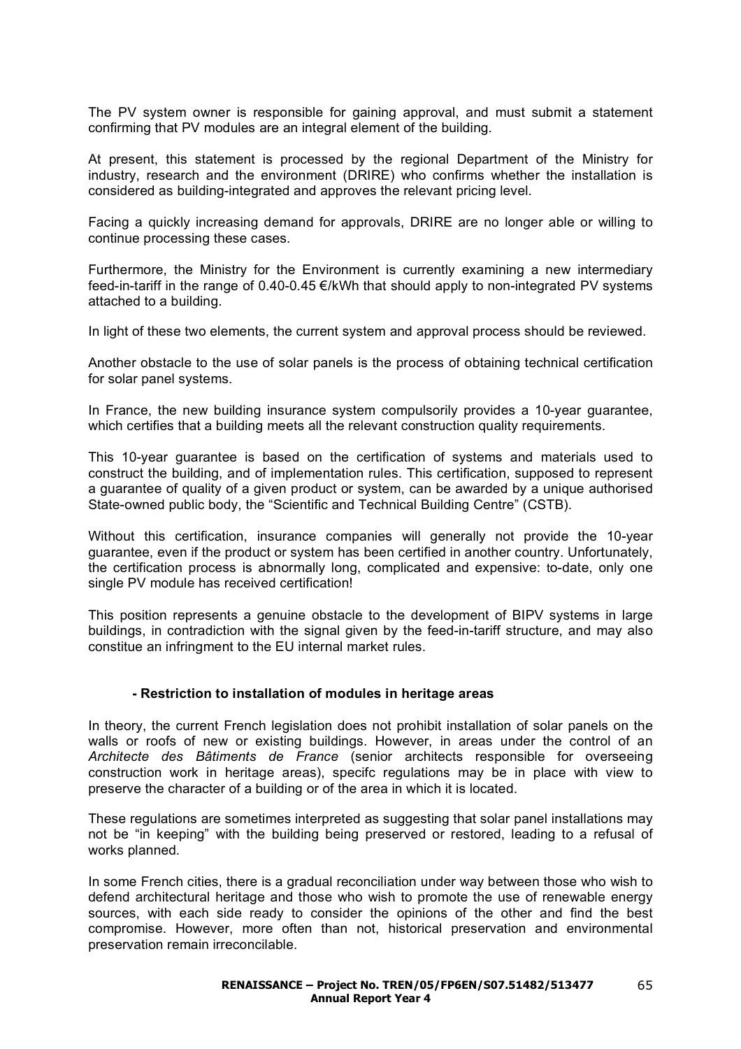The PV system owner is responsible for gaining approval, and must submit a statement confirming that PV modules are an integral element of the building.

At present, this statement is processed by the regional Department of the Ministry for industry, research and the environment (DRIRE) who confirms whether the installation is considered as building-integrated and approves the relevant pricing level.

Facing a quickly increasing demand for approvals, DRIRE are no longer able or willing to continue processing these cases.

Furthermore, the Ministry for the Environment is currently examining a new intermediary feed-in-tariff in the range of 0.40-0.45 €/kWh that should apply to non-integrated PV systems attached to a building.

In light of these two elements, the current system and approval process should be reviewed.

Another obstacle to the use of solar panels is the process of obtaining technical certification for solar panel systems.

In France, the new building insurance system compulsorily provides a 10-year guarantee, which certifies that a building meets all the relevant construction quality requirements.

This 10-year guarantee is based on the certification of systems and materials used to construct the building, and of implementation rules. This certification, supposed to represent a guarantee of quality of a given product or system, can be awarded by a unique authorised State-owned public body, the "Scientific and Technical Building Centre" (CSTB).

Without this certification, insurance companies will generally not provide the 10-year guarantee, even if the product or system has been certified in another country. Unfortunately, the certification process is abnormally long, complicated and expensive: to-date, only one single PV module has received certification!

This position represents a genuine obstacle to the development of BIPV systems in large buildings, in contradiction with the signal given by the feed-in-tariff structure, and may also constitue an infringment to the EU internal market rules.

**- Restriction to installation of modules in heritage areas**

In theory, the current French legislation does not prohibit installation of solar panels on the walls or roofs of new or existing buildings. However, in areas under the control of an *Architecte des Bâtiments de France* (senior architects responsible for overseeing construction work in heritage areas), specifc regulations may be in place with view to preserve the character of a building or of the area in which it is located.

These regulations are sometimes interpreted as suggesting that solar panel installations may not be "in keeping" with the building being preserved or restored, leading to a refusal of works planned.

In some French cities, there is a gradual reconciliation under way between those who wish to defend architectural heritage and those who wish to promote the use of renewable energy sources, with each side ready to consider the opinions of the other and find the best compromise. However, more often than not, historical preservation and environmental preservation remain irreconcilable.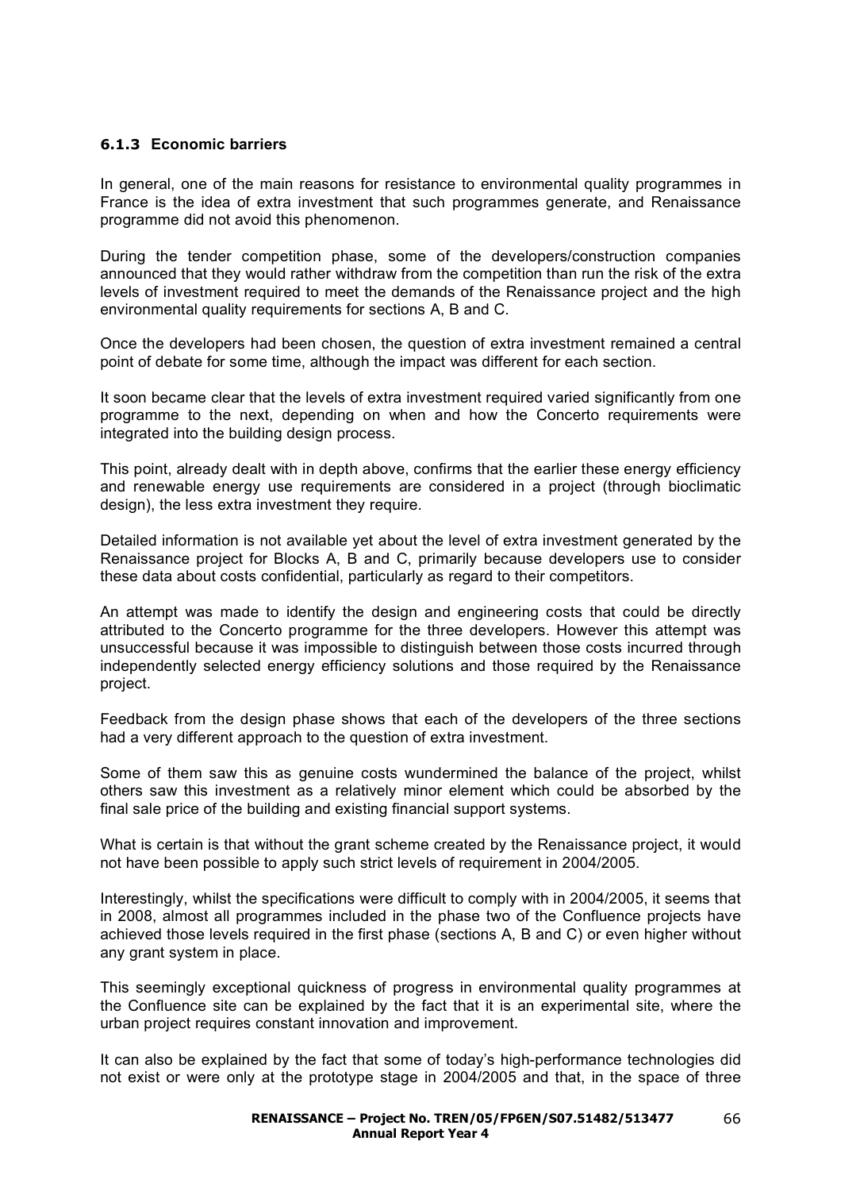### 6.1.3 Economic barriers

In general, one of the main reasons for resistance to environmental quality programmes in France is the idea of extra investment that such programmes generate, and Renaissance programme did not avoid this phenomenon.

During the tender competition phase, some of the developers/construction companies announced that they would rather withdraw from the competition than run the risk of the extra levels of investment required to meet the demands of the Renaissance project and the high environmental quality requirements for sections A, B and C.

Once the developers had been chosen, the question of extra investment remained a central point of debate for some time, although the impact was different for each section.

It soon became clear that the levels of extra investment required varied significantly from one programme to the next, depending on when and how the Concerto requirements were integrated into the building design process.

This point, already dealt with in depth above, confirms that the earlier these energy efficiency and renewable energy use requirements are considered in a project (through bioclimatic design), the less extra investment they require.

Detailed information is not available yet about the level of extra investment generated by the Renaissance project for Blocks A, B and C, primarily because developers use to consider these data about costs confidential, particularly as regard to their competitors.

An attempt was made to identify the design and engineering costs that could be directly attributed to the Concerto programme for the three developers. However this attempt was unsuccessful because it was impossible to distinguish between those costs incurred through independently selected energy efficiency solutions and those required by the Renaissance project.

Feedback from the design phase shows that each of the developers of the three sections had a very different approach to the question of extra investment.

Some of them saw this as genuine costs wundermined the balance of the project, whilst others saw this investment as a relatively minor element which could be absorbed by the final sale price of the building and existing financial support systems.

What is certain is that without the grant scheme created by the Renaissance project, it would not have been possible to apply such strict levels of requirement in 2004/2005.

Interestingly, whilst the specifications were difficult to comply with in 2004/2005, it seems that in 2008, almost all programmes included in the phase two of the Confluence projects have achieved those levels required in the first phase (sections A, B and C) or even higher without any grant system in place.

This seemingly exceptional quickness of progress in environmental quality programmes at the Confluence site can be explained by the fact that it is an experimental site, where the urban project requires constant innovation and improvement.

It can also be explained by the fact that some of today's high-performance technologies did not exist or were only at the prototype stage in 2004/2005 and that, in the space of three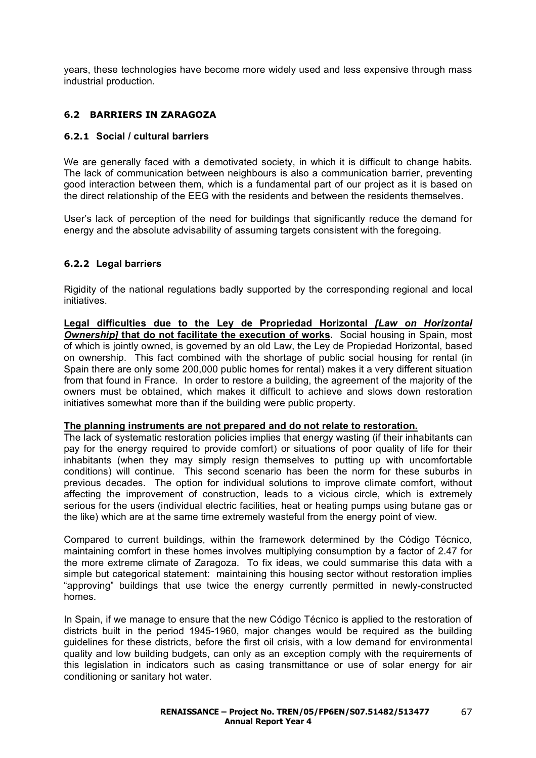years, these technologies have become more widely used and less expensive through mass industrial production.

## 6.2 BARRIERS IN ZARAGOZA

### 6.2.1 Social / cultural barriers

We are generally faced with a demotivated society, in which it is difficult to change habits. The lack of communication between neighbours is also a communication barrier, preventing good interaction between them, which is a fundamental part of our project as it is based on the direct relationship of the EEG with the residents and between the residents themselves.

User's lack of perception of the need for buildings that significantly reduce the demand for energy and the absolute advisability of assuming targets consistent with the foregoing.

### 6.2.2 Legal barriers

Rigidity of the national regulations badly supported by the corresponding regional and local initiatives.

**Legal difficulties due to the Ley de Propriedad Horizontal *[Law on Horizontal Ownership]* that do not facilitate the execution of works.** Social housing in Spain, most of which is jointly owned, is governed by an old Law, the Ley de Propiedad Horizontal, based on ownership. This fact combined with the shortage of public social housing for rental (in Spain there are only some 200,000 public homes for rental) makes it a very different situation from that found in France. In order to restore a building, the agreement of the majority of the owners must be obtained, which makes it difficult to achieve and slows down restoration initiatives somewhat more than if the building were public property.

**The planning instruments are not prepared and do not relate to restoration.**

The lack of systematic restoration policies implies that energy wasting (if their inhabitants can pay for the energy required to provide comfort) or situations of poor quality of life for their inhabitants (when they may simply resign themselves to putting up with uncomfortable conditions) will continue. This second scenario has been the norm for these suburbs in previous decades. The option for individual solutions to improve climate comfort, without affecting the improvement of construction, leads to a vicious circle, which is extremely serious for the users (individual electric facilities, heat or heating pumps using butane gas or the like) which are at the same time extremely wasteful from the energy point of view.

Compared to current buildings, within the framework determined by the Código Técnico, maintaining comfort in these homes involves multiplying consumption by a factor of 2.47 for the more extreme climate of Zaragoza. To fix ideas, we could summarise this data with a simple but categorical statement: maintaining this housing sector without restoration implies "approving" buildings that use twice the energy currently permitted in newly-constructed homes.

In Spain, if we manage to ensure that the new Código Técnico is applied to the restoration of districts built in the period 1945-1960, major changes would be required as the building guidelines for these districts, before the first oil crisis, with a low demand for environmental quality and low building budgets, can only as an exception comply with the requirements of this legislation in indicators such as casing transmittance or use of solar energy for air conditioning or sanitary hot water.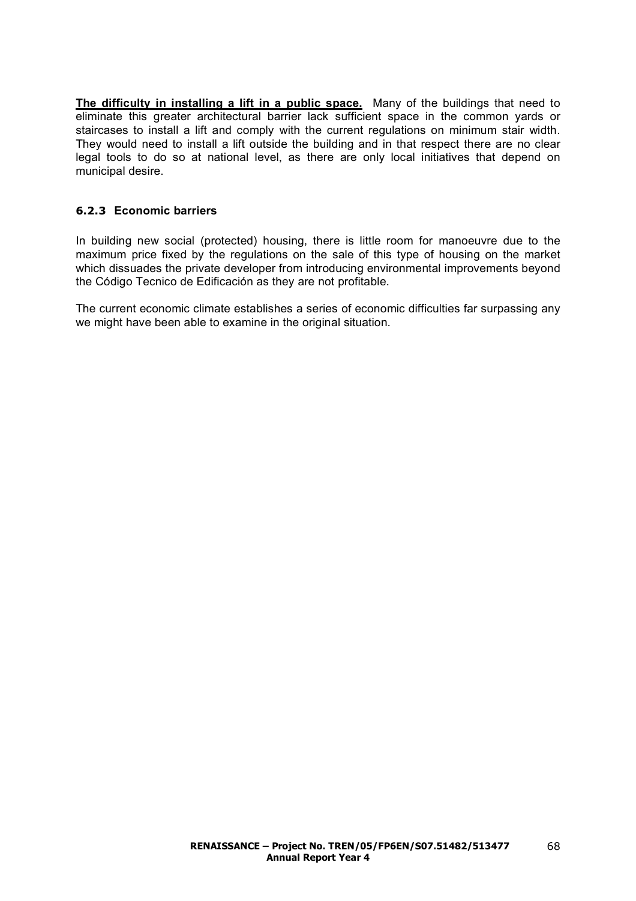**The difficulty in installing a lift in a public space.** Many of the buildings that need to eliminate this greater architectural barrier lack sufficient space in the common yards or staircases to install a lift and comply with the current regulations on minimum stair width. They would need to install a lift outside the building and in that respect there are no clear legal tools to do so at national level, as there are only local initiatives that depend on municipal desire.

### 6.2.3 Economic barriers

In building new social (protected) housing, there is little room for manoeuvre due to the maximum price fixed by the regulations on the sale of this type of housing on the market which dissuades the private developer from introducing environmental improvements beyond the Código Tecnico de Edificación as they are not profitable.

The current economic climate establishes a series of economic difficulties far surpassing any we might have been able to examine in the original situation.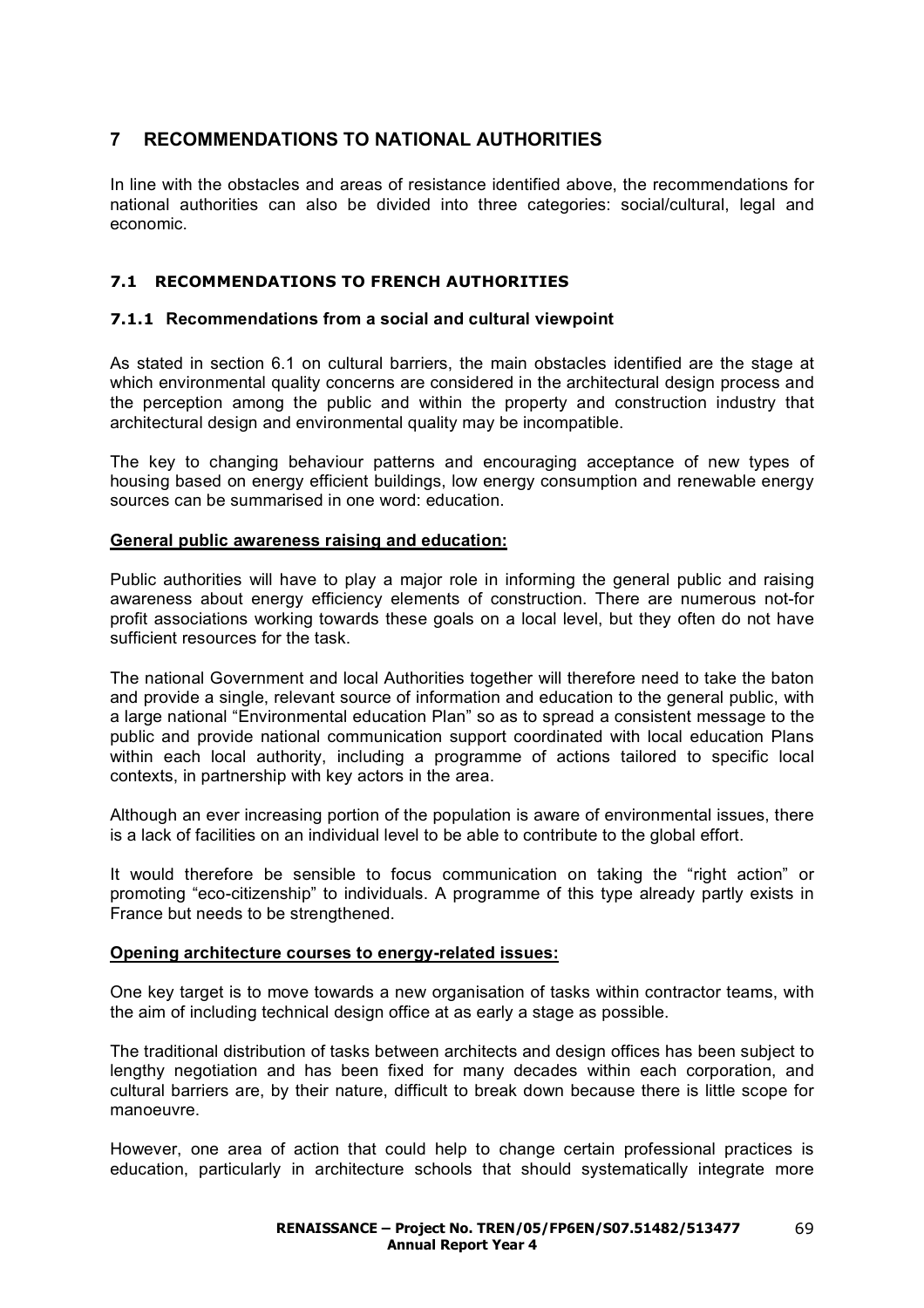# 7 RECOMMENDATIONS TO NATIONAL AUTHORITIES

In line with the obstacles and areas of resistance identified above, the recommendations for national authorities can also be divided into three categories: social/cultural, legal and economic.

## 7.1 RECOMMENDATIONS TO FRENCH AUTHORITIES

### 7.1.1 Recommendations from a social and cultural viewpoint

As stated in section 6.1 on cultural barriers, the main obstacles identified are the stage at which environmental quality concerns are considered in the architectural design process and the perception among the public and within the property and construction industry that architectural design and environmental quality may be incompatible.

The key to changing behaviour patterns and encouraging acceptance of new types of housing based on energy efficient buildings, low energy consumption and renewable energy sources can be summarised in one word: education.

**General public awareness raising and education:**

Public authorities will have to play a major role in informing the general public and raising awareness about energy efficiency elements of construction. There are numerous not-for profit associations working towards these goals on a local level, but they often do not have sufficient resources for the task.

The national Government and local Authorities together will therefore need to take the baton and provide a single, relevant source of information and education to the general public, with a large national "Environmental education Plan" so as to spread a consistent message to the public and provide national communication support coordinated with local education Plans within each local authority, including a programme of actions tailored to specific local contexts, in partnership with key actors in the area.

Although an ever increasing portion of the population is aware of environmental issues, there is a lack of facilities on an individual level to be able to contribute to the global effort.

It would therefore be sensible to focus communication on taking the "right action" or promoting "eco-citizenship" to individuals. A programme of this type already partly exists in France but needs to be strengthened.

**Opening architecture courses to energy-related issues:**

One key target is to move towards a new organisation of tasks within contractor teams, with the aim of including technical design office at as early a stage as possible.

The traditional distribution of tasks between architects and design offices has been subject to lengthy negotiation and has been fixed for many decades within each corporation, and cultural barriers are, by their nature, difficult to break down because there is little scope for manoeuvre.

However, one area of action that could help to change certain professional practices is education, particularly in architecture schools that should systematically integrate more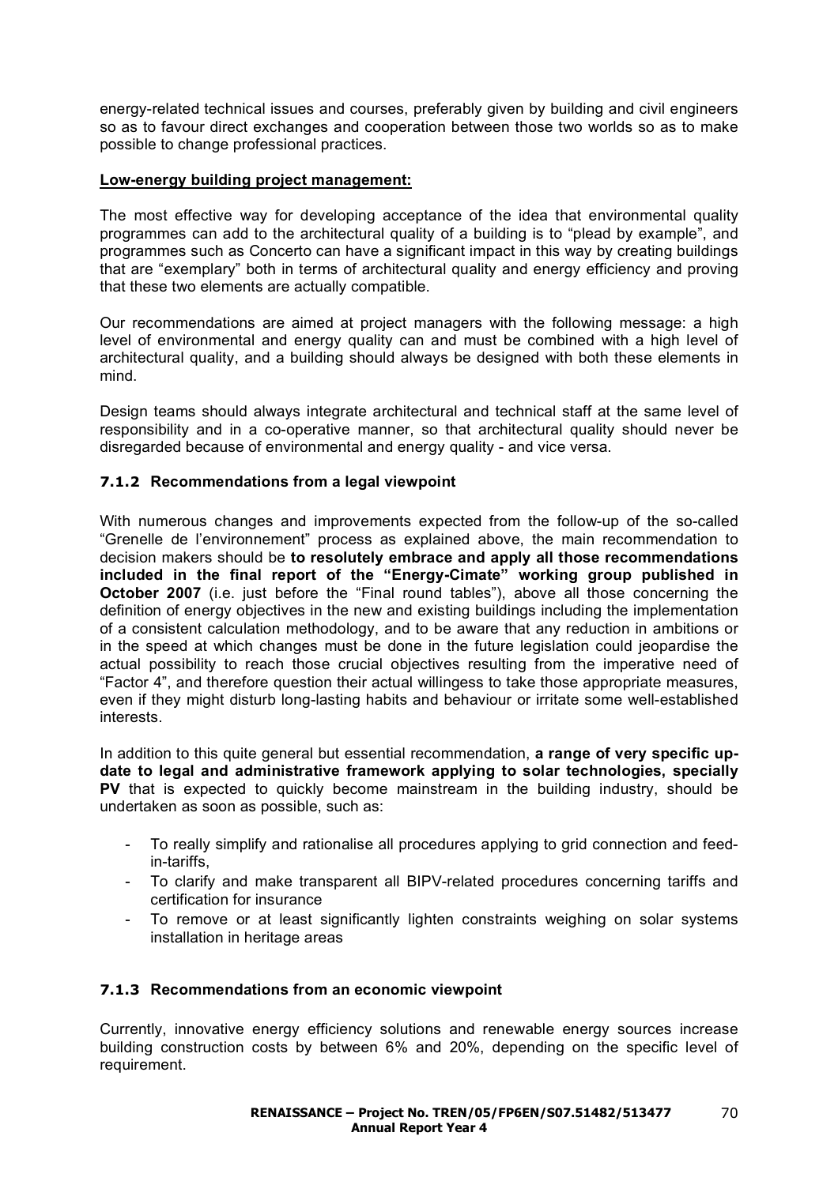energy-related technical issues and courses, preferably given by building and civil engineers so as to favour direct exchanges and cooperation between those two worlds so as to make possible to change professional practices.

**Low-energy building project management:**

The most effective way for developing acceptance of the idea that environmental quality programmes can add to the architectural quality of a building is to "plead by example", and programmes such as Concerto can have a significant impact in this way by creating buildings that are "exemplary" both in terms of architectural quality and energy efficiency and proving that these two elements are actually compatible.

Our recommendations are aimed at project managers with the following message: a high level of environmental and energy quality can and must be combined with a high level of architectural quality, and a building should always be designed with both these elements in mind.

Design teams should always integrate architectural and technical staff at the same level of responsibility and in a co-operative manner, so that architectural quality should never be disregarded because of environmental and energy quality - and vice versa.

### 7.1.2 Recommendations from a legal viewpoint

With numerous changes and improvements expected from the follow-up of the so-called "Grenelle de l'environnement" process as explained above, the main recommendation to decision makers should be **to resolutely embrace and apply all those recommendations included in the final report of the "Energy-Cimate" working group published in October 2007** (i.e. just before the "Final round tables"), above all those concerning the definition of energy objectives in the new and existing buildings including the implementation of a consistent calculation methodology, and to be aware that any reduction in ambitions or in the speed at which changes must be done in the future legislation could jeopardise the actual possibility to reach those crucial objectives resulting from the imperative need of "Factor 4", and therefore question their actual willingess to take those appropriate measures, even if they might disturb long-lasting habits and behaviour or irritate some well-established interests.

In addition to this quite general but essential recommendation, **a range of very specific up-date to legal and administrative framework applying to solar technologies, specially PV** that is expected to quickly become mainstream in the building industry, should be undertaken as soon as possible, such as:

- To really simplify and rationalise all procedures applying to grid connection and feed-in-tariffs,
- To clarify and make transparent all BIPV-related procedures concerning tariffs and certification for insurance
- To remove or at least significantly lighten constraints weighing on solar systems installation in heritage areas

### 7.1.3 Recommendations from an economic viewpoint

Currently, innovative energy efficiency solutions and renewable energy sources increase building construction costs by between 6% and 20%, depending on the specific level of requirement.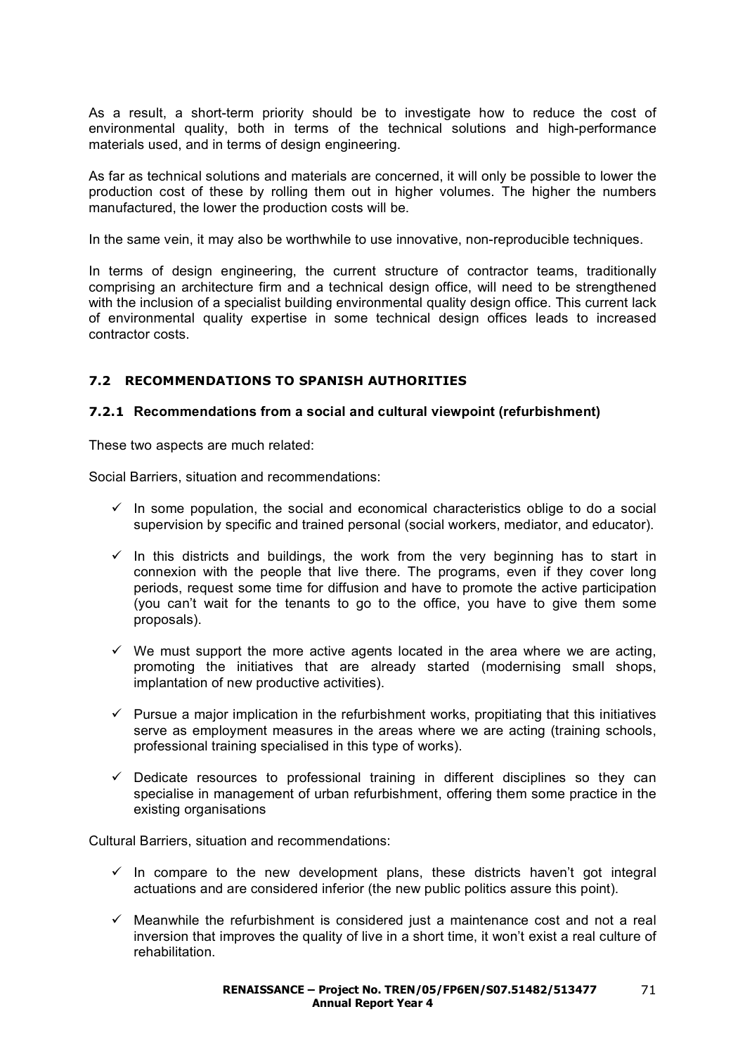As a result, a short-term priority should be to investigate how to reduce the cost of environmental quality, both in terms of the technical solutions and high-performance materials used, and in terms of design engineering.

As far as technical solutions and materials are concerned, it will only be possible to lower the production cost of these by rolling them out in higher volumes. The higher the numbers manufactured, the lower the production costs will be.

In the same vein, it may also be worthwhile to use innovative, non-reproducible techniques.

In terms of design engineering, the current structure of contractor teams, traditionally comprising an architecture firm and a technical design office, will need to be strengthened with the inclusion of a specialist building environmental quality design office. This current lack of environmental quality expertise in some technical design offices leads to increased contractor costs.

## 7.2 RECOMMENDATIONS TO SPANISH AUTHORITIES

### 7.2.1 Recommendations from a social and cultural viewpoint (refurbishment)

These two aspects are much related:

Social Barriers, situation and recommendations:

- ✓ In some population, the social and economical characteristics oblige to do a social supervision by specific and trained personal (social workers, mediator, and educator).
- ✓ In this districts and buildings, the work from the very beginning has to start in connexion with the people that live there. The programs, even if they cover long periods, request some time for diffusion and have to promote the active participation (you can't wait for the tenants to go to the office, you have to give them some proposals).
- ✓ We must support the more active agents located in the area where we are acting, promoting the initiatives that are already started (modernising small shops, implantation of new productive activities).
- ✓ Pursue a major implication in the refurbishment works, propitiating that this initiatives serve as employment measures in the areas where we are acting (training schools, professional training specialised in this type of works).
- ✓ Dedicate resources to professional training in different disciplines so they can specialise in management of urban refurbishment, offering them some practice in the existing organisations

Cultural Barriers, situation and recommendations:

- ✓ In compare to the new development plans, these districts haven't got integral actuations and are considered inferior (the new public politics assure this point).
- ✓ Meanwhile the refurbishment is considered just a maintenance cost and not a real inversion that improves the quality of live in a short time, it won't exist a real culture of rehabilitation.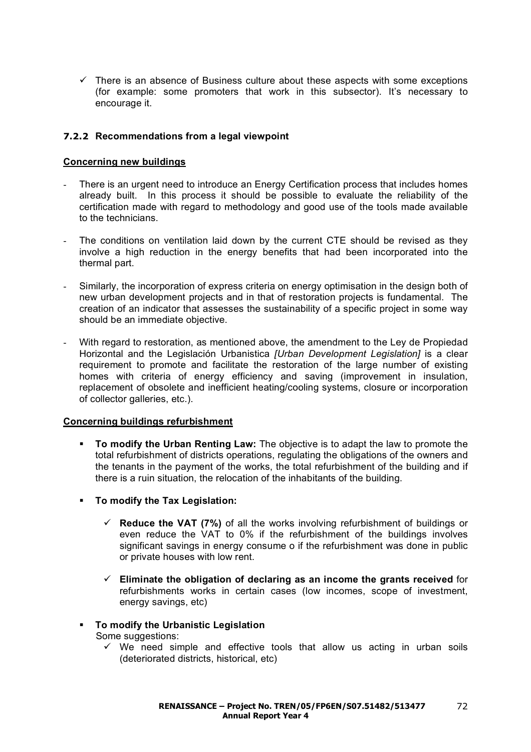- ✓ There is an absence of Business culture about these aspects with some exceptions (for example: some promoters that work in this subsector). It's necessary to encourage it.

### 7.2.2 Recommendations from a legal viewpoint

**Concerning new buildings**

- There is an urgent need to introduce an Energy Certification process that includes homes already built. In this process it should be possible to evaluate the reliability of the certification made with regard to methodology and good use of the tools made available to the technicians.
- The conditions on ventilation laid down by the current CTE should be revised as they involve a high reduction in the energy benefits that had been incorporated into the thermal part.
- Similarly, the incorporation of express criteria on energy optimisation in the design both of new urban development projects and in that of restoration projects is fundamental. The creation of an indicator that assesses the sustainability of a specific project in some way should be an immediate objective.
- With regard to restoration, as mentioned above, the amendment to the Ley de Propiedad Horizontal and the Legislación Urbanistica *[Urban Development Legislation]* is a clear requirement to promote and facilitate the restoration of the large number of existing homes with criteria of energy efficiency and saving (improvement in insulation, replacement of obsolete and inefficient heating/cooling systems, closure or incorporation of collector galleries, etc.).

**Concerning buildings refurbishment**

- **To modify the Urban Renting Law:** The objective is to adapt the law to promote the total refurbishment of districts operations, regulating the obligations of the owners and the tenants in the payment of the works, the total refurbishment of the building and if there is a ruin situation, the relocation of the inhabitants of the building.
- **To modify the Tax Legislation:**
  - ✓ **Reduce the VAT (7%)** of all the works involving refurbishment of buildings or even reduce the VAT to 0% if the refurbishment of the buildings involves significant savings in energy consume o if the refurbishment was done in public or private houses with low rent.
  - ✓ **Eliminate the obligation of declaring as an income the grants received** for refurbishments works in certain cases (low incomes, scope of investment, energy savings, etc)
- **To modify the Urbanistic Legislation**
  Some suggestions:
  - ✓ We need simple and effective tools that allow us acting in urban soils (deteriorated districts, historical, etc)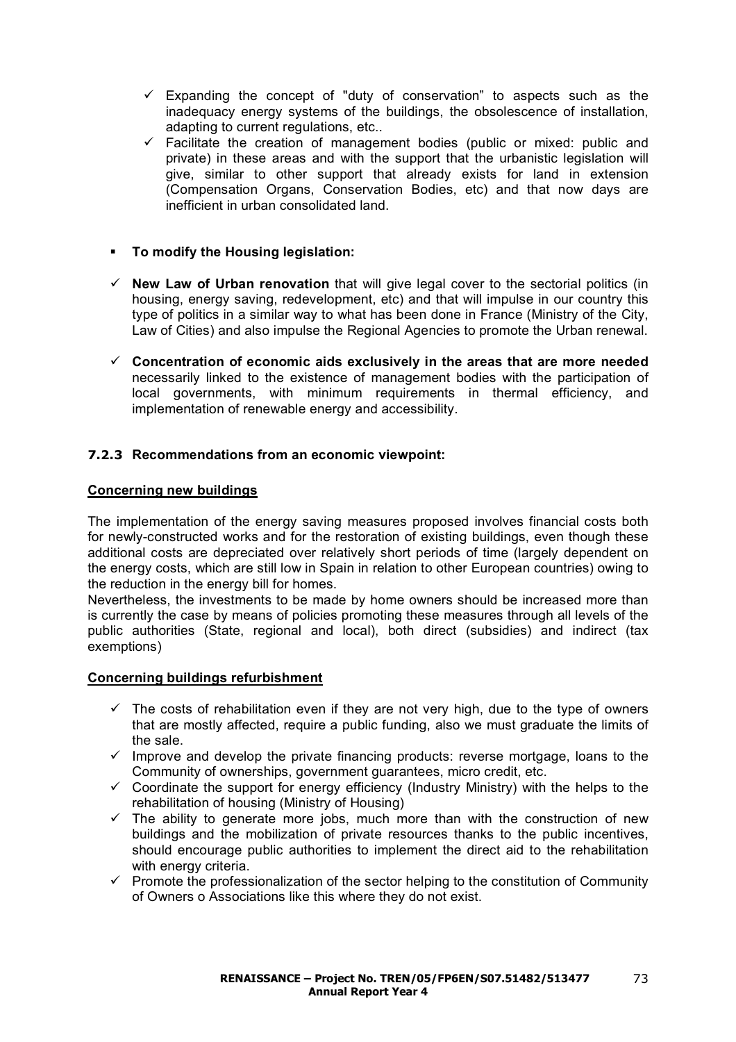- ✓ Expanding the concept of "duty of conservation" to aspects such as the inadequacy energy systems of the buildings, the obsolescence of installation, adapting to current regulations, etc..
- ✓ Facilitate the creation of management bodies (public or mixed: public and private) in these areas and with the support that the urbanistic legislation will give, similar to other support that already exists for land in extension (Compensation Organs, Conservation Bodies, etc) and that now days are inefficient in urban consolidated land.

- **To modify the Housing legislation:**

- ✓ **New Law of Urban renovation** that will give legal cover to the sectorial politics (in housing, energy saving, redevelopment, etc) and that will impulse in our country this type of politics in a similar way to what has been done in France (Ministry of the City, Law of Cities) and also impulse the Regional Agencies to promote the Urban renewal.

- ✓ **Concentration of economic aids exclusively in the areas that are more needed** necessarily linked to the existence of management bodies with the participation of local governments, with minimum requirements in thermal efficiency, and implementation of renewable energy and accessibility.

### 7.2.3 Recommendations from an economic viewpoint:

**Concerning new buildings**

The implementation of the energy saving measures proposed involves financial costs both for newly-constructed works and for the restoration of existing buildings, even though these additional costs are depreciated over relatively short periods of time (largely dependent on the energy costs, which are still low in Spain in relation to other European countries) owing to the reduction in the energy bill for homes.
Nevertheless, the investments to be made by home owners should be increased more than is currently the case by means of policies promoting these measures through all levels of the public authorities (State, regional and local), both direct (subsidies) and indirect (tax exemptions)

**Concerning buildings refurbishment**

- ✓ The costs of rehabilitation even if they are not very high, due to the type of owners that are mostly affected, require a public funding, also we must graduate the limits of the sale.
- ✓ Improve and develop the private financing products: reverse mortgage, loans to the Community of ownerships, government guarantees, micro credit, etc.
- ✓ Coordinate the support for energy efficiency (Industry Ministry) with the helps to the rehabilitation of housing (Ministry of Housing)
- ✓ The ability to generate more jobs, much more than with the construction of new buildings and the mobilization of private resources thanks to the public incentives, should encourage public authorities to implement the direct aid to the rehabilitation with energy criteria.
- ✓ Promote the professionalization of the sector helping to the constitution of Community of Owners o Associations like this where they do not exist.